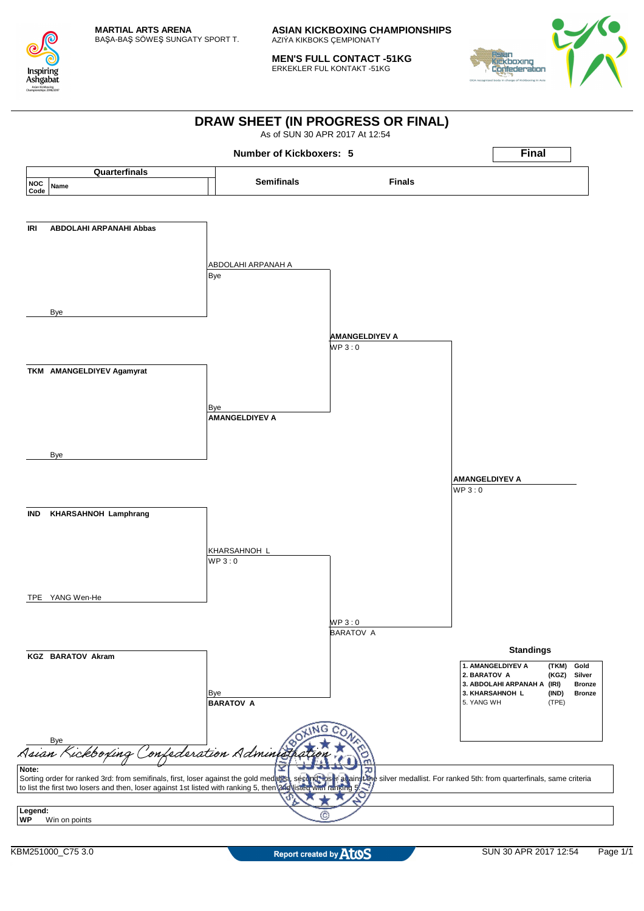**MARTIAL ARTS ARENA**
BAŞA-BAŞ SÖWEŞ SUNGATY SPORT T.

**ASIAN KICKBOXING CHAMPIONSHIPS**
AZIÝA KIKBOKS ÇEMPIONATY

**MEN'S FULL CONTACT -51KG**
ERKEKLER FUL KONTAKT -51KG

# DRAW SHEET (IN PROGRESS OR FINAL)

As of SUN 30 APR 2017 At 12:54

**Number of Kickboxers: 5**

**Final**

## Quarterfinals

| NOC Code | Name |
|---|---|
| IRI | ABDOLAHI ARPANAHI Abbas |
| | Bye |
| TKM | AMANGELDIYEV Agamyrat |
| | Bye |
| IND | KHARSAHNOH Lamphrang |
| TPE | YANG Wen-He |
| KGZ | BARATOV Akram |
| | Bye |

## Semifinals

- ABDOLAHI ARPANAH A — Bye
- AMANGELDIYEV A — Bye
- KHARSAHNOH L — WP 3 : 0
- BARATOV A — Bye

## Finals

- AMANGELDIYEV A — WP 3 : 0
- BARATOV A — WP 3 : 0

## Final

- AMANGELDIYEV A — WP 3 : 0

## Standings

| Rank | Name | NOC | Medal |
|---|---|---|---|
| 1. | AMANGELDIYEV A | (TKM) | Gold |
| 2. | BARATOV A | (KGZ) | Silver |
| 3. | ABDOLAHI ARPANAH A | (IRI) | Bronze |
| 3. | KHARSAHNOH L | (IND) | Bronze |
| 5. | YANG WH | (TPE) | |

*Asian Kickboxing Confederation Administration*

**Note:**
Sorting order for ranked 3rd: from semifinals, first, loser against the gold medallist, second, loser against the silver medallist. For ranked 5th: from quarterfinals, same criteria to list the first two losers and then, loser against 1st listed with ranking 5, then 2nd listed with ranking 5

**Legend:**
**WP** Win on points

KBM251000_C75 3.0 — Report created by Atos — SUN 30 APR 2017 12:54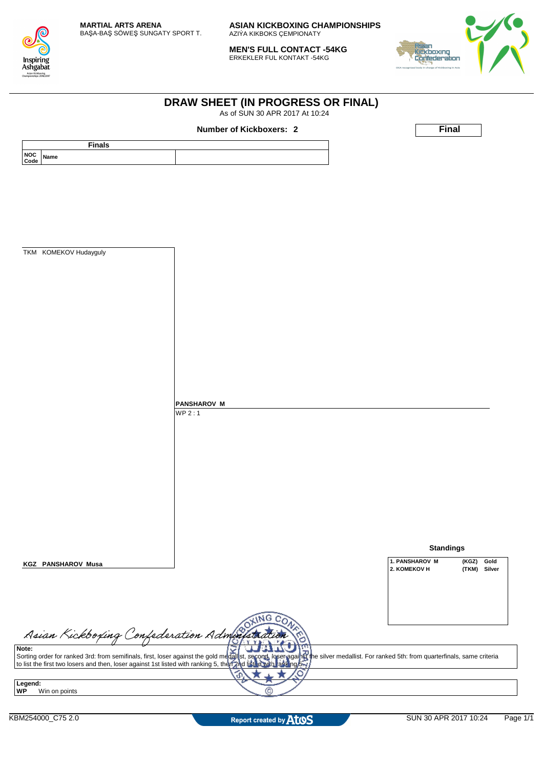**MARTIAL ARTS ARENA**
BAŞA-BAŞ SÖWEŞ SUNGATY SPORT T.

**ASIAN KICKBOXING CHAMPIONSHIPS**
AZIÝA KIKBOKS ÇEMPIONATY

**MEN'S FULL CONTACT -54KG**
ERKEKLER FUL KONTAKT -54KG

# DRAW SHEET (IN PROGRESS OR FINAL)

As of SUN 30 APR 2017 At 10:24

**Number of Kickboxers: 2**

**Final**

| Finals | |
|---|---|
| NOC Code / Name | |

TKM KOMEKOV Hudayguly

**PANSHAROV M**
WP 2 : 1

**KGZ PANSHAROV Musa**

**Standings**

| | | |
|---|---|---|
| 1. PANSHAROV M | (KGZ) | Gold |
| 2. KOMEKOV H | (TKM) | Silver |

*Asian Kickboxing Confederation Administration*

**Note:**
Sorting order for ranked 3rd: from semifinals, first, loser against the gold medallist, second, loser against the silver medallist. For ranked 5th: from quarterfinals, same criteria to list the first two losers and then, loser against 1st listed with ranking 5, then 2nd listed with ranking 5.

**Legend:**
**WP** Win on points

KBM254000_C75 2.0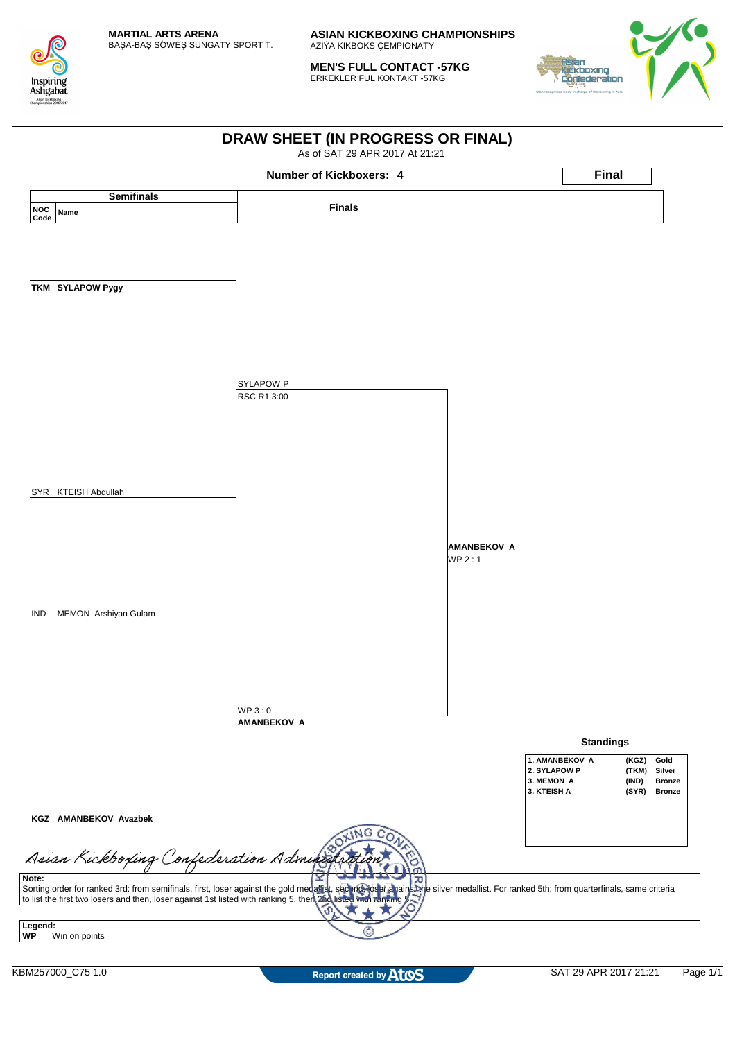**MARTIAL ARTS ARENA**
BAŞA-BAŞ SÖWEŞ SUNGATY SPORT T.

**ASIAN KICKBOXING CHAMPIONSHIPS**
AZIÝA KIKBOKS ÇEMPIONATY

**MEN'S FULL CONTACT -57KG**
ERKEKLER FUL KONTAKT -57KG

# DRAW SHEET (IN PROGRESS OR FINAL)

As of SAT 29 APR 2017 At 21:21

**Number of Kickboxers: 4**

**Final**

| Semifinals | | Finals | |
|---|---|---|---|
| NOC Code | Name | | |
| TKM | **SYLAPOW Pygy** | SYLAPOW P<br>RSC R1 3:00 | |
| SYR | KTEISH Abdullah | | **AMANBEKOV A**<br>WP 2 : 1 |
| IND | MEMON Arshiyan Gulam | WP 3 : 0<br>**AMANBEKOV A** | |
| KGZ | **AMANBEKOV Avazbek** | | |

**Standings**

| | | |
|---|---|---|
| 1. AMANBEKOV A | (KGZ) | Gold |
| 2. SYLAPOW P | (TKM) | Silver |
| 3. MEMON A | (IND) | Bronze |
| 3. KTEISH A | (SYR) | Bronze |

*Asian Kickboxing Confederation Administration*

**Note:**
Sorting order for ranked 3rd: from semifinals, first, loser against the gold medallist, second, loser against the silver medallist. For ranked 5th: from quarterfinals, same criteria to list the first two losers and then, loser against 1st listed with ranking 5, then 2nd listed with ranking 5.

**Legend:**
**WP** Win on points

KBM257000_C75 1.0

Report created by Atos

SAT 29 APR 2017 21:21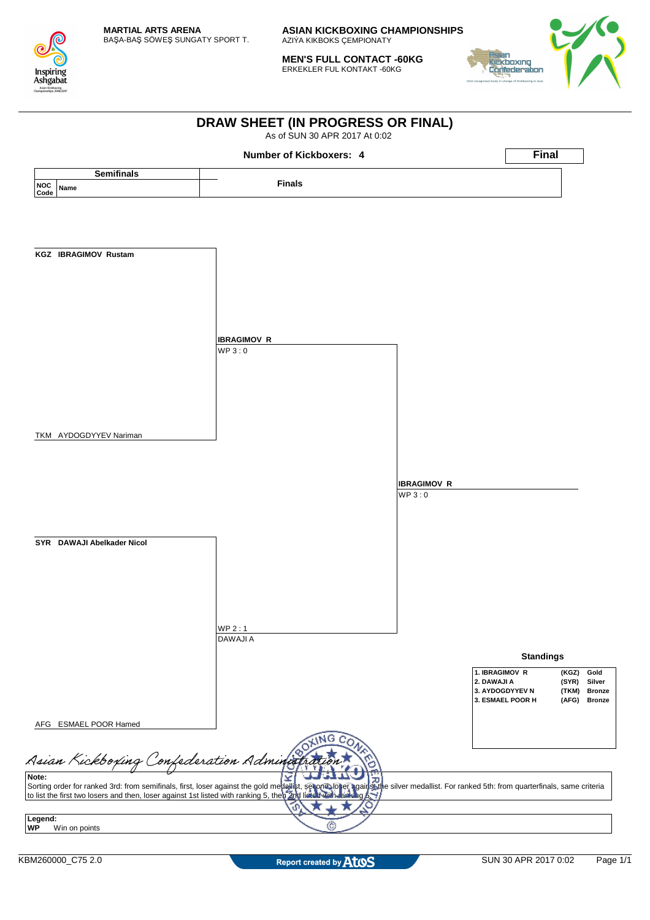**MARTIAL ARTS ARENA**
BAŞA-BAŞ SÖWEŞ SUNGATY SPORT T.

**ASIAN KICKBOXING CHAMPIONSHIPS**
AZIÝA KIKBOKS ÇEMPIONATY

**MEN'S FULL CONTACT -60KG**
ERKEKLER FUL KONTAKT -60KG

# DRAW SHEET (IN PROGRESS OR FINAL)

As of SUN 30 APR 2017 At 0:02

**Number of Kickboxers: 4**

**Final**

| NOC Code | Name (Semifinals) | Finals | |
|---|---|---|---|
| KGZ | **IBRAGIMOV Rustam** | **IBRAGIMOV R** WP 3 : 0 | |
| TKM | AYDOGDYYEV Nariman | | **IBRAGIMOV R** WP 3 : 0 |
| SYR | **DAWAJI Abelkader Nicol** | WP 2 : 1 DAWAJI A | |
| AFG | ESMAEL POOR Hamed | | |

**Standings**

| | | |
|---|---|---|
| 1. IBRAGIMOV R | (KGZ) | Gold |
| 2. DAWAJI A | (SYR) | Silver |
| 3. AYDOGDYYEV N | (TKM) | Bronze |
| 3. ESMAEL POOR H | (AFG) | Bronze |

*Asian Kickboxing Confederation Administration*

**Note:**
Sorting order for ranked 3rd: from semifinals, first, loser against the gold medallist, second, loser against the silver medallist. For ranked 5th: from quarterfinals, same criteria to list the first two losers and then, loser against 1st listed with ranking 5, then 2nd listed with ranking 5.

**Legend:**
**WP** Win on points

KBM260000_C75 2.0 — Report created by Atos — SUN 30 APR 2017 0:02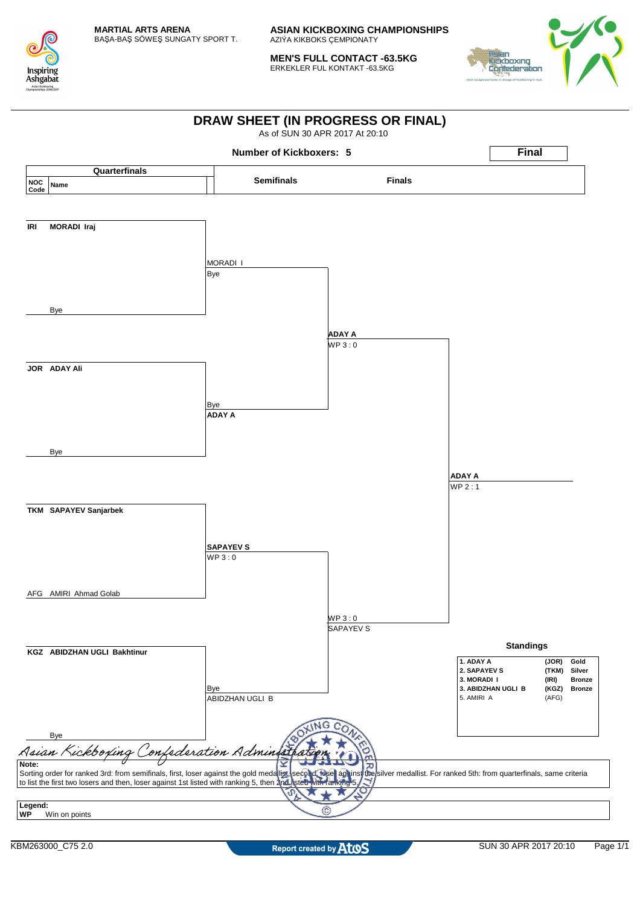**MARTIAL ARTS ARENA**
BAŞA-BAŞ SÖWEŞ SUNGATY SPORT T.

**ASIAN KICKBOXING CHAMPIONSHIPS**
AZIÝA KIKBOKS ÇEMPIONATY

**MEN'S FULL CONTACT -63.5KG**
ERKEKLER FUL KONTAKT -63.5KG

# DRAW SHEET (IN PROGRESS OR FINAL)

As of SUN 30 APR 2017 At 20:10

**Number of Kickboxers: 5**

**Final**

| NOC Code | Name (Quarterfinals) | Semifinals | Finals | |
|---|---|---|---|---|
| IRI | **MORADI Iraj** | MORADI I – Bye | **ADAY A** – WP 3 : 0 | **ADAY A** – WP 2 : 1 |
| | Bye | | | |
| JOR | **ADAY Ali** | Bye – **ADAY A** | | |
| | Bye | | | |
| TKM | **SAPAYEV Sanjarbek** | **SAPAYEV S** – WP 3 : 0 | WP 3 : 0 – SAPAYEV S | |
| AFG | AMIRI Ahmad Golab | | | |
| KGZ | **ABIDZHAN UGLI Bakhtinur** | Bye – ABIDZHAN UGLI B | | |
| | Bye | | | |

**Standings**

| Rank | Name | NOC | Medal |
|---|---|---|---|
| 1. | ADAY A | (JOR) | Gold |
| 2. | SAPAYEV S | (TKM) | Silver |
| 3. | MORADI I | (IRI) | Bronze |
| 3. | ABIDZHAN UGLI B | (KGZ) | Bronze |
| 5. | AMIRI A | (AFG) | |

*Asian Kickboxing Confederation Administration*

**Note:**
Sorting order for ranked 3rd: from semifinals, first, loser against the gold medallist, second, loser against the silver medallist. For ranked 5th: from quarterfinals, same criteria to list the first two losers and then, loser against 1st listed with ranking 5, then 2nd listed with ranking 5.

**Legend:**
**WP** Win on points

KBM263000_C75 2.0 | Report created by Atos | SUN 30 APR 2017 20:10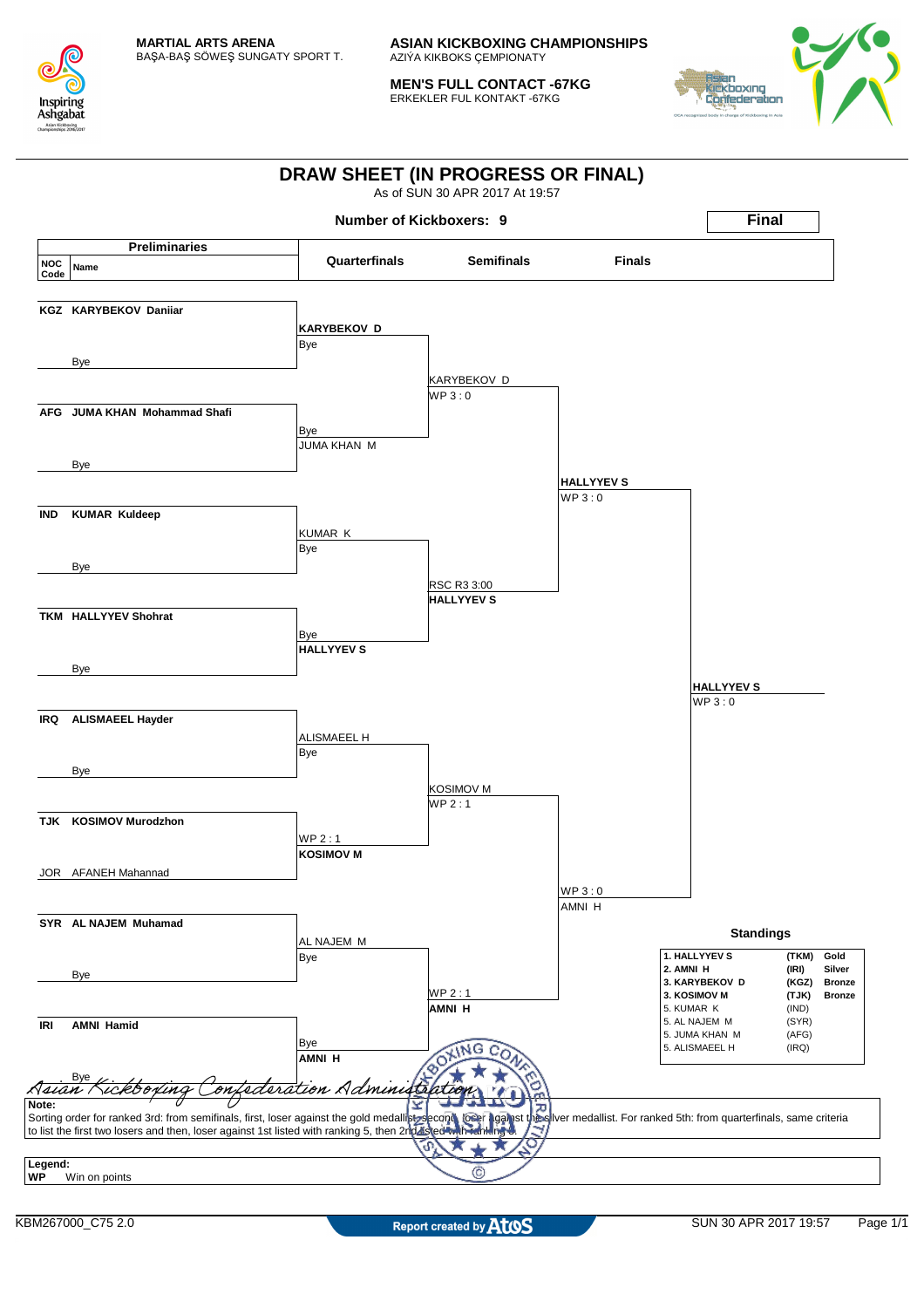MARTIAL ARTS ARENA
BAŞA-BAŞ SÖWEŞ SUNGATY SPORT T.

**ASIAN KICKBOXING CHAMPIONSHIPS**
AZIÝA KIKBOKS ÇEMPIONATY

**MEN'S FULL CONTACT -67KG**
ERKEKLER FUL KONTAKT -67KG

# DRAW SHEET (IN PROGRESS OR FINAL)

As of SUN 30 APR 2017 At 19:57

**Number of Kickboxers: 9**

**Final**

## Preliminaries

| NOC Code | Name |
|---|---|
| KGZ | **KARYBEKOV Daniiar** |
| | Bye |
| AFG | **JUMA KHAN Mohammad Shafi** |
| | Bye |
| IND | **KUMAR Kuldeep** |
| | Bye |
| TKM | **HALLYYEV Shohrat** |
| | Bye |
| IRQ | **ALISMAEEL Hayder** |
| | Bye |
| TJK | **KOSIMOV Murodzhon** |
| JOR | AFANEH Mahannad |
| SYR | **AL NAJEM Muhamad** |
| | Bye |
| IRI | **AMNI Hamid** |
| | Bye |

## Quarterfinals

| Winner | Result |
|---|---|
| **KARYBEKOV D** | Bye |
| JUMA KHAN M | Bye |
| KUMAR K | Bye |
| **HALLYYEV S** | Bye |
| ALISMAEEL H | Bye |
| **KOSIMOV M** | WP 2 : 1 |
| AL NAJEM M | Bye |
| **AMNI H** | Bye |

## Semifinals

| Winner | Result |
|---|---|
| KARYBEKOV D | WP 3 : 0 |
| **HALLYYEV S** | RSC R3 3:00 |
| KOSIMOV M | WP 2 : 1 |
| **AMNI H** | WP 2 : 1 |

## Finals

| Winner | Result |
|---|---|
| **HALLYYEV S** | WP 3 : 0 |
| AMNI H | WP 3 : 0 |

## Final

**HALLYYEV S** — WP 3 : 0

## Standings

| Rank | Name | NOC | Medal |
|---|---|---|---|
| 1. | HALLYYEV S | (TKM) | Gold |
| 2. | AMNI H | (IRI) | Silver |
| 3. | KARYBEKOV D | (KGZ) | Bronze |
| 3. | KOSIMOV M | (TJK) | Bronze |
| 5. | KUMAR K | (IND) | |
| 5. | AL NAJEM M | (SYR) | |
| 5. | JUMA KHAN M | (AFG) | |
| 5. | ALISMAEEL H | (IRQ) | |

*Asian Kickboxing Confederation Administration*

**Note:**
Sorting order for ranked 3rd: from semifinals, first, loser against the gold medallist, second, loser against the silver medallist. For ranked 5th: from quarterfinals, same criteria to list the first two losers and then, loser against 1st listed with ranking 5, then 2nd listed with ranking 5.

**Legend:**
**WP** Win on points

KBM267000_C75 2.0 | Report created by Atos | SUN 30 APR 2017 19:57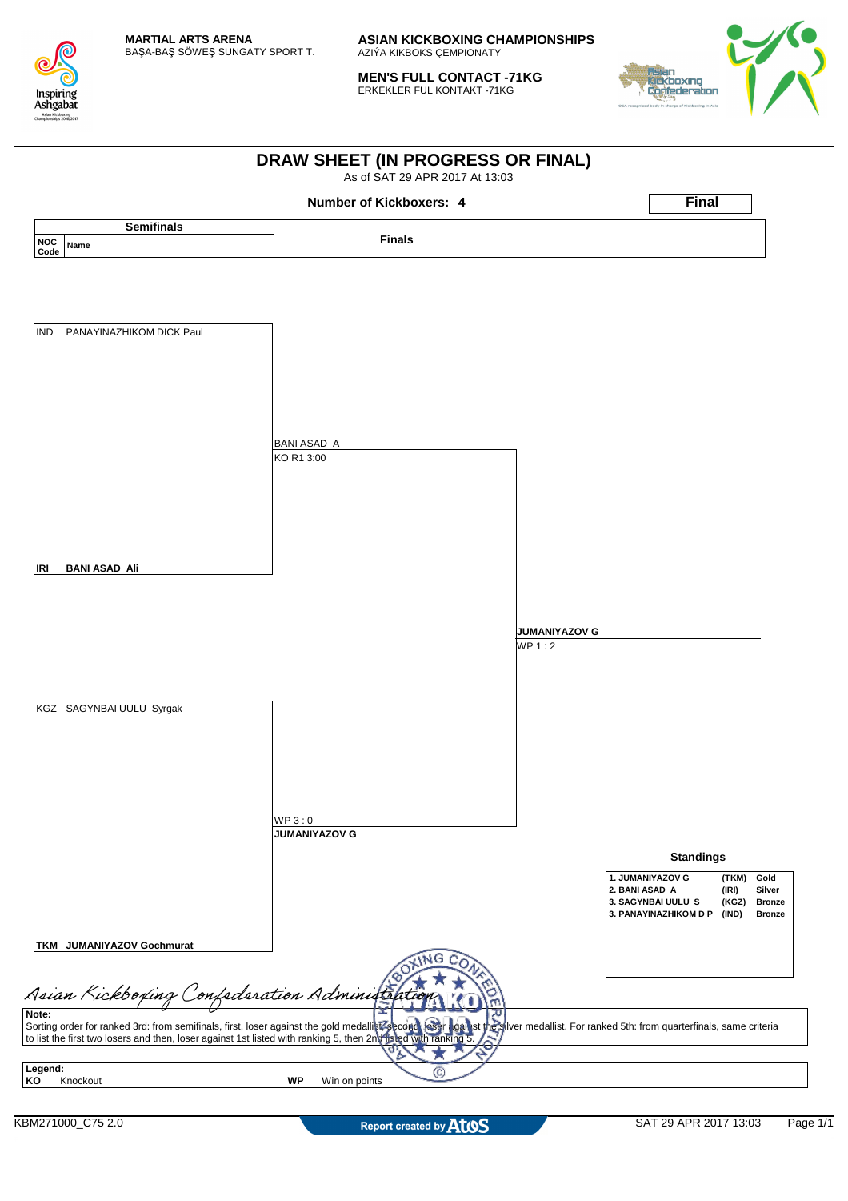**MARTIAL ARTS ARENA**
BAŞA-BAŞ SÖWEŞ SUNGATY SPORT T.

**ASIAN KICKBOXING CHAMPIONSHIPS**
AZIÝA KIKBOKS ÇEMPIONATY

**MEN'S FULL CONTACT -71KG**
ERKEKLER FUL KONTAKT -71KG

# DRAW SHEET (IN PROGRESS OR FINAL)

As of SAT 29 APR 2017 At 13:03

**Number of Kickboxers: 4**

**Final**

| Semifinals | | Finals |
|---|---|---|
| NOC Code | Name | |

| NOC | Name | Semifinal result | Final result |
|---|---|---|---|
| IND | PANAYINAZHIKOM DICK Paul | BANI ASAD A, KO R1 3:00 | JUMANIYAZOV G, WP 1 : 2 |
| IRI | **BANI ASAD Ali** | | |
| KGZ | SAGYNBAI UULU Syrgak | **JUMANIYAZOV G**, WP 3 : 0 | |
| TKM | **JUMANIYAZOV Gochmurat** | | |

**Standings**

| Rank | Name | NOC | Medal |
|---|---|---|---|
| 1. | JUMANIYAZOV G | (TKM) | Gold |
| 2. | BANI ASAD A | (IRI) | Silver |
| 3. | SAGYNBAI UULU S | (KGZ) | Bronze |
| 3. | PANAYINAZHIKOM D P | (IND) | Bronze |

*Asian Kickboxing Confederation Administration*

**Note:**
Sorting order for ranked 3rd: from semifinals, first, loser against the gold medallist, second, loser against the silver medallist. For ranked 5th: from quarterfinals, same criteria to list the first two losers and then, loser against 1st listed with ranking 5, then 2nd listed with ranking 5.

**Legend:**

| | | | |
|---|---|---|---|
| **KO** | Knockout | **WP** | Win on points |

KBM271000_C75 2.0 — Report created by Atos — SAT 29 APR 2017 13:03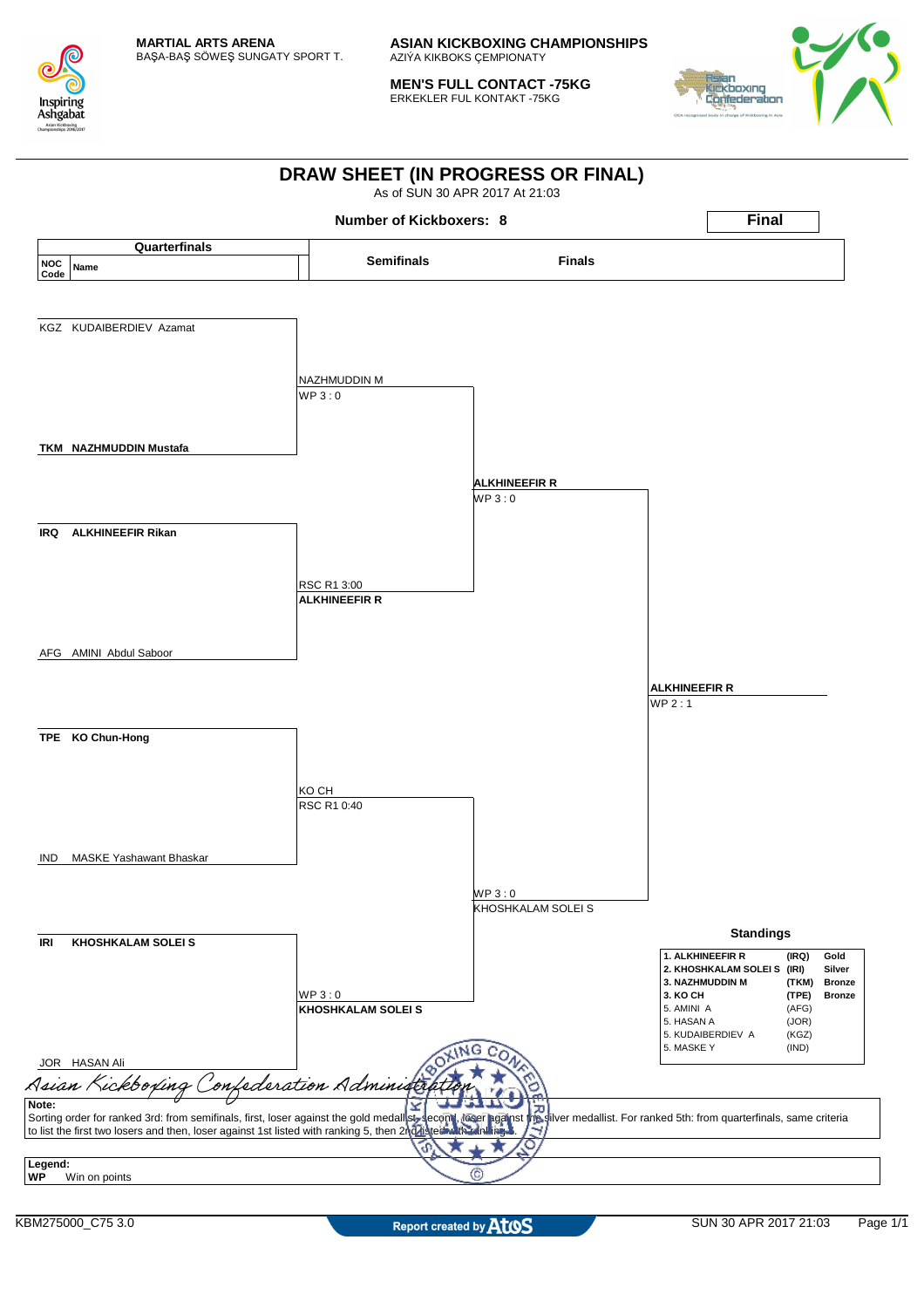**MARTIAL ARTS ARENA**
BAŞA-BAŞ SÖWEŞ SUNGATY SPORT T.

**ASIAN KICKBOXING CHAMPIONSHIPS**
AZIÝA KIKBOKS ÇEMPIONATY

**MEN'S FULL CONTACT -75KG**
ERKEKLER FUL KONTAKT -75KG

# DRAW SHEET (IN PROGRESS OR FINAL)

As of SUN 30 APR 2017 At 21:03

**Number of Kickboxers: 8** — **Final**

## Quarterfinals

| NOC Code | Name | Semifinals | Finals | Winner |
|---|---|---|---|---|
| KGZ | KUDAIBERDIEV Azamat | | | |
| TKM | **NAZHMUDDIN Mustafa** | NAZHMUDDIN M — WP 3 : 0 | | |
| IRQ | **ALKHINEEFIR Rikan** | | **ALKHINEEFIR R** — WP 3 : 0 | |
| AFG | AMINI Abdul Saboor | RSC R1 3:00 — **ALKHINEEFIR R** | | **ALKHINEEFIR R** — WP 2 : 1 |
| TPE | **KO Chun-Hong** | KO CH — RSC R1 0:40 | | |
| IND | MASKE Yashawant Bhaskar | | WP 3 : 0 — KHOSHKALAM SOLEI S | |
| IRI | **KHOSHKALAM SOLEI S** | WP 3 : 0 — **KHOSHKALAM SOLEI S** | | |
| JOR | HASAN Ali | | | |

## Standings

| Rank | Name | NOC | Medal |
|---|---|---|---|
| 1. | ALKHINEEFIR R | (IRQ) | Gold |
| 2. | KHOSHKALAM SOLEI S | (IRI) | Silver |
| 3. | NAZHMUDDIN M | (TKM) | Bronze |
| 3. | KO CH | (TPE) | Bronze |
| 5. | AMINI A | (AFG) | |
| 5. | HASAN A | (JOR) | |
| 5. | KUDAIBERDIEV A | (KGZ) | |
| 5. | MASKE Y | (IND) | |

*Asian Kickboxing Confederation Administration*

**Note:**
Sorting order for ranked 3rd: from semifinals, first, loser against the gold medallist, second, loser against the silver medallist. For ranked 5th: from quarterfinals, same criteria to list the first two losers and then, loser against 1st listed with ranking 5, then 2nd listed with ranking 5.

**Legend:**
**WP** Win on points

KBM275000_C75 3.0 — Report created by Atos — SUN 30 APR 2017 21:03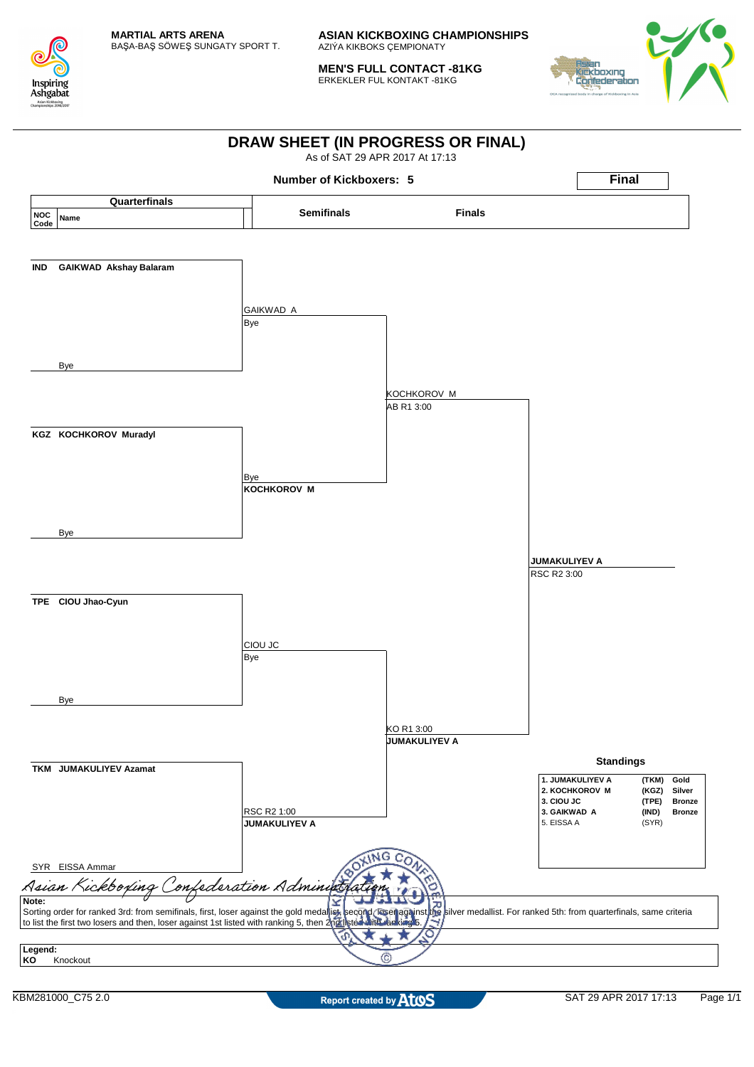**MARTIAL ARTS ARENA**
BAŞA-BAŞ SÖWEŞ SUNGATY SPORT T.

**ASIAN KICKBOXING CHAMPIONSHIPS**
AZIÝA KIKBOKS ÇEMPIONATY

**MEN'S FULL CONTACT -81KG**
ERKEKLER FUL KONTAKT -81KG

# DRAW SHEET (IN PROGRESS OR FINAL)

As of SAT 29 APR 2017 At 17:13

**Number of Kickboxers: 5**

**Final**

| NOC Code | Name (Quarterfinals) | Semifinals | Finals | Winner |
|---|---|---|---|---|
| IND | GAIKWAD Akshay Balaram | GAIKWAD A | | |
| | Bye | Bye | | |
| | | | KOCHKOROV M | |
| | | | AB R1 3:00 | |
| KGZ | KOCHKOROV Muradyl | Bye | | |
| | Bye | KOCHKOROV M | | |
| | | | | JUMAKULIYEV A |
| | | | | RSC R2 3:00 |
| TPE | CIOU Jhao-Cyun | CIOU JC | | |
| | Bye | Bye | | |
| | | | KO R1 3:00 | |
| | | | JUMAKULIYEV A | |
| TKM | JUMAKULIYEV Azamat | RSC R2 1:00 | | |
| SYR | EISSA Ammar | JUMAKULIYEV A | | |

**Standings**

| Rank | Name | NOC | Medal |
|---|---|---|---|
| 1. | JUMAKULIYEV A | (TKM) | Gold |
| 2. | KOCHKOROV M | (KGZ) | Silver |
| 3. | CIOU JC | (TPE) | Bronze |
| 3. | GAIKWAD A | (IND) | Bronze |
| 5. | EISSA A | (SYR) | |

*Asian Kickboxing Confederation Administration*

**Note:**
Sorting order for ranked 3rd: from semifinals, first, loser against the gold medallist, second, loser against the silver medallist. For ranked 5th: from quarterfinals, same criteria to list the first two losers and then, loser against 1st listed with ranking 5, then 2nd listed with ranking 5.

**Legend:**
**KO** Knockout

KBM281000_C75 2.0 | Report created by Atos | SAT 29 APR 2017 17:13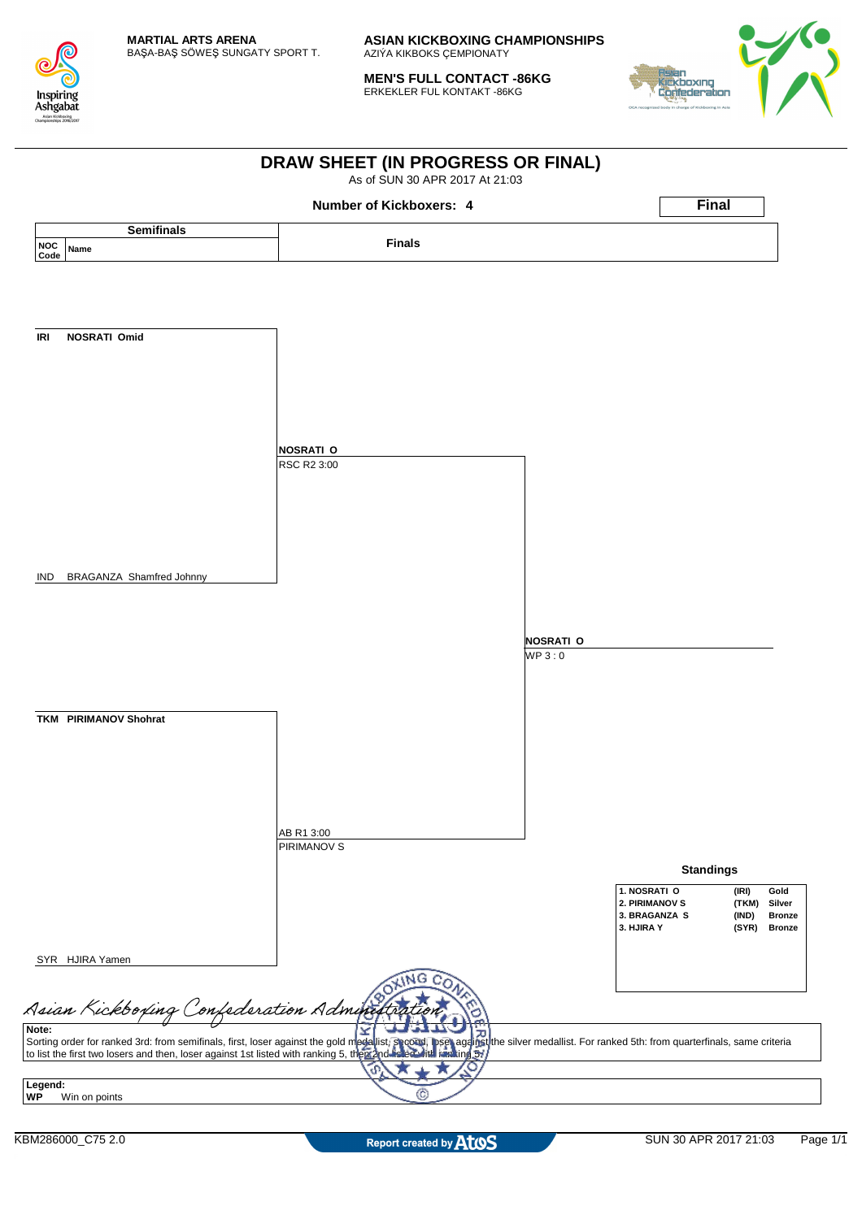**MARTIAL ARTS ARENA**
BAŞA-BAŞ SÖWEŞ SUNGATY SPORT T.

**ASIAN KICKBOXING CHAMPIONSHIPS**
AZIÝA KIKBOKS ÇEMPIONATY

**MEN'S FULL CONTACT -86KG**
ERKEKLER FUL KONTAKT -86KG

# DRAW SHEET (IN PROGRESS OR FINAL)

As of SUN 30 APR 2017 At 21:03

**Number of Kickboxers: 4**

**Final**

## Semifinals

| NOC Code | Name |
|---|---|
| IRI | **NOSRATI Omid** |
| IND | BRAGANZA Shamfred Johnny |
| TKM | **PIRIMANOV Shohrat** |
| SYR | HJIRA Yamen |

## Finals

- **NOSRATI O** – RSC R2 3:00 (IRI NOSRATI Omid vs IND BRAGANZA Shamfred Johnny)
- **PIRIMANOV S** – AB R1 3:00 (TKM PIRIMANOV Shohrat vs SYR HJIRA Yamen)

**Final:** **NOSRATI O** – WP 3 : 0

## Standings

| Rank | Name | NOC | Medal |
|---|---|---|---|
| 1. | NOSRATI O | (IRI) | Gold |
| 2. | PIRIMANOV S | (TKM) | Silver |
| 3. | BRAGANZA S | (IND) | Bronze |
| 3. | HJIRA Y | (SYR) | Bronze |

*Asian Kickboxing Confederation Administration*

**Note:**
Sorting order for ranked 3rd: from semifinals, first, loser against the gold medallist, second, loser against the silver medallist. For ranked 5th: from quarterfinals, same criteria to list the first two losers and then, loser against 1st listed with ranking 5, then 2nd listed with ranking 5.

**Legend:**
**WP** Win on points

KBM286000_C75 2.0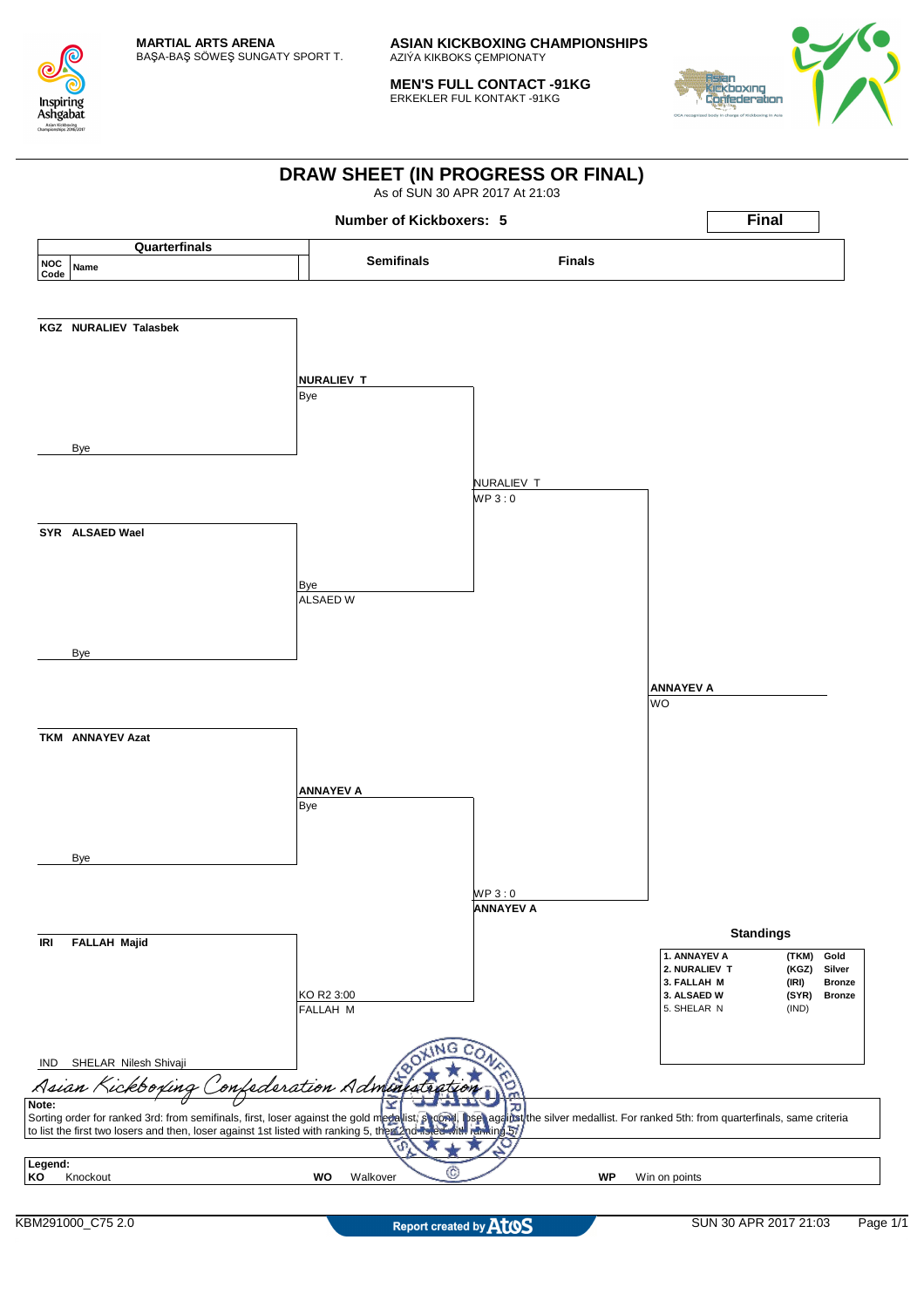**MARTIAL ARTS ARENA**
BAŞA-BAŞ SÖWEŞ SUNGATY SPORT T.

**ASIAN KICKBOXING CHAMPIONSHIPS**
AZIÝA KIKBOKS ÇEMPIONATY

**MEN'S FULL CONTACT -91KG**
ERKEKLER FUL KONTAKT -91KG

# DRAW SHEET (IN PROGRESS OR FINAL)

As of SUN 30 APR 2017 At 21:03

**Number of Kickboxers: 5**

**Final**

| Quarterfinals (NOC Code / Name) | Semifinals | Finals | Winner |
|---|---|---|---|
| KGZ NURALIEV Talasbek | | | |
| Bye | **NURALIEV T** Bye | | |
| | | NURALIEV T WP 3 : 0 | |
| SYR ALSAED Wael | | | |
| Bye | ALSAED W Bye | | |
| | | | **ANNAYEV A** WO |
| TKM ANNAYEV Azat | | | |
| Bye | **ANNAYEV A** Bye | | |
| | | **ANNAYEV A** WP 3 : 0 | |
| IRI FALLAH Majid | | | |
| IND SHELAR Nilesh Shivaji | FALLAH M KO R2 3:00 | | |

### Standings

| Rank | Name | NOC | Medal |
|---|---|---|---|
| 1. | ANNAYEV A | (TKM) | Gold |
| 2. | NURALIEV T | (KGZ) | Silver |
| 3. | FALLAH M | (IRI) | Bronze |
| 3. | ALSAED W | (SYR) | Bronze |
| 5. | SHELAR N | (IND) | |

*Asian Kickboxing Confederation Administration*

**Note:**
Sorting order for ranked 3rd: from semifinals, first, loser against the gold medalist, second, lose against the silver medallist. For ranked 5th: from quarterfinals, same criteria to list the first two losers and then, loser against 1st listed with ranking 5, then 2nd listed with ranking 5.

**Legend:**

| | | | | | |
|---|---|---|---|---|---|
| **KO** | Knockout | **WO** | Walkover | **WP** | Win on points |

KBM291000_C75 2.0 — Report created by Atos — SUN 30 APR 2017 21:03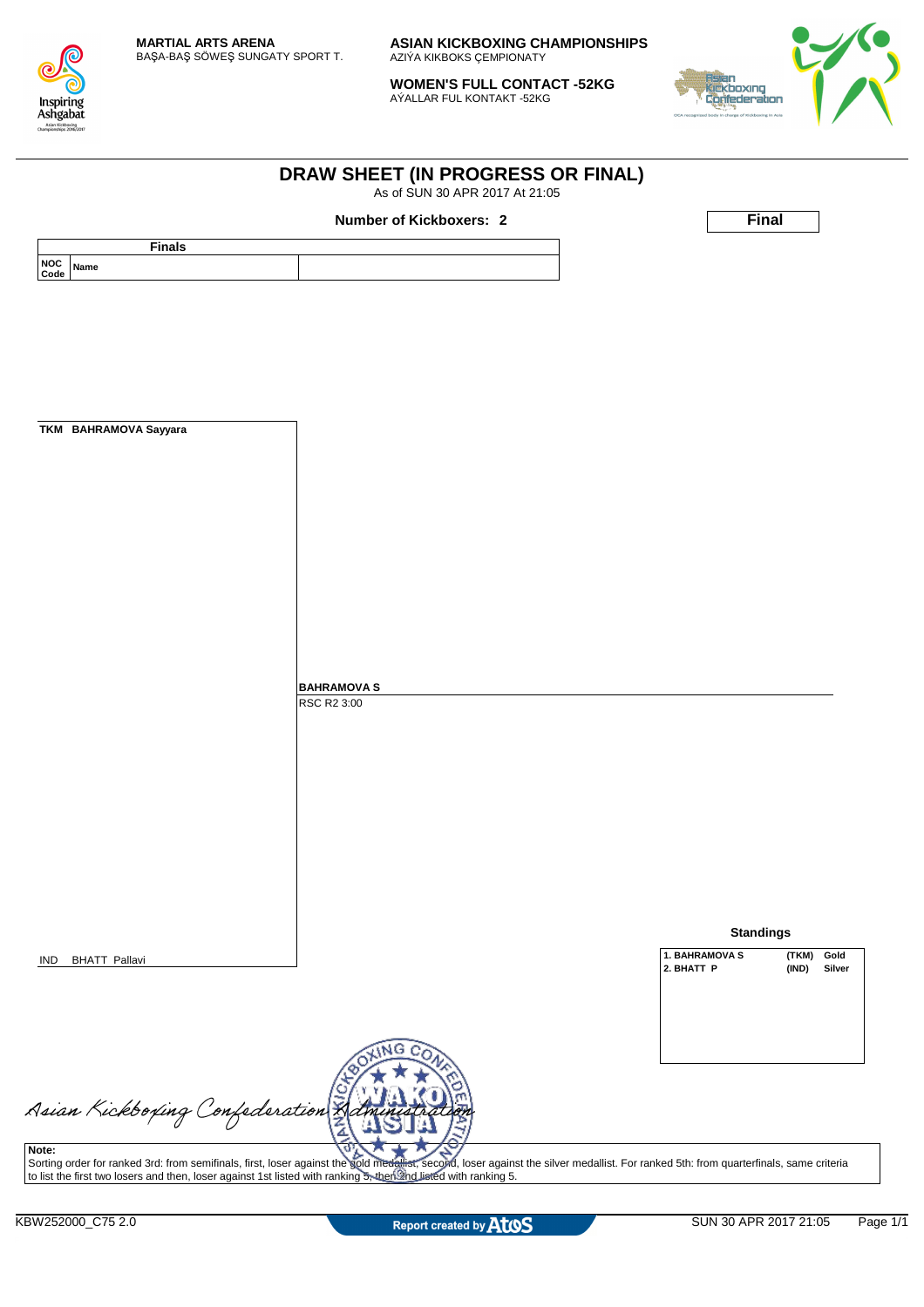**MARTIAL ARTS ARENA**
BAŞA-BAŞ SÖWEŞ SUNGATY SPORT T.

**ASIAN KICKBOXING CHAMPIONSHIPS**
AZIÝA KIKBOKS ÇEMPIONATY

**WOMEN'S FULL CONTACT -52KG**
AÝALLAR FUL KONTAKT -52KG

# DRAW SHEET (IN PROGRESS OR FINAL)

As of SUN 30 APR 2017 At 21:05

**Number of Kickboxers: 2**

**Final**

| Finals | |
|---|---|
| NOC Code / Name | |

TKM BAHRAMOVA Sayyara

**BAHRAMOVA S**
RSC R2 3:00

IND BHATT Pallavi

**Standings**

| | | |
|---|---|---|
| 1. BAHRAMOVA S | (TKM) | Gold |
| 2. BHATT P | (IND) | Silver |

Asian Kickboxing Confederation Administration

**Note:**
Sorting order for ranked 3rd: from semifinals, first, loser against the gold medallist, second, loser against the silver medallist. For ranked 5th: from quarterfinals, same criteria to list the first two losers and then, loser against 1st listed with ranking 5, then 2nd listed with ranking 5.

KBW252000_C75 2.0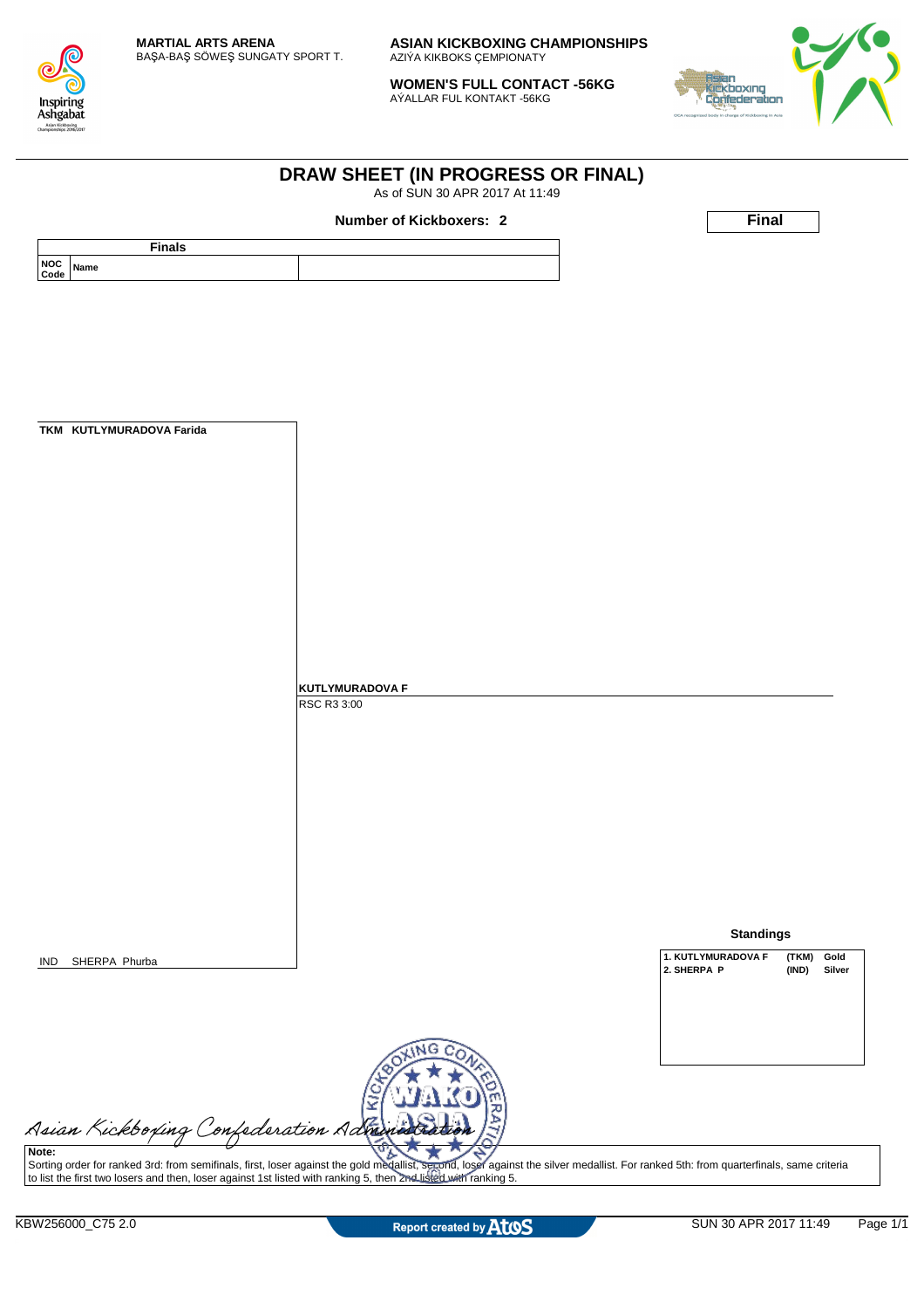MARTIAL ARTS ARENA
BAŞA-BAŞ SÖWEŞ SUNGATY SPORT T.

**ASIAN KICKBOXING CHAMPIONSHIPS**
AZIÝA KIKBOKS ÇEMPIONATY

**WOMEN'S FULL CONTACT -56KG**
AÝALLAR FUL KONTAKT -56KG

# DRAW SHEET (IN PROGRESS OR FINAL)

As of SUN 30 APR 2017 At 11:49

**Number of Kickboxers: 2**

**Final**

| Finals | |
|---|---|
| NOC Code | Name |

**TKM KUTLYMURADOVA Farida**

**KUTLYMURADOVA F**
RSC R3 3:00

IND SHERPA Phurba

**Standings**

| | | |
|---|---|---|
| 1. KUTLYMURADOVA F | (TKM) | Gold |
| 2. SHERPA P | (IND) | Silver |

Asian Kickboxing Confederation Administration

**Note:**
Sorting order for ranked 3rd: from semifinals, first, loser against the gold medallist, second, loser against the silver medallist. For ranked 5th: from quarterfinals, same criteria to list the first two losers and then, loser against 1st listed with ranking 5, then 2nd listed with ranking 5.

KBW256000_C75 2.0

Report created by Atos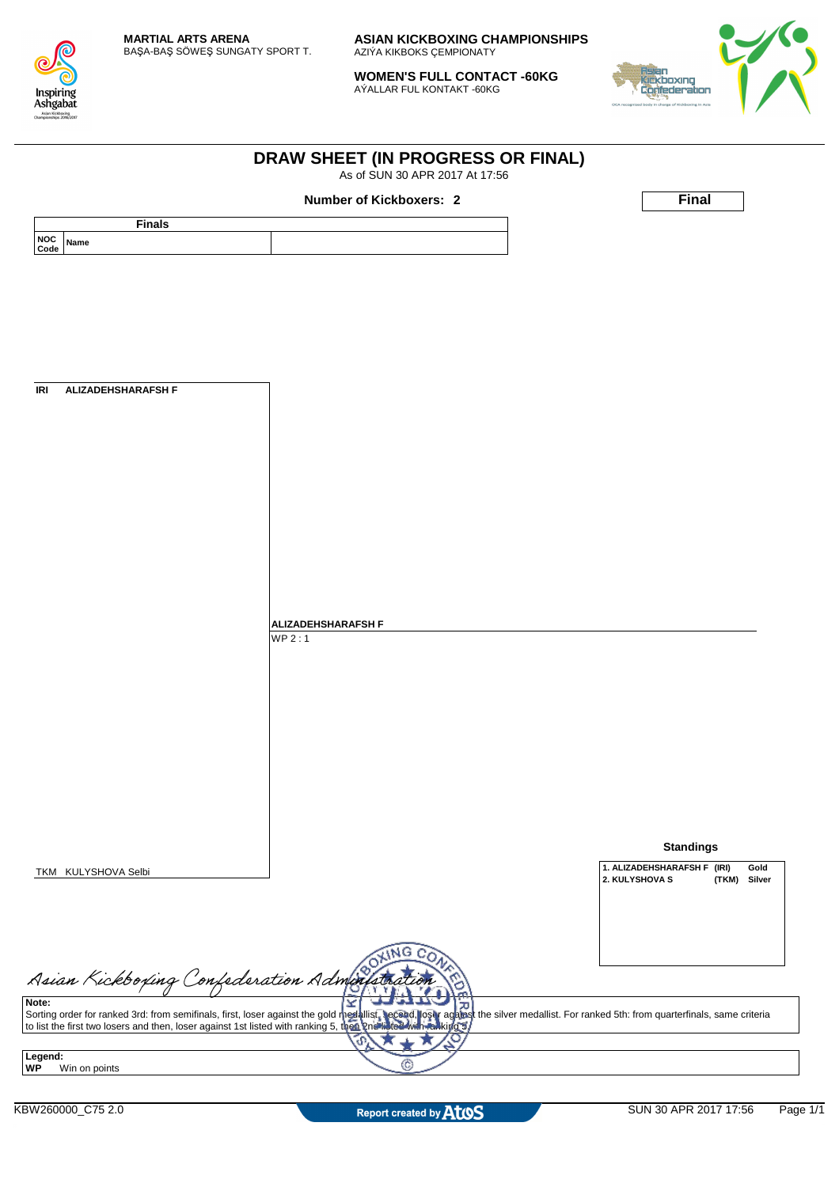**MARTIAL ARTS ARENA**
BAŞA-BAŞ SÖWEŞ SUNGATY SPORT T.

**ASIAN KICKBOXING CHAMPIONSHIPS**
AZIÝA KIKBOKS ÇEMPIONATY

**WOMEN'S FULL CONTACT -60KG**
AÝALLAR FUL KONTAKT -60KG

# DRAW SHEET (IN PROGRESS OR FINAL)

As of SUN 30 APR 2017 At 17:56

**Number of Kickboxers: 2**

**Final**

| Finals | | |
|---|---|---|
| NOC Code | Name | |

IRI ALIZADEHSHARAFSH F

ALIZADEHSHARAFSH F
WP 2 : 1

TKM KULYSHOVA Selbi

**Standings**

| | | |
|---|---|---|
| 1. ALIZADEHSHARAFSH F | (IRI) | Gold |
| 2. KULYSHOVA S | (TKM) | Silver |

Asian Kickboxing Confederation Administration

**Note:**
Sorting order for ranked 3rd: from semifinals, first, loser against the gold medallist, second, loser against the silver medallist. For ranked 5th: from quarterfinals, same criteria to list the first two losers and then, loser against 1st listed with ranking 5, then 2nd listed with ranking 5.

**Legend:**
**WP** Win on points

KBW260000_C75 2.0 | Report created by Atos | SUN 30 APR 2017 17:56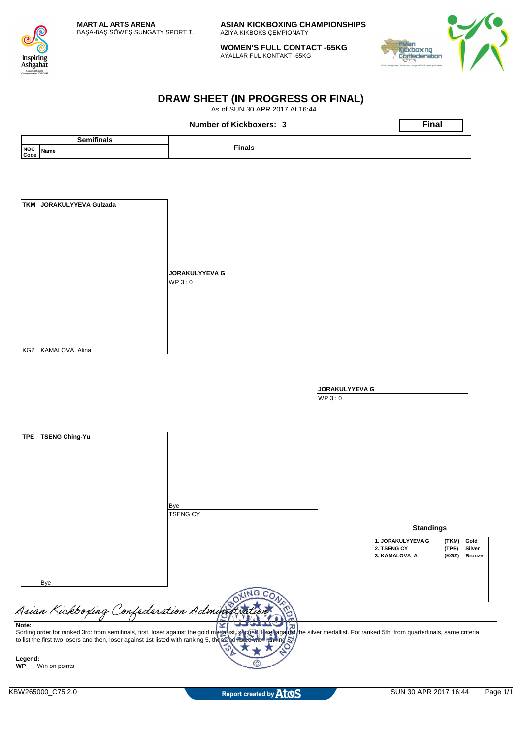MARTIAL ARTS ARENA
BAŞA-BAŞ SÖWEŞ SUNGATY SPORT T.

**ASIAN KICKBOXING CHAMPIONSHIPS**
AZIÝA KIKBOKS ÇEMPIONATY

**WOMEN'S FULL CONTACT -65KG**
AÝALLAR FUL KONTAKT -65KG

# DRAW SHEET (IN PROGRESS OR FINAL)

As of SUN 30 APR 2017 At 16:44

**Number of Kickboxers: 3**

**Final**

| Semifinals | | Finals |
|---|---|---|
| NOC Code | Name | |

**TKM JORAKULYYEVA Gulzada**

**JORAKULYYEVA G**
WP 3 : 0

KGZ KAMALOVA Alina

**JORAKULYYEVA G**
WP 3 : 0

**TPE TSENG Ching-Yu**

Bye
TSENG CY

Bye

### Standings

| | | |
|---|---|---|
| 1. JORAKULYYEVA G | (TKM) | Gold |
| 2. TSENG CY | (TPE) | Silver |
| 3. KAMALOVA A | (KGZ) | Bronze |

*Asian Kickboxing Confederation Administration*

**Note:**
Sorting order for ranked 3rd: from semifinals, first, loser against the gold medalist, second, loser against the silver medallist. For ranked 5th: from quarterfinals, same criteria to list the first two losers and then, loser against 1st listed with ranking 5, then 2nd listed with ranking 5.

**Legend:**
**WP** Win on points

KBW265000_C75 2.0 Report created by Atos SUN 30 APR 2017 16:44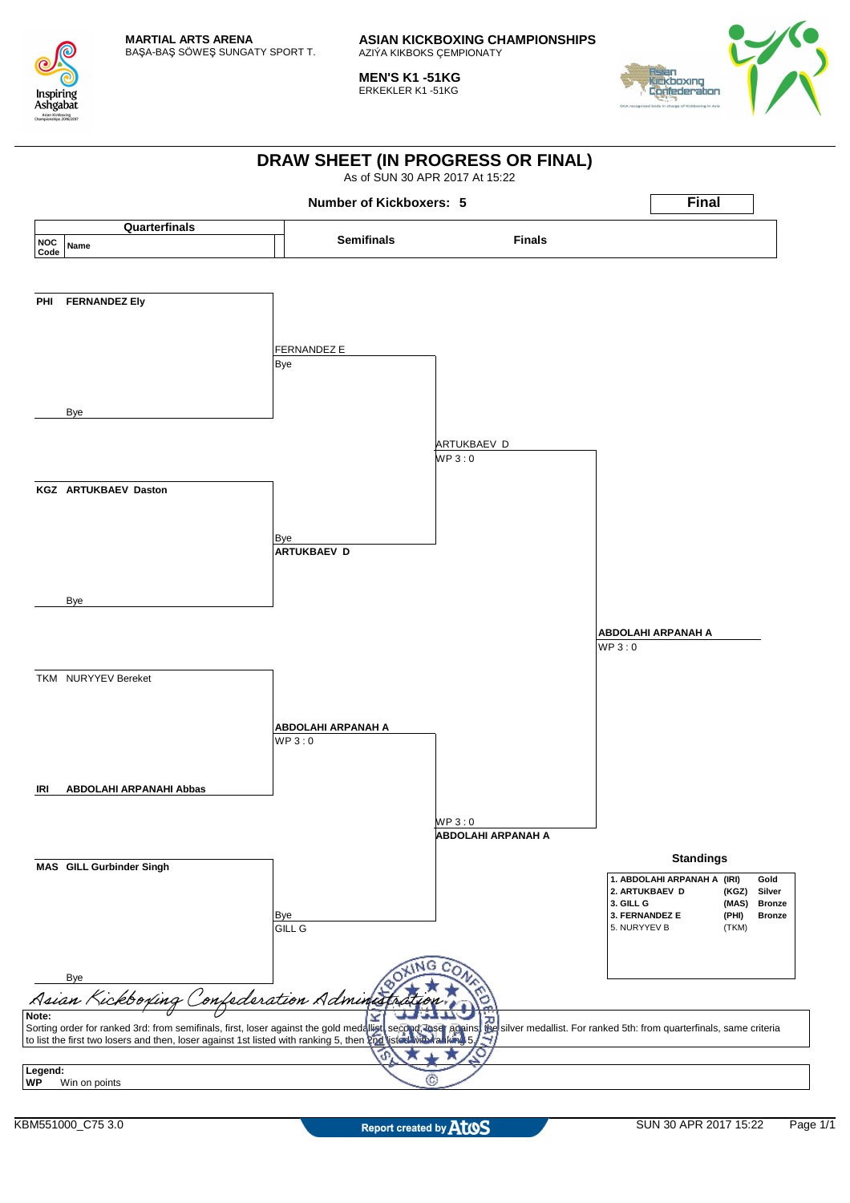**MARTIAL ARTS ARENA**
BAŞA-BAŞ SÖWEŞ SUNGATY SPORT T.

**ASIAN KICKBOXING CHAMPIONSHIPS**
AZIÝA KIKBOKS ÇEMPIONATY

**MEN'S K1 -51KG**
ERKEKLER K1 -51KG

# DRAW SHEET (IN PROGRESS OR FINAL)

As of SUN 30 APR 2017 At 15:22

**Number of Kickboxers: 5**

**Final**

| NOC Code | Name (Quarterfinals) | Semifinals | Finals | Winner |
|---|---|---|---|---|
| PHI | FERNANDEZ Ely | FERNANDEZ E / Bye | | |
| | Bye | | ARTUKBAEV D / WP 3 : 0 | |
| KGZ | ARTUKBAEV Daston | Bye / **ARTUKBAEV D** | | |
| | Bye | | | **ABDOLAHI ARPANAH A** / WP 3 : 0 |
| TKM | NURYYEV Bereket | **ABDOLAHI ARPANAH A** / WP 3 : 0 | | |
| IRI | **ABDOLAHI ARPANAHI Abbas** | | WP 3 : 0 / **ABDOLAHI ARPANAH A** | |
| MAS | **GILL Gurbinder Singh** | Bye / GILL G | | |
| | Bye | | | |

### Standings

| Rank | Name | NOC | Medal |
|---|---|---|---|
| 1. | ABDOLAHI ARPANAH A | (IRI) | Gold |
| 2. | ARTUKBAEV D | (KGZ) | Silver |
| 3. | GILL G | (MAS) | Bronze |
| 3. | FERNANDEZ E | (PHI) | Bronze |
| 5. | NURYYEV B | (TKM) | |

*Asian Kickboxing Confederation Administration*

**Note:**
Sorting order for ranked 3rd: from semifinals, first, loser against the gold medallist, second, loser against the silver medallist. For ranked 5th: from quarterfinals, same criteria to list the first two losers and then, loser against 1st listed with ranking 5, then 2nd listed with ranking 5.

**Legend:**
**WP** Win on points

KBM551000_C75 3.0 — Report created by Atos — SUN 30 APR 2017 15:22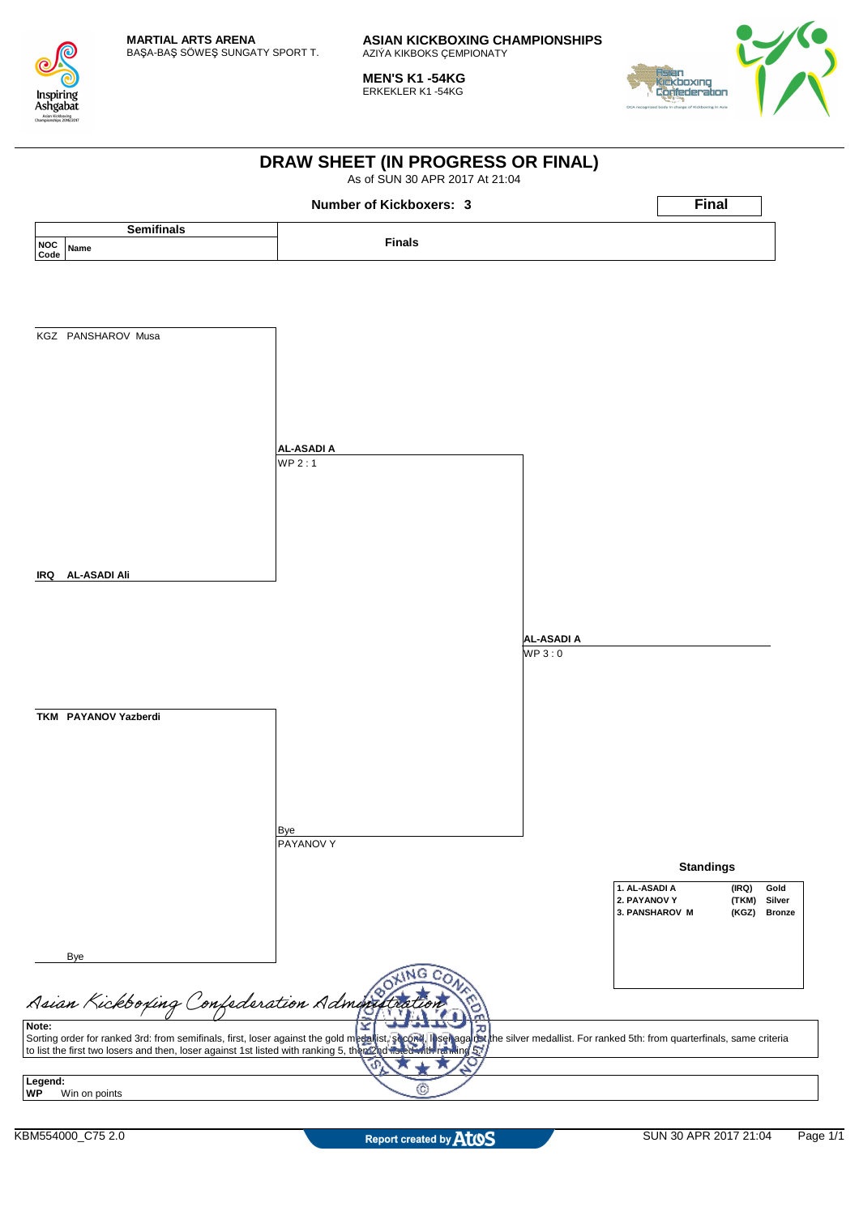**MARTIAL ARTS ARENA**
BAŞA-BAŞ SÖWEŞ SUNGATY SPORT T.

**ASIAN KICKBOXING CHAMPIONSHIPS**
AZIÝA KIKBOKS ÇEMPIONATY

**MEN'S K1 -54KG**
ERKEKLER K1 -54KG

# DRAW SHEET (IN PROGRESS OR FINAL)

As of SUN 30 APR 2017 At 21:04

**Number of Kickboxers: 3**

**Final**

| Semifinals | | Finals | |
|---|---|---|---|
| NOC Code | Name | | |
| KGZ | PANSHAROV Musa | AL-ASADI A<br>WP 2 : 1 | AL-ASADI A<br>WP 3 : 0 |
| **IRQ** | **AL-ASADI Ali** | | |
| **TKM** | **PAYANOV Yazberdi** | Bye<br>PAYANOV Y | |
| | Bye | | |

**Standings**

| | | |
|---|---|---|
| 1. AL-ASADI A | (IRQ) | Gold |
| 2. PAYANOV Y | (TKM) | Silver |
| 3. PANSHAROV M | (KGZ) | Bronze |

*Asian Kickboxing Confederation Administration*

**Note:**
Sorting order for ranked 3rd: from semifinals, first, loser against the gold medalist, second, loser against the silver medallist. For ranked 5th: from quarterfinals, same criteria to list the first two losers and then, loser against 1st listed with ranking 5, then 2nd listed with ranking 5.

**Legend:**
**WP** Win on points

KBM554000_C75 2.0 | Report created by Atos | SUN 30 APR 2017 21:04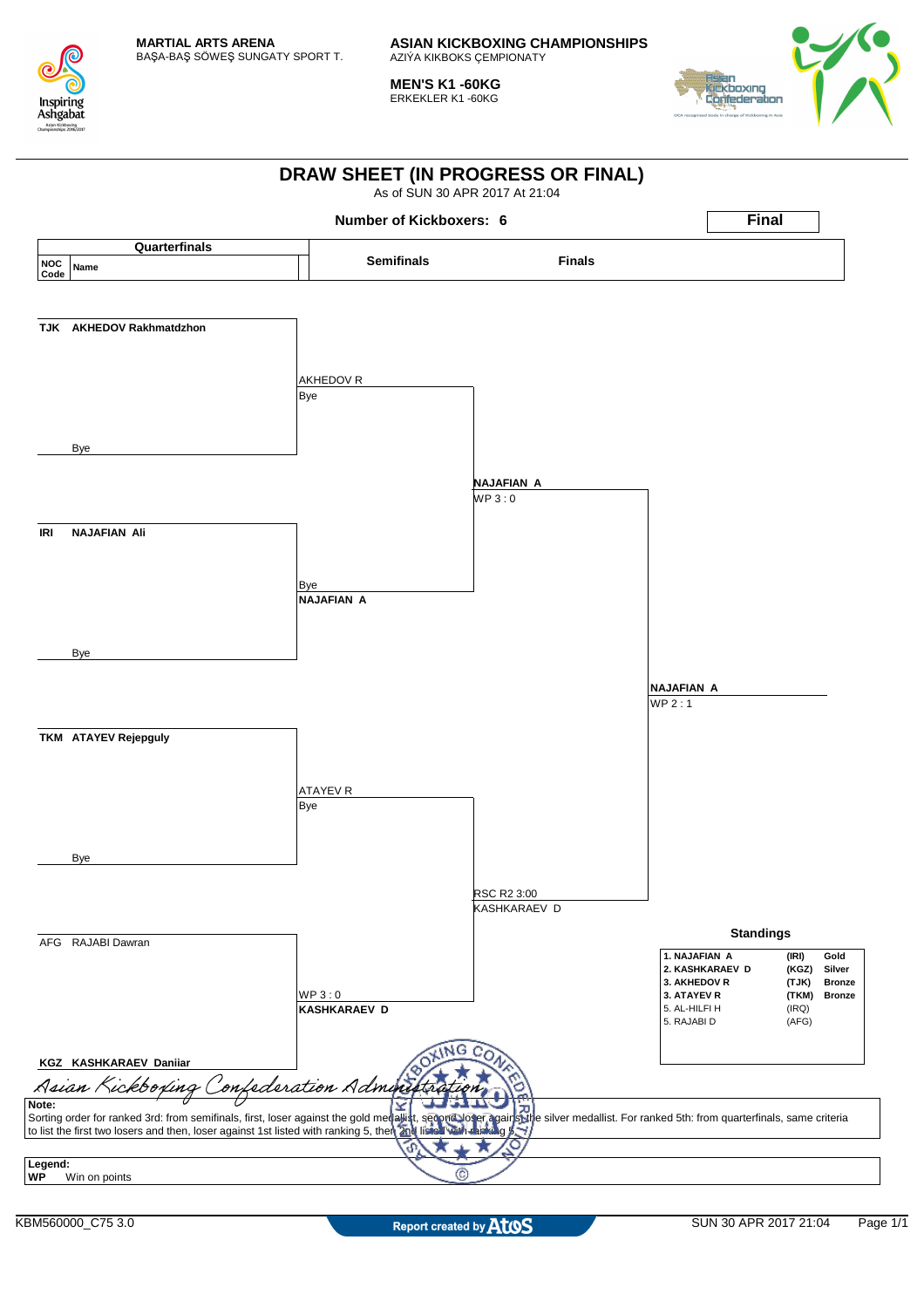**MARTIAL ARTS ARENA**
BAŞA-BAŞ SÖWEŞ SUNGATY SPORT T.

**ASIAN KICKBOXING CHAMPIONSHIPS**
AZIÝA KIKBOKS ÇEMPIONATY

**MEN'S K1 -60KG**
ERKEKLER K1 -60KG

# DRAW SHEET (IN PROGRESS OR FINAL)

As of SUN 30 APR 2017 At 21:04

**Number of Kickboxers: 6**

**Final**

## Quarterfinals

| NOC Code | Name |
|---|---|
| TJK | AKHEDOV Rakhmatdzhon |
| | Bye |
| IRI | NAJAFIAN Ali |
| | Bye |
| TKM | ATAYEV Rejepguly |
| | Bye |
| AFG | RAJABI Dawran |
| KGZ | KASHKARAEV Daniiar |

## Semifinals

| Bout | Winner | Result |
|---|---|---|
| AKHEDOV Rakhmatdzhon vs Bye | AKHEDOV R | Bye |
| NAJAFIAN Ali vs Bye | NAJAFIAN A | Bye |
| ATAYEV Rejepguly vs Bye | ATAYEV R | Bye |
| RAJABI Dawran vs KASHKARAEV Daniiar | KASHKARAEV D | WP 3 : 0 |

## Finals

| Bout | Winner | Result |
|---|---|---|
| AKHEDOV R vs NAJAFIAN A | NAJAFIAN A | WP 3 : 0 |
| ATAYEV R vs KASHKARAEV D | KASHKARAEV D | RSC R2 3:00 |

## Final

| Bout | Winner | Result |
|---|---|---|
| NAJAFIAN A vs KASHKARAEV D | NAJAFIAN A | WP 2 : 1 |

## Standings

| Rank | Name | NOC | Medal |
|---|---|---|---|
| 1. | NAJAFIAN A | (IRI) | Gold |
| 2. | KASHKARAEV D | (KGZ) | Silver |
| 3. | AKHEDOV R | (TJK) | Bronze |
| 3. | ATAYEV R | (TKM) | Bronze |
| 5. | AL-HILFI H | (IRQ) | |
| 5. | RAJABI D | (AFG) | |

*Asian Kickboxing Confederation Administration*

**Note:**
Sorting order for ranked 3rd: from semifinals, first, loser against the gold medallist, second loser against the silver medallist. For ranked 5th: from quarterfinals, same criteria to list the first two losers and then, loser against 1st listed with ranking 5, then 2nd listed with ranking 5.

**Legend:**
**WP** Win on points

KBM560000_C75 3.0 — Report created by Atos — SUN 30 APR 2017 21:04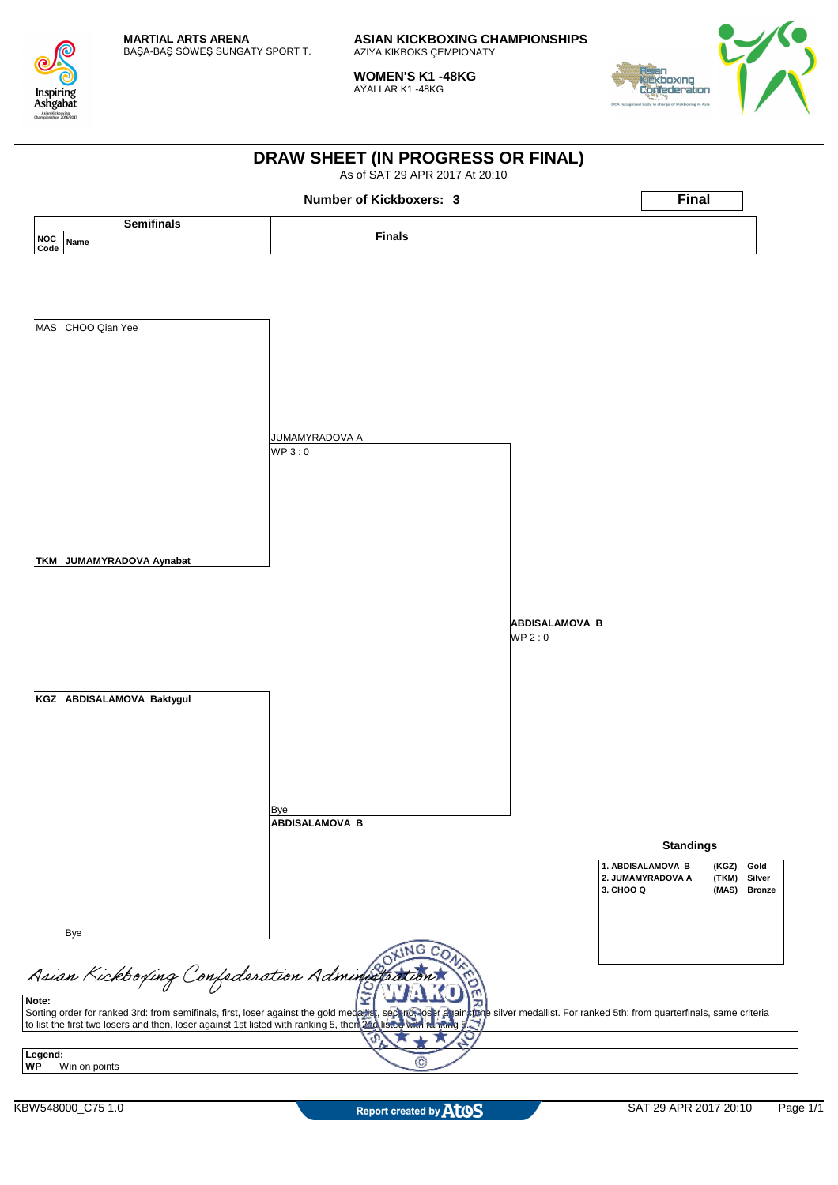**MARTIAL ARTS ARENA**
BAŞA-BAŞ SÖWEŞ SUNGATY SPORT T.

**ASIAN KICKBOXING CHAMPIONSHIPS**
AZIÝA KIKBOKS ÇEMPIONATY

**WOMEN'S K1 -48KG**
AÝALLAR K1 -48KG

# DRAW SHEET (IN PROGRESS OR FINAL)

As of SAT 29 APR 2017 At 20:10

**Number of Kickboxers: 3**

**Final**

| Semifinals | | Finals | |
|---|---|---|---|
| NOC Code | Name | | |
| MAS | CHOO Qian Yee | | |
| | | JUMAMYRADOVA A<br>WP 3 : 0 | |
| TKM | **JUMAMYRADOVA Aynabat** | | |
| | | | **ABDISALAMOVA B**<br>WP 2 : 0 |
| KGZ | **ABDISALAMOVA Baktygul** | | |
| | | Bye<br>**ABDISALAMOVA B** | |
| | Bye | | |

**Standings**

| | | |
|---|---|---|
| 1. ABDISALAMOVA B | (KGZ) | Gold |
| 2. JUMAMYRADOVA A | (TKM) | Silver |
| 3. CHOO Q | (MAS) | Bronze |

Asian Kickboxing Confederation Administration

**Note:**
Sorting order for ranked 3rd: from semifinals, first, loser against the gold medallist, second, loser against the silver medallist. For ranked 5th: from quarterfinals, same criteria to list the first two losers and then, loser against 1st listed with ranking 5, then 2nd listed with ranking 5.

**Legend:**
**WP** Win on points

KBW548000_C75 1.0 | Report created by Atos | SAT 29 APR 2017 20:10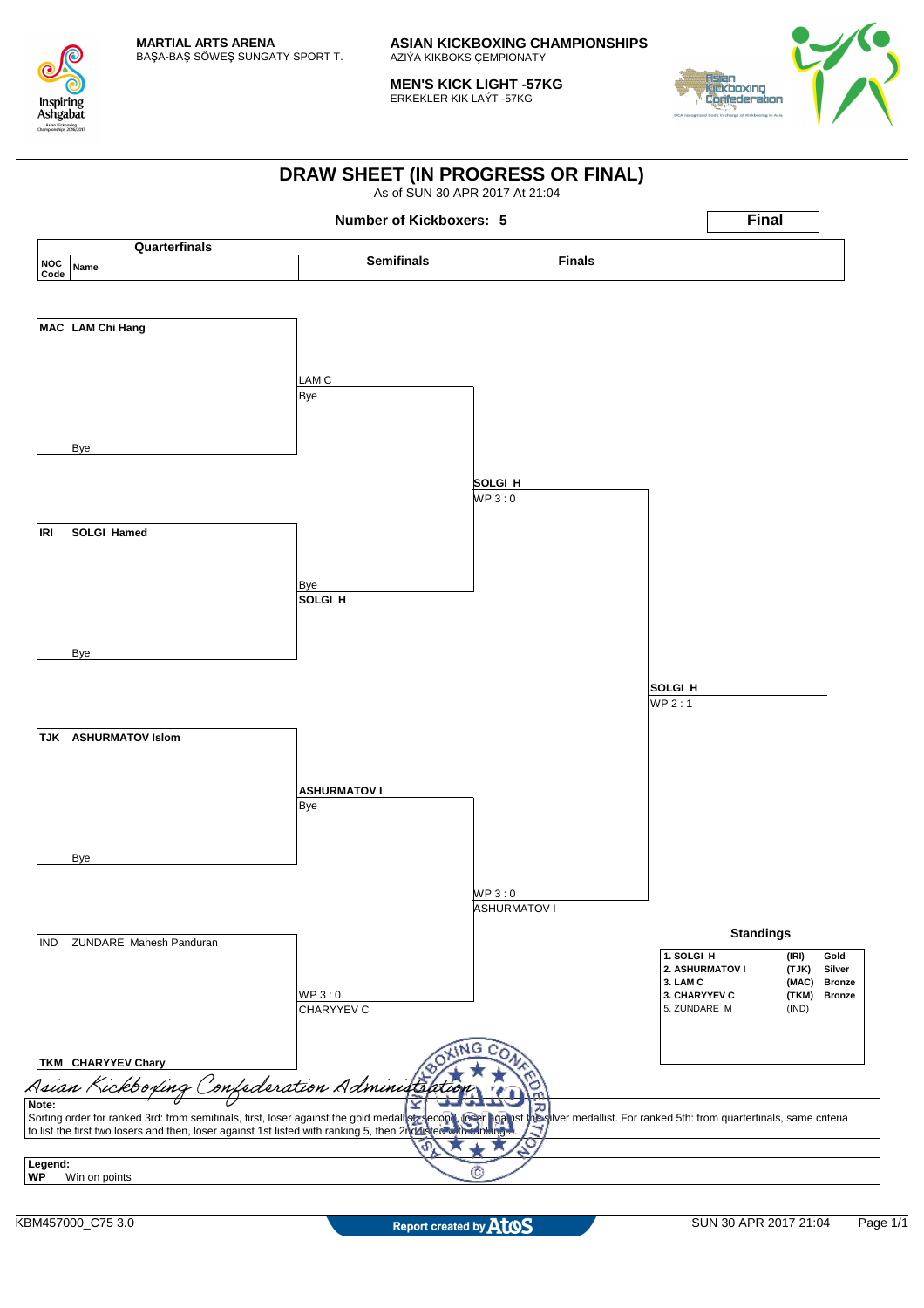**MARTIAL ARTS ARENA**
BAŞA-BAŞ SÖWEŞ SUNGATY SPORT T.

**ASIAN KICKBOXING CHAMPIONSHIPS**
AZIÝA KIKBOKS ÇEMPIONATY

**MEN'S KICK LIGHT -57KG**
ERKEKLER KIK LAÝT -57KG

# DRAW SHEET (IN PROGRESS OR FINAL)

As of SUN 30 APR 2017 At 21:04

**Number of Kickboxers: 5**

**Final**

## Quarterfinals

| NOC Code | Name | Quarterfinals result | Semifinals | Finals |
|---|---|---|---|---|
| MAC | LAM Chi Hang | LAM C | | |
| | Bye | Bye | SOLGI H | |
| IRI | SOLGI Hamed | Bye | WP 3 : 0 | |
| | Bye | SOLGI H | | SOLGI H |
| TJK | ASHURMATOV Islom | ASHURMATOV I | | WP 2 : 1 |
| | Bye | Bye | WP 3 : 0 | |
| IND | ZUNDARE Mahesh Panduran | WP 3 : 0 | ASHURMATOV I | |
| TKM | CHARYYEV Chary | CHARYYEV C | | |

## Standings

| Rank | Name | NOC | Medal |
|---|---|---|---|
| 1. | SOLGI H | (IRI) | Gold |
| 2. | ASHURMATOV I | (TJK) | Silver |
| 3. | LAM C | (MAC) | Bronze |
| 3. | CHARYYEV C | (TKM) | Bronze |
| 5. | ZUNDARE M | (IND) | |

*Asian Kickboxing Confederation Administration*

**Note:**
Sorting order for ranked 3rd: from semifinals, first, loser against the gold medallist; second, loser against the silver medallist. For ranked 5th: from quarterfinals, same criteria to list the first two losers and then, loser against 1st listed with ranking 5, then 2nd listed with ranking 5.

**Legend:**
**WP** Win on points

KBM457000_C75 3.0 | Report created by Atos | SUN 30 APR 2017 21:04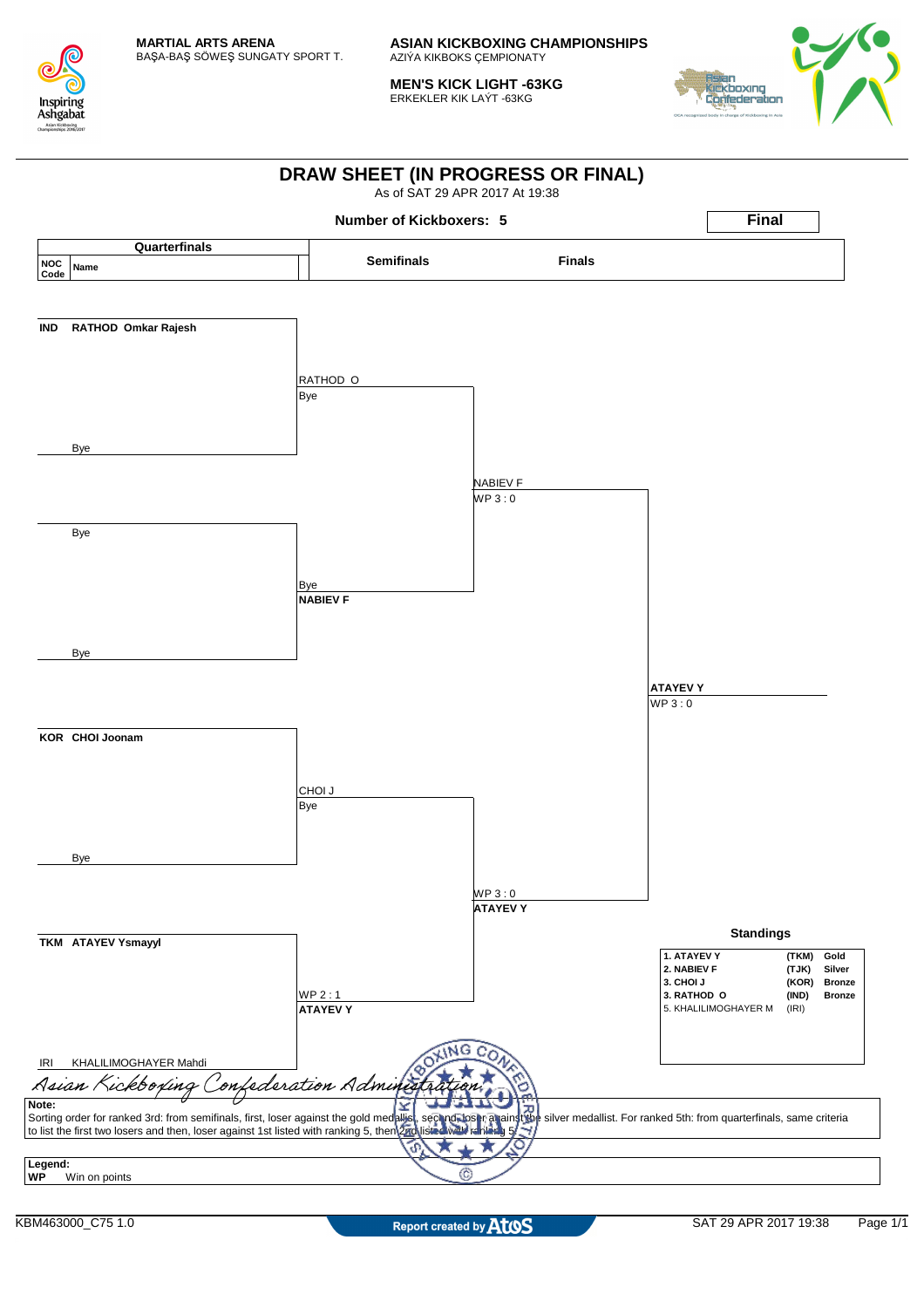**MARTIAL ARTS ARENA**
BAŞA-BAŞ SÖWEŞ SUNGATY SPORT T.

**ASIAN KICKBOXING CHAMPIONSHIPS**
AZIÝA KIKBOKS ÇEMPIONATY

**MEN'S KICK LIGHT -63KG**
ERKEKLER KIK LAÝT -63KG

# DRAW SHEET (IN PROGRESS OR FINAL)

As of SAT 29 APR 2017 At 19:38

**Number of Kickboxers: 5**

**Final**

## Quarterfinals

| NOC Code | Name |
|---|---|
| IND | RATHOD Omkar Rajesh |
| | Bye |
| | Bye |
| | Bye |
| KOR | CHOI Joonam |
| | Bye |
| TKM | ATAYEV Ysmayyl |
| IRI | KHALILIMOGHAYER Mahdi |

## Semifinals

- RATHOD O — Bye
- NABIEV F — Bye
- CHOI J — Bye
- ATAYEV Y — WP 2 : 1

## Finals

- NABIEV F — WP 3 : 0
- ATAYEV Y — WP 3 : 0

**Winner: ATAYEV Y — WP 3 : 0**

## Standings

| | | |
|---|---|---|
| 1. ATAYEV Y | (TKM) | Gold |
| 2. NABIEV F | (TJK) | Silver |
| 3. CHOI J | (KOR) | Bronze |
| 3. RATHOD O | (IND) | Bronze |
| 5. KHALILIMOGHAYER M | (IRI) | |

*Asian Kickboxing Confederation Administration*

**Note:**
Sorting order for ranked 3rd: from semifinals, first, loser against the gold medallist, second, loser against the silver medallist. For ranked 5th: from quarterfinals, same criteria to list the first two losers and then, loser against 1st listed with ranking 5, then 2nd listed with ranking 5.

**Legend:**
**WP** Win on points

KBM463000_C75 1.0 — Report created by Atos — SAT 29 APR 2017 19:38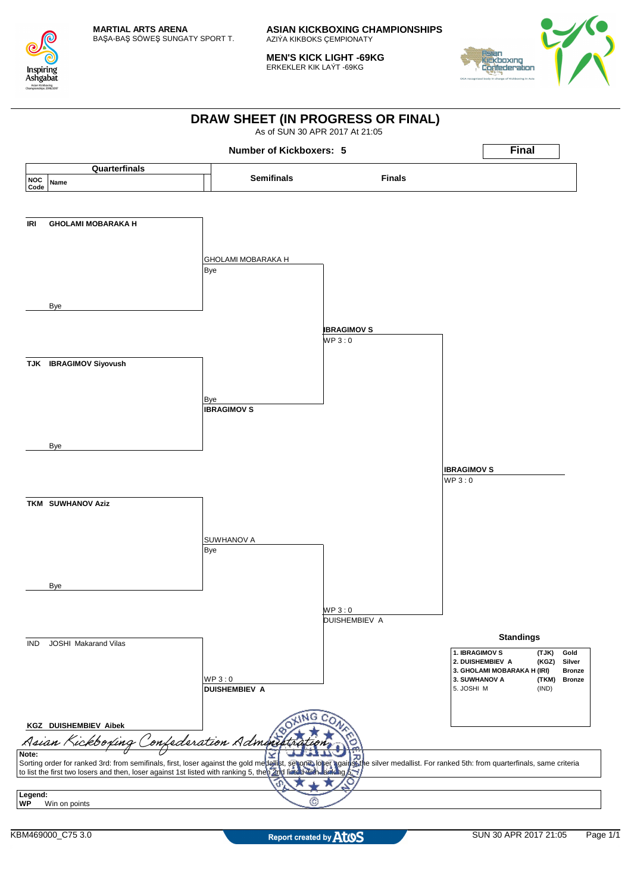**MARTIAL ARTS ARENA**
BAŞA-BAŞ SÖWEŞ SUNGATY SPORT T.

**ASIAN KICKBOXING CHAMPIONSHIPS**
AZIÝA KIKBOKS ÇEMPIONATY

**MEN'S KICK LIGHT -69KG**
ERKEKLER KIK LAÝT -69KG

# DRAW SHEET (IN PROGRESS OR FINAL)

As of SUN 30 APR 2017 At 21:05

**Number of Kickboxers: 5**

**Final**

## Quarterfinals

| NOC Code | Name |
|---|---|
| IRI | **GHOLAMI MOBARAKA H** |
| | Bye |
| TJK | **IBRAGIMOV Siyovush** |
| | Bye |
| TKM | **SUWHANOV Aziz** |
| | Bye |
| IND | JOSHI Makarand Vilas |
| KGZ | **DUISHEMBIEV Aibek** |

## Semifinals

- GHOLAMI MOBARAKA H — Bye
- **IBRAGIMOV S** — Bye
- SUWHANOV A — Bye
- **DUISHEMBIEV A** — WP 3 : 0

## Finals

- **IBRAGIMOV S** — WP 3 : 0
- DUISHEMBIEV A — WP 3 : 0

## Final

- **IBRAGIMOV S** — WP 3 : 0

## Standings

| Rank | Name | NOC | Medal |
|---|---|---|---|
| 1. | **IBRAGIMOV S** | (TJK) | **Gold** |
| 2. | **DUISHEMBIEV A** | (KGZ) | **Silver** |
| 3. | **GHOLAMI MOBARAKA H** | (IRI) | **Bronze** |
| 3. | **SUWHANOV A** | (TKM) | **Bronze** |
| 5. | JOSHI M | (IND) | |

*Asian Kickboxing Confederation Administration*

**Note:**
Sorting order for ranked 3rd: from semifinals, first, loser against the gold medallist, second, loser against the silver medallist. For ranked 5th: from quarterfinals, same criteria to list the first two losers and then, loser against 1st listed with ranking 5, then 2nd listed with ranking 5.

**Legend:**
**WP** Win on points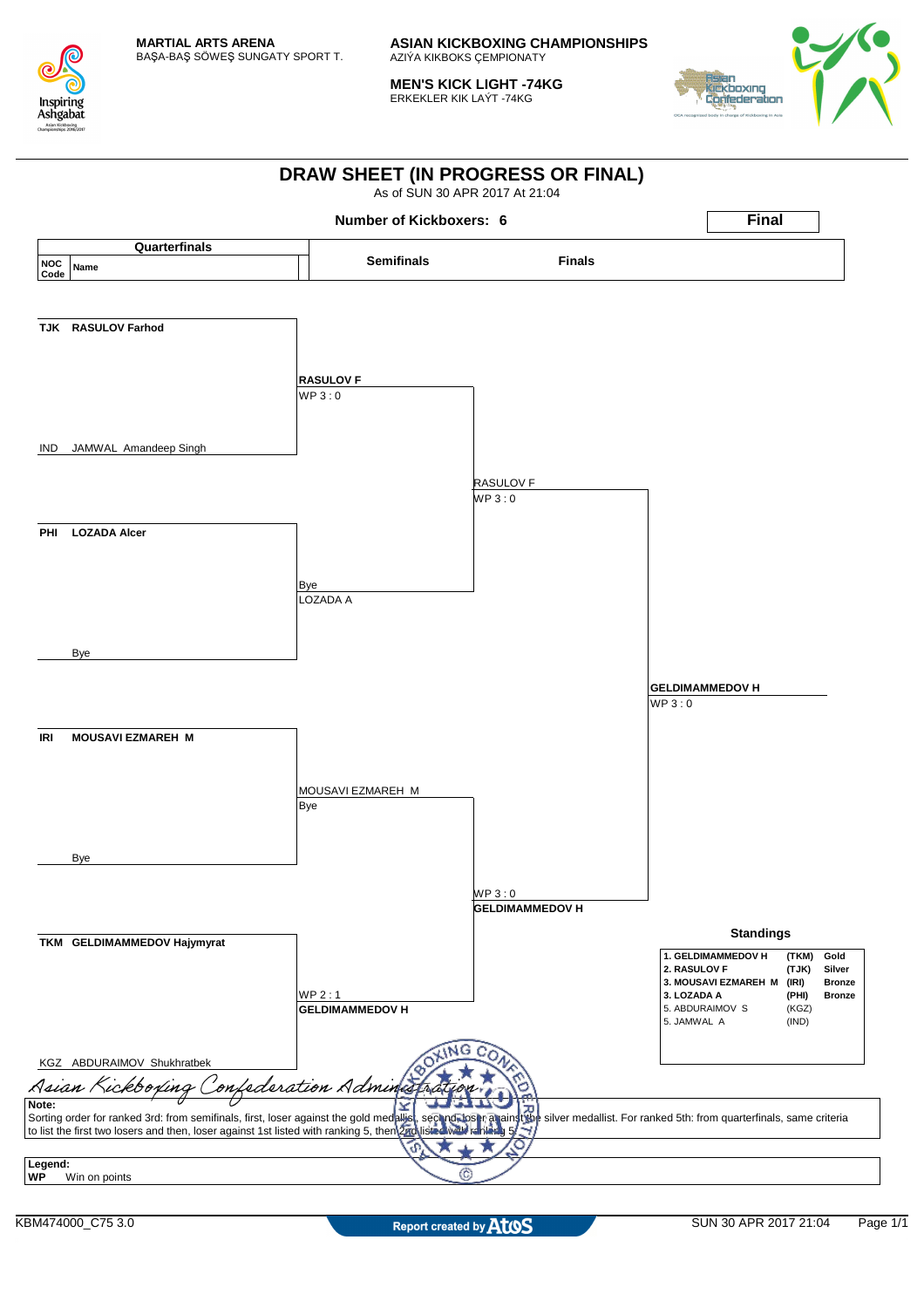**MARTIAL ARTS ARENA**
BAŞA-BAŞ SÖWEŞ SUNGATY SPORT T.

**ASIAN KICKBOXING CHAMPIONSHIPS**
AZIÝA KIKBOKS ÇEMPIONATY

**MEN'S KICK LIGHT -74KG**
ERKEKLER KIK LAÝT -74KG

# DRAW SHEET (IN PROGRESS OR FINAL)

As of SUN 30 APR 2017 At 21:04

**Number of Kickboxers: 6**

**Final**

## Quarterfinals

| NOC Code | Name | Semifinals | Finals |
|---|---|---|---|
| TJK | RASULOV Farhod | | |
| IND | JAMWAL Amandeep Singh | RASULOV F (WP 3 : 0) | |
| PHI | LOZADA Alcer | | RASULOV F (WP 3 : 0) |
| | Bye | Bye LOZADA A | |
| IRI | MOUSAVI EZMAREH M | | |
| | Bye | MOUSAVI EZMAREH M (Bye) | GELDIMAMMEDOV H (WP 3 : 0) |
| TKM | GELDIMAMMEDOV Hajymyrat | | |
| KGZ | ABDURAIMOV Shukhratbek | GELDIMAMMEDOV H (WP 2 : 1) | |

**Final:** GELDIMAMMEDOV H — WP 3 : 0

## Standings

| Rank | Name | NOC | Medal |
|---|---|---|---|
| 1. | GELDIMAMMEDOV H | (TKM) | Gold |
| 2. | RASULOV F | (TJK) | Silver |
| 3. | MOUSAVI EZMAREH M | (IRI) | Bronze |
| 3. | LOZADA A | (PHI) | Bronze |
| 5. | ABDURAIMOV S | (KGZ) | |
| 5. | JAMWAL A | (IND) | |

*Asian Kickboxing Confederation Administration*

**Note:**
Sorting order for ranked 3rd: from semifinals, first, loser against the gold medallist, second, loser against the silver medallist. For ranked 5th: from quarterfinals, same criteria to list the first two losers and then, loser against 1st listed with ranking 5, then 2nd listed with ranking 5.

**Legend:**
**WP** Win on points

KBM474000_C75 3.0 — Report created by Atos — SUN 30 APR 2017 21:04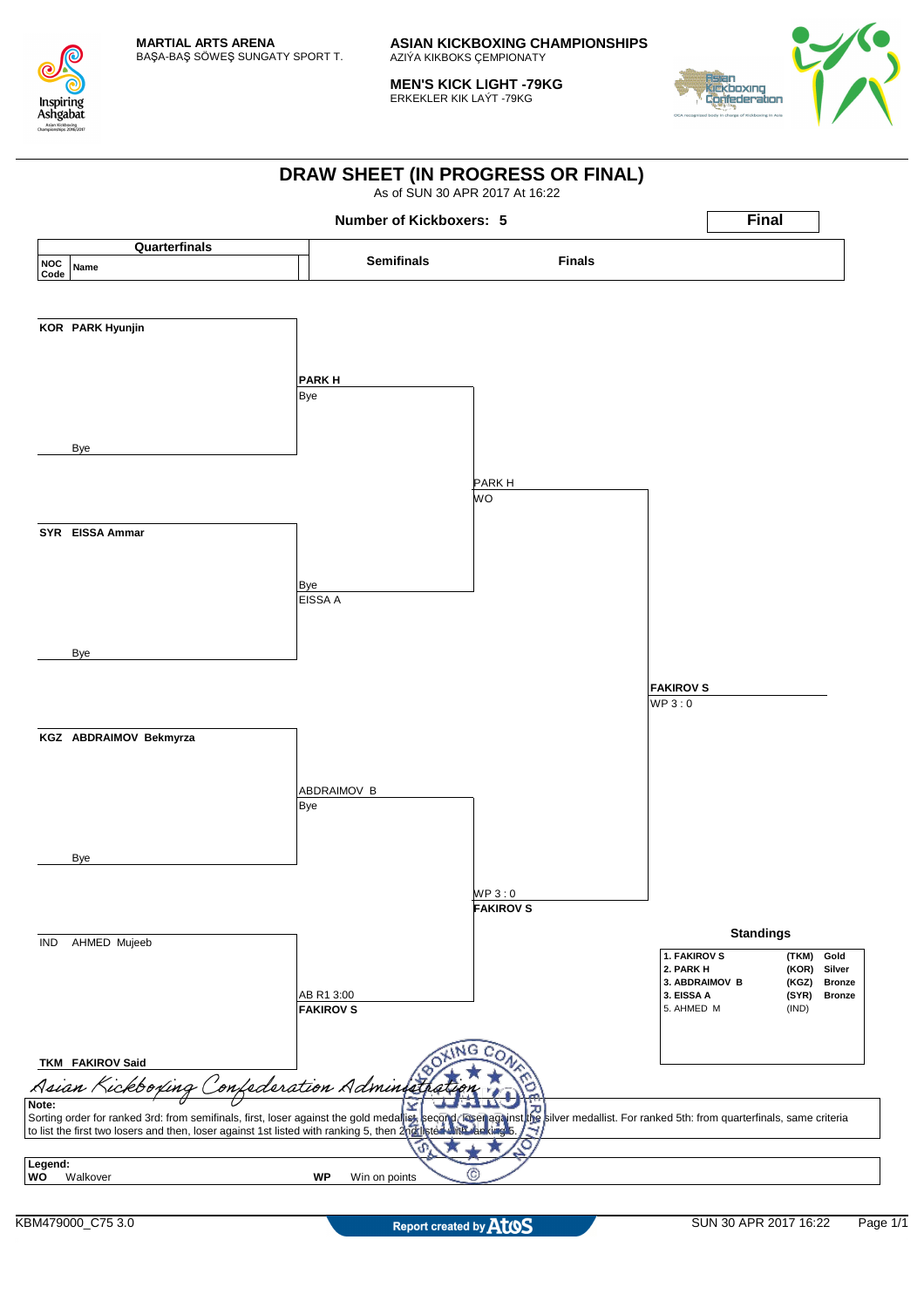**MARTIAL ARTS ARENA**
BAŞA-BAŞ SÖWEŞ SUNGATY SPORT T.

**ASIAN KICKBOXING CHAMPIONSHIPS**
AZIÝA KIKBOKS ÇEMPIONATY

**MEN'S KICK LIGHT -79KG**
ERKEKLER KIK LAÝT -79KG

# DRAW SHEET (IN PROGRESS OR FINAL)

As of SUN 30 APR 2017 At 16:22

**Number of Kickboxers: 5**

**Final**

| NOC Code | Name (Quarterfinals) | Semifinals | Finals | Winner |
|---|---|---|---|---|
| KOR | **PARK Hyunjin** | **PARK H** Bye | PARK H WO | |
| | Bye | | | |
| SYR | **EISSA Ammar** | Bye EISSA A | | **FAKIROV S** WP 3 : 0 |
| | Bye | | | |
| KGZ | **ABDRAIMOV Bekmyrza** | ABDRAIMOV B Bye | WP 3 : 0 **FAKIROV S** | |
| | Bye | | | |
| IND | AHMED Mujeeb | AB R1 3:00 **FAKIROV S** | | |
| TKM | **FAKIROV Said** | | | |

**Standings**

| Rank | Name | NOC | Medal |
|---|---|---|---|
| 1. | FAKIROV S | (TKM) | Gold |
| 2. | PARK H | (KOR) | Silver |
| 3. | ABDRAIMOV B | (KGZ) | Bronze |
| 3. | EISSA A | (SYR) | Bronze |
| 5. | AHMED M | (IND) | |

*Asian Kickboxing Confederation Administration*

**Note:**
Sorting order for ranked 3rd: from semifinals, first, loser against the gold medalist, second, loser against the silver medallist. For ranked 5th: from quarterfinals, same criteria to list the first two losers and then, loser against 1st listed with ranking 5, then 2nd listed with ranking 5.

**Legend:**
**WO** Walkover
**WP** Win on points

KBM479000_C75 3.0 — Report created by Atos — SUN 30 APR 2017 16:22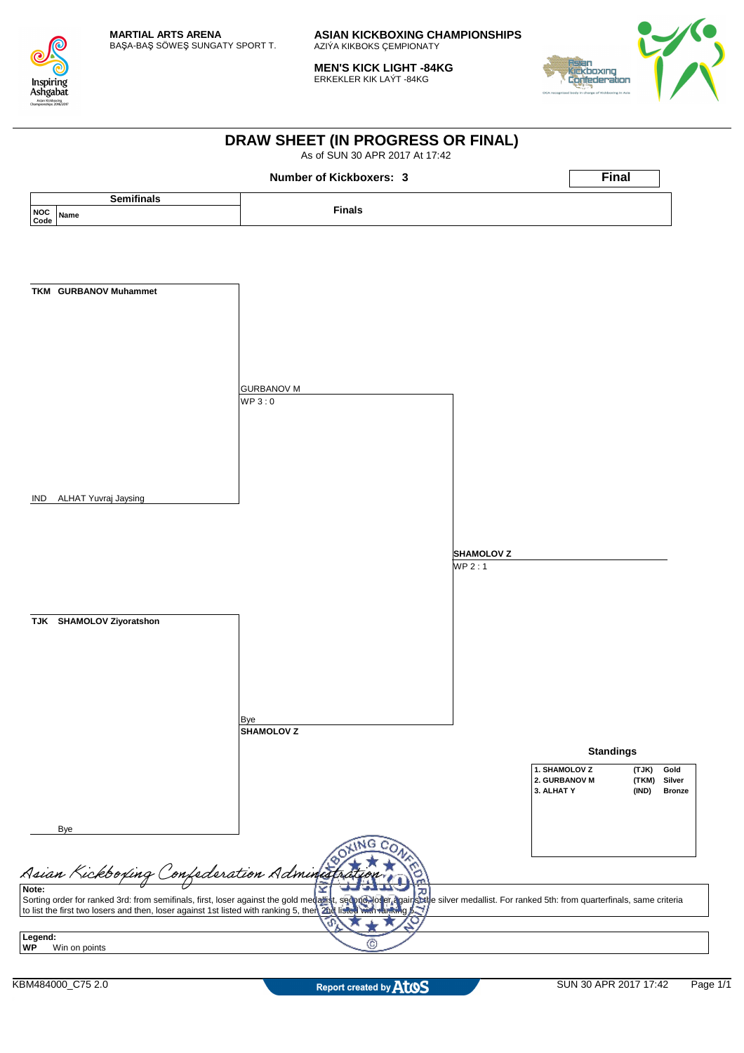MARTIAL ARTS ARENA
BAŞA-BAŞ SÖWEŞ SUNGATY SPORT T.

**ASIAN KICKBOXING CHAMPIONSHIPS**
AZIÝA KIKBOKS ÇEMPIONATY

**MEN'S KICK LIGHT -84KG**
ERKEKLER KIK LAÝT -84KG

# DRAW SHEET (IN PROGRESS OR FINAL)

As of SUN 30 APR 2017 At 17:42

**Number of Kickboxers: 3**

**Final**

| Semifinals | | Finals |
|---|---|---|
| NOC Code | Name | |

**TKM GURBANOV Muhammet**

GURBANOV M
WP 3 : 0

IND ALHAT Yuvraj Jaysing

**SHAMOLOV Z**
WP 2 : 1

**TJK SHAMOLOV Ziyoratshon**

Bye
**SHAMOLOV Z**

Bye

**Standings**

| | | |
|---|---|---|
| 1. SHAMOLOV Z | (TJK) | Gold |
| 2. GURBANOV M | (TKM) | Silver |
| 3. ALHAT Y | (IND) | Bronze |

*Asian Kickboxing Confederation Administration*

**Note:**
Sorting order for ranked 3rd: from semifinals, first, loser against the gold medallist, second, loser against the silver medallist. For ranked 5th: from quarterfinals, same criteria to list the first two losers and then, loser against 1st listed with ranking 5, then 2nd listed with ranking 5.

**Legend:**
**WP** Win on points

KBM484000_C75 2.0 | Report created by Atos | SUN 30 APR 2017 17:42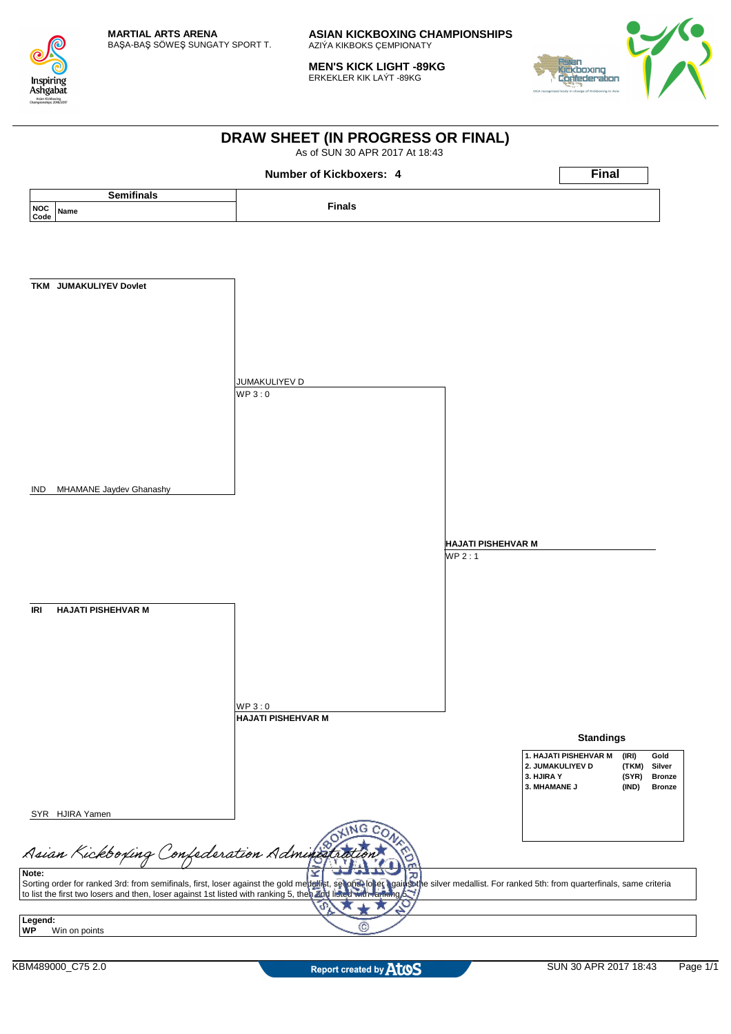MARTIAL ARTS ARENA
BAŞA-BAŞ SÖWEŞ SUNGATY SPORT T.

**ASIAN KICKBOXING CHAMPIONSHIPS**
AZIÝA KIKBOKS ÇEMPIONATY

**MEN'S KICK LIGHT -89KG**
ERKEKLER KIK LAÝT -89KG

# DRAW SHEET (IN PROGRESS OR FINAL)

As of SUN 30 APR 2017 At 18:43

**Number of Kickboxers: 4**

**Final**

| Semifinals | | Finals | |
|---|---|---|---|
| NOC Code | Name | | |
| TKM | JUMAKULIYEV Dovlet | | |
| | | JUMAKULIYEV D<br>WP 3 : 0 | |
| IND | MHAMANE Jaydev Ghanashy | | |
| | | | **HAJATI PISHEHVAR M**<br>WP 2 : 1 |
| IRI | **HAJATI PISHEHVAR M** | | |
| | | WP 3 : 0<br>**HAJATI PISHEHVAR M** | |
| SYR | HJIRA Yamen | | |

**Standings**

| Rank | Name | NOC | Medal |
|---|---|---|---|
| 1. | HAJATI PISHEHVAR M | (IRI) | Gold |
| 2. | JUMAKULIYEV D | (TKM) | Silver |
| 3. | HJIRA Y | (SYR) | Bronze |
| 3. | MHAMANE J | (IND) | Bronze |

*Asian Kickboxing Confederation Administration*

**Note:**
Sorting order for ranked 3rd: from semifinals, first, loser against the gold medallist, second loser against the silver medallist. For ranked 5th: from quarterfinals, same criteria to list the first two losers and then, loser against 1st listed with ranking 5, then 2nd listed with ranking 5.

**Legend:**
**WP** Win on points

KBM489000_C75 2.0 — Report created by Atos — SUN 30 APR 2017 18:43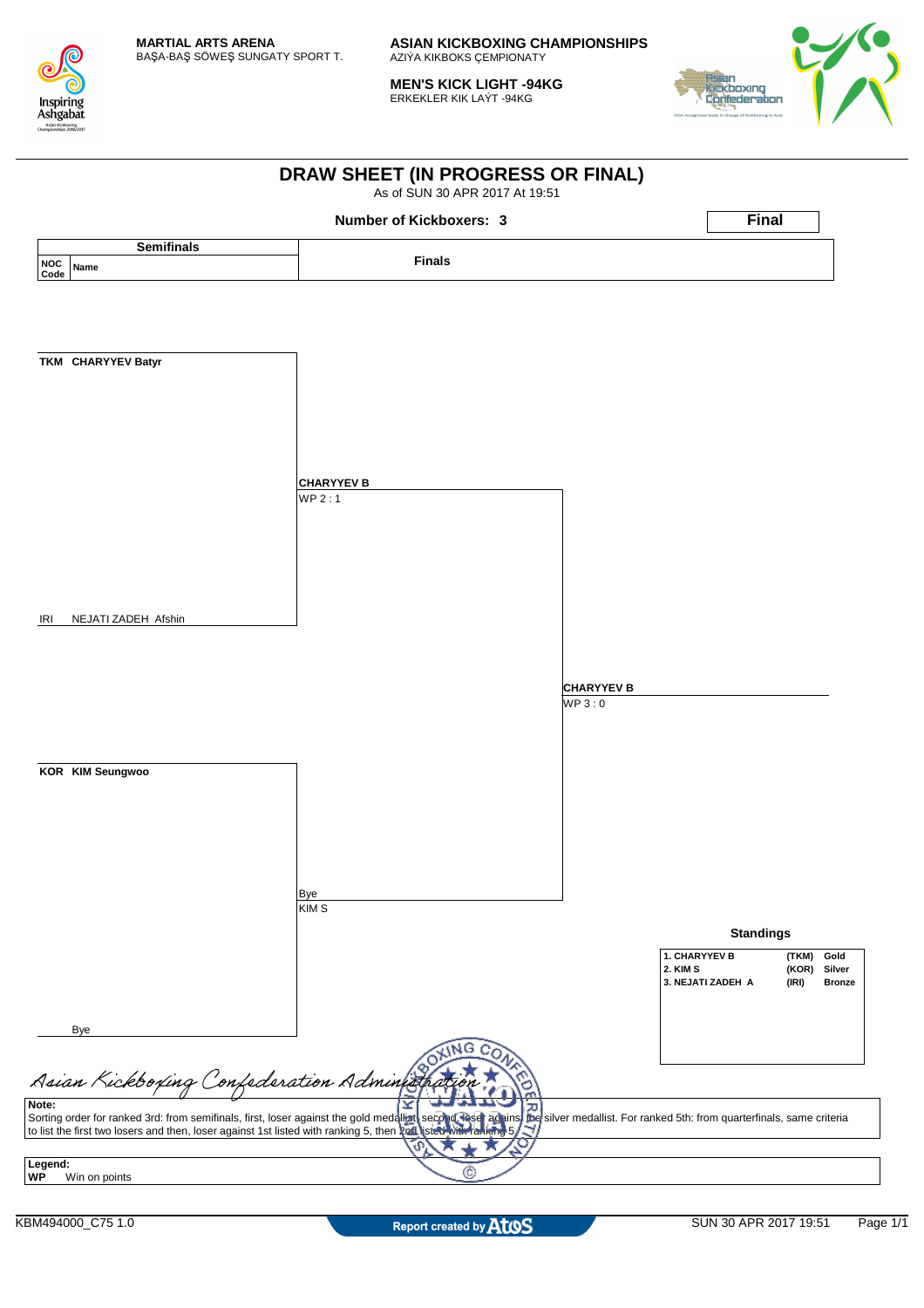**MARTIAL ARTS ARENA**
BAŞA-BAŞ SÖWEŞ SUNGATY SPORT T.

**ASIAN KICKBOXING CHAMPIONSHIPS**
AZIÝA KIKBOKS ÇEMPIONATY

**MEN'S KICK LIGHT -94KG**
ERKEKLER KIK LAÝT -94KG

# DRAW SHEET (IN PROGRESS OR FINAL)

As of SUN 30 APR 2017 At 19:51

**Number of Kickboxers: 3**

**Final**

| Semifinals (NOC Code / Name) | Finals | |
|---|---|---|
| TKM **CHARYYEV Batyr** | | |
| | **CHARYYEV B** WP 2 : 1 | |
| IRI NEJATI ZADEH Afshin | | |
| | | **CHARYYEV B** WP 3 : 0 |
| KOR **KIM Seungwoo** | | |
| | Bye KIM S | |
| Bye | | |

### Standings

| Rank | NOC | Medal |
|---|---|---|
| 1. CHARYYEV B | (TKM) | Gold |
| 2. KIM S | (KOR) | Silver |
| 3. NEJATI ZADEH A | (IRI) | Bronze |

Asian Kickboxing Confederation Administration

**Note:**
Sorting order for ranked 3rd: from semifinals, first, loser against the gold medallist, second, loser against the silver medallist. For ranked 5th: from quarterfinals, same criteria to list the first two losers and then, loser against 1st listed with ranking 5, then 2nd listed with ranking 5.

**Legend:**
**WP** Win on points

KBM494000_C75 1.0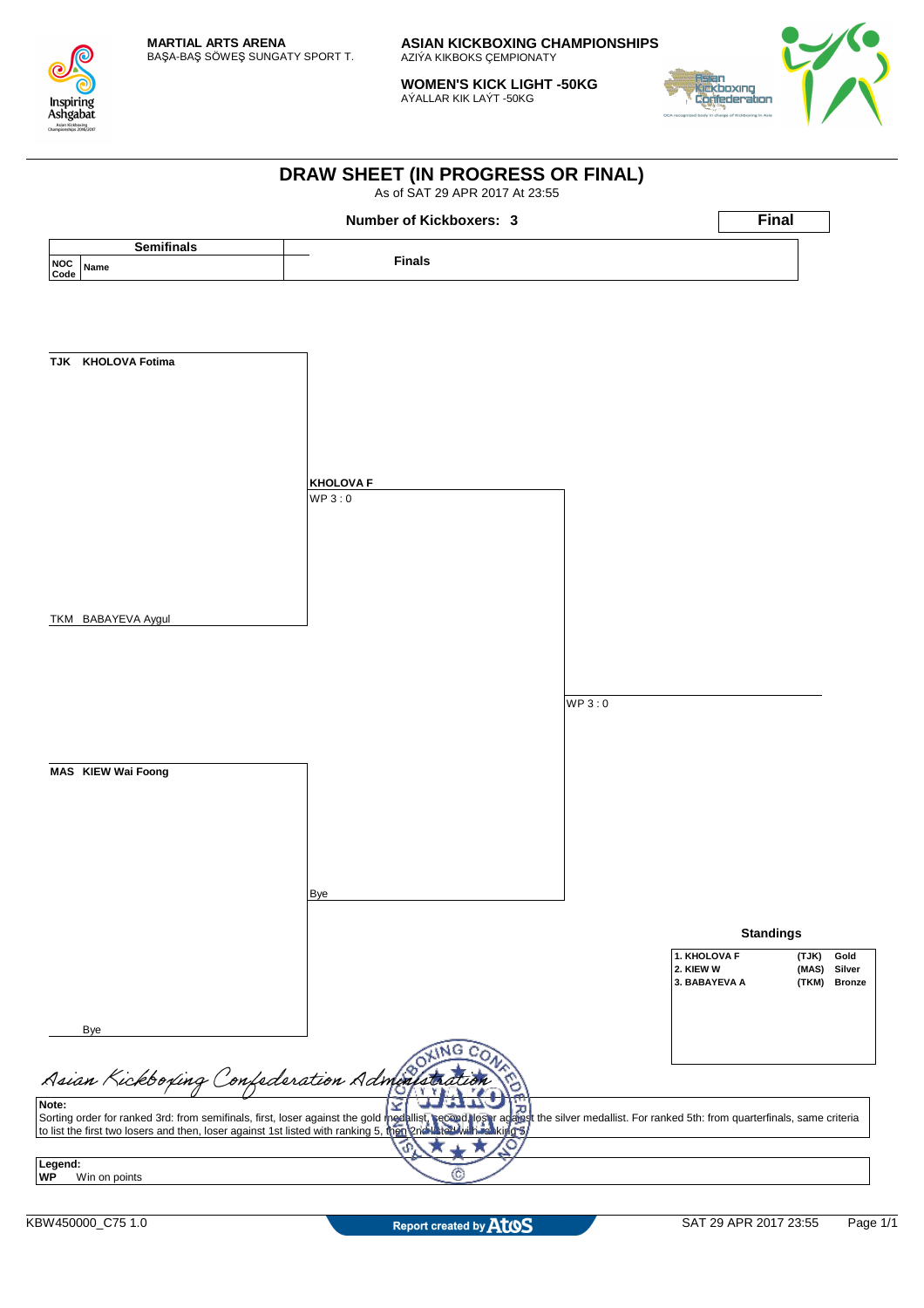**MARTIAL ARTS ARENA**
BAŞA-BAŞ SÖWEŞ SUNGATY SPORT T.

**ASIAN KICKBOXING CHAMPIONSHIPS**
AZIÝA KIKBOKS ÇEMPIONATY

**WOMEN'S KICK LIGHT -50KG**
AÝALLAR KIK LAÝT -50KG

# DRAW SHEET (IN PROGRESS OR FINAL)

As of SAT 29 APR 2017 At 23:55

**Number of Kickboxers: 3**

**Final**

| Semifinals | | Finals | |
|---|---|---|---|
| **NOC Code** | **Name** | | |
| **TJK** | **KHOLOVA Fotima** | **KHOLOVA F** WP 3 : 0 | WP 3 : 0 |
| TKM | BABAYEVA Aygul | | |
| **MAS** | **KIEW Wai Foong** | Bye | |
| | Bye | | |

**Standings**

| | | |
|---|---|---|
| 1. KHOLOVA F | (TJK) | Gold |
| 2. KIEW W | (MAS) | Silver |
| 3. BABAYEVA A | (TKM) | Bronze |

Asian Kickboxing Confederation Administration

**Note:**
Sorting order for ranked 3rd: from semifinals, first, loser against the gold medallist, second, loser against the silver medallist. For ranked 5th: from quarterfinals, same criteria to list the first two losers and then, loser against 1st listed with ranking 5, then 2nd listed with ranking 5.

**Legend:**
**WP** Win on points

KBW450000_C75 1.0 — Report created by Atos — SAT 29 APR 2017 23:55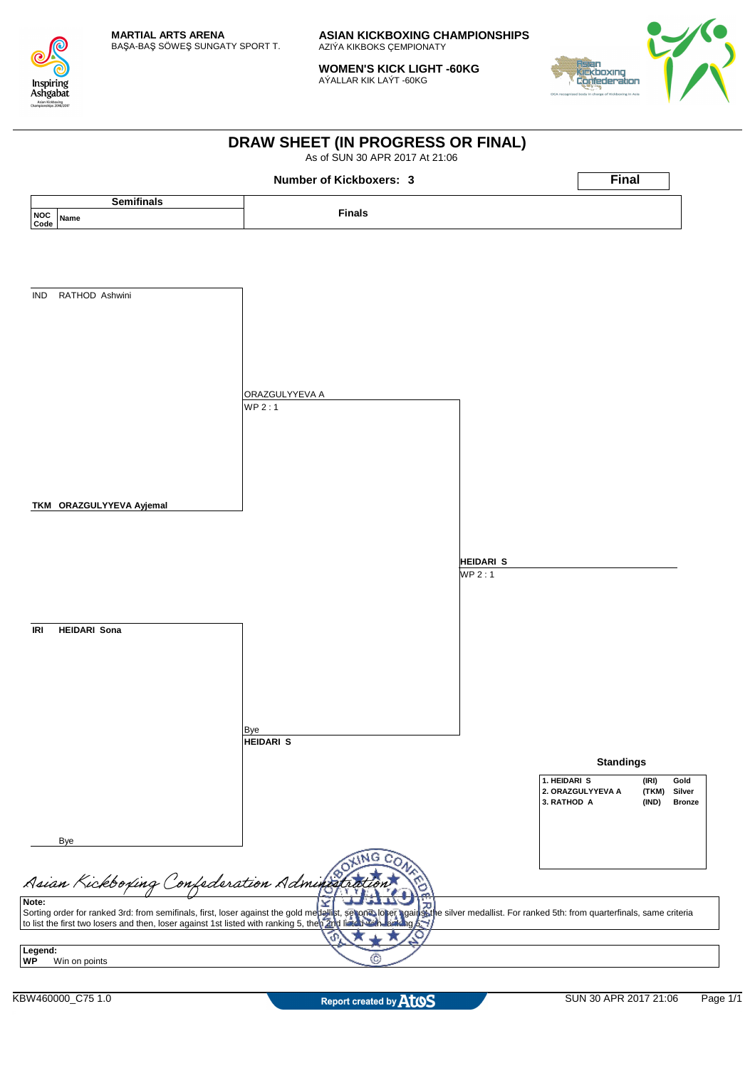MARTIAL ARTS ARENA
BAŞA-BAŞ SÖWEŞ SUNGATY SPORT T.

**ASIAN KICKBOXING CHAMPIONSHIPS**
AZIÝA KIKBOKS ÇEMPIONATY

**WOMEN'S KICK LIGHT -60KG**
AÝALLAR KIK LAÝT -60KG

# DRAW SHEET (IN PROGRESS OR FINAL)

As of SUN 30 APR 2017 At 21:06

**Number of Kickboxers: 3**

**Final**

| Semifinals | | Finals | |
|---|---|---|---|
| NOC Code | Name | | |
| IND | RATHOD Ashwini | | |
| | | ORAZGULYYEVA A<br>WP 2 : 1 | |
| **TKM** | **ORAZGULYYEVA Ayjemal** | | |
| | | | **HEIDARI S**<br>WP 2 : 1 |
| **IRI** | **HEIDARI Sona** | | |
| | | Bye<br>**HEIDARI S** | |
| | Bye | | |

### Standings

| | | |
|---|---|---|
| 1. HEIDARI S | (IRI) | Gold |
| 2. ORAZGULYYEVA A | (TKM) | Silver |
| 3. RATHOD A | (IND) | Bronze |

*Asian Kickboxing Confederation Administration*

**Note:**
Sorting order for ranked 3rd: from semifinals, first, loser against the gold medallist, second, loser against the silver medallist. For ranked 5th: from quarterfinals, same criteria to list the first two losers and then, loser against 1st listed with ranking 5, then 2nd listed with ranking 5.

**Legend:**
**WP** Win on points

KBW460000_C75 1.0 | Report created by Atos | SUN 30 APR 2017 21:06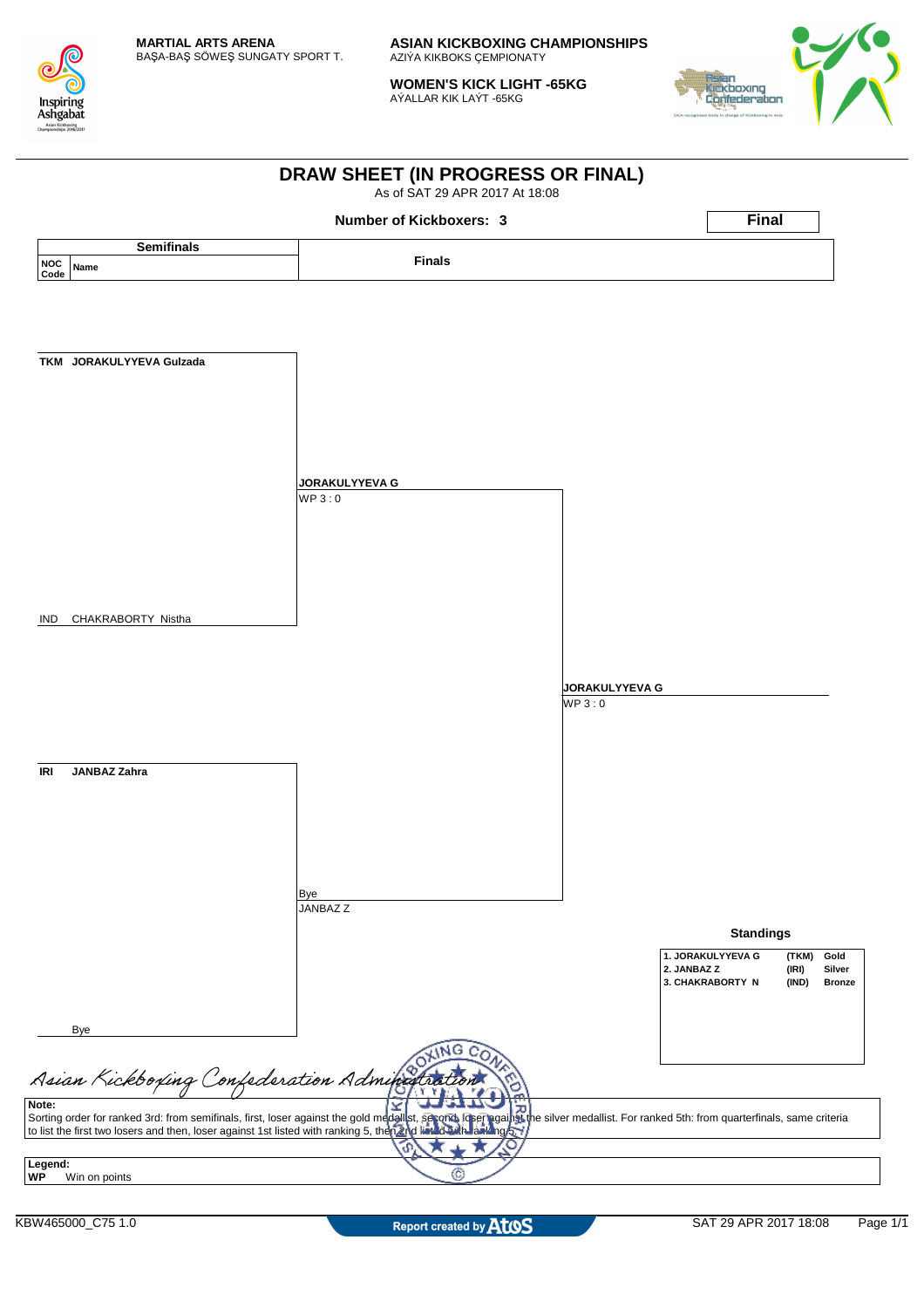**MARTIAL ARTS ARENA**
BAŞA-BAŞ SÖWEŞ SUNGATY SPORT T.

**ASIAN KICKBOXING CHAMPIONSHIPS**
AZIÝA KIKBOKS ÇEMPIONATY

**WOMEN'S KICK LIGHT -65KG**
AÝALLAR KIK LAÝT -65KG

# DRAW SHEET (IN PROGRESS OR FINAL)

As of SAT 29 APR 2017 At 18:08

**Number of Kickboxers: 3**

**Final**

| Semifinals | | Finals | |
|---|---|---|---|
| **NOC Code** | **Name** | | |
| TKM | **JORAKULYYEVA Gulzada** | **JORAKULYYEVA G** WP 3 : 0 | **JORAKULYYEVA G** WP 3 : 0 |
| IND | CHAKRABORTY Nistha | | |
| IRI | **JANBAZ Zahra** | Bye JANBAZ Z | |
| | Bye | | |

**Standings**

| | | |
|---|---|---|
| 1. JORAKULYYEVA G | (TKM) | Gold |
| 2. JANBAZ Z | (IRI) | Silver |
| 3. CHAKRABORTY N | (IND) | Bronze |

*Asian Kickboxing Confederation Administration*

**Note:**
Sorting order for ranked 3rd: from semifinals, first, loser against the gold medallist, second, loser against the silver medallist. For ranked 5th: from quarterfinals, same criteria to list the first two losers and then, loser against 1st listed with ranking 5, then 2nd listed with ranking 5.

**Legend:**
**WP** Win on points

KBW465000_C75 1.0 — Report created by Atos — SAT 29 APR 2017 18:08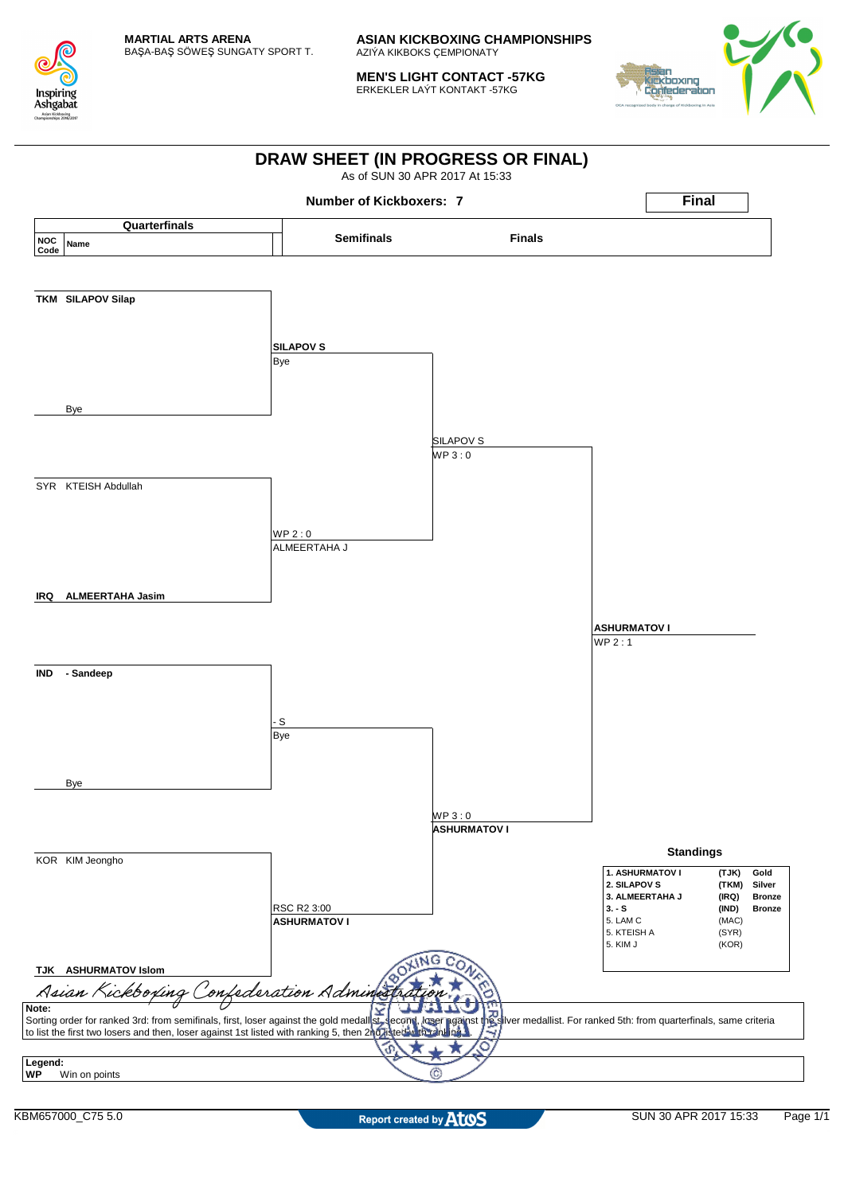MARTIAL ARTS ARENA
BAŞA-BAŞ SÖWEŞ SUNGATY SPORT T.

**ASIAN KICKBOXING CHAMPIONSHIPS**
AZIÝA KIKBOKS ÇEMPIONATY

**MEN'S LIGHT CONTACT -57KG**
ERKEKLER LAÝT KONTAKT -57KG

# DRAW SHEET (IN PROGRESS OR FINAL)

As of SUN 30 APR 2017 At 15:33

**Number of Kickboxers: 7**

**Final**

## Quarterfinals

| NOC Code | Name |
|---|---|
| TKM | SILAPOV Silap |
| | Bye |
| SYR | KTEISH Abdullah |
| IRQ | ALMEERTAHA Jasim |
| IND | - Sandeep |
| | Bye |
| KOR | KIM Jeongho |
| TJK | ASHURMATOV Islom |

## Semifinals

- SILAPOV S — Bye
- ALMEERTAHA J — WP 2 : 0
- - S — Bye
- ASHURMATOV I — RSC R2 3:00

## Finals

- SILAPOV S — WP 3 : 0
- ASHURMATOV I — WP 3 : 0

## Winner

**ASHURMATOV I** — WP 2 : 1

## Standings

| Rank | Name | NOC | Medal |
|---|---|---|---|
| 1. | ASHURMATOV I | (TJK) | Gold |
| 2. | SILAPOV S | (TKM) | Silver |
| 3. | ALMEERTAHA J | (IRQ) | Bronze |
| 3. | - S | (IND) | Bronze |
| 5. | LAM C | (MAC) | |
| 5. | KTEISH A | (SYR) | |
| 5. | KIM J | (KOR) | |

*Asian Kickboxing Confederation Administration*

**Note:**
Sorting order for ranked 3rd: from semifinals, first, loser against the gold medallist, second, loser against the silver medallist. For ranked 5th: from quarterfinals, same criteria to list the first two losers and then, loser against 1st listed with ranking 5, then 2nd listed with ranking 5.

**Legend:**

| | |
|---|---|
| **WP** | Win on points |

KBM657000_C75 5.0 — Report created by AtoS — SUN 30 APR 2017 15:33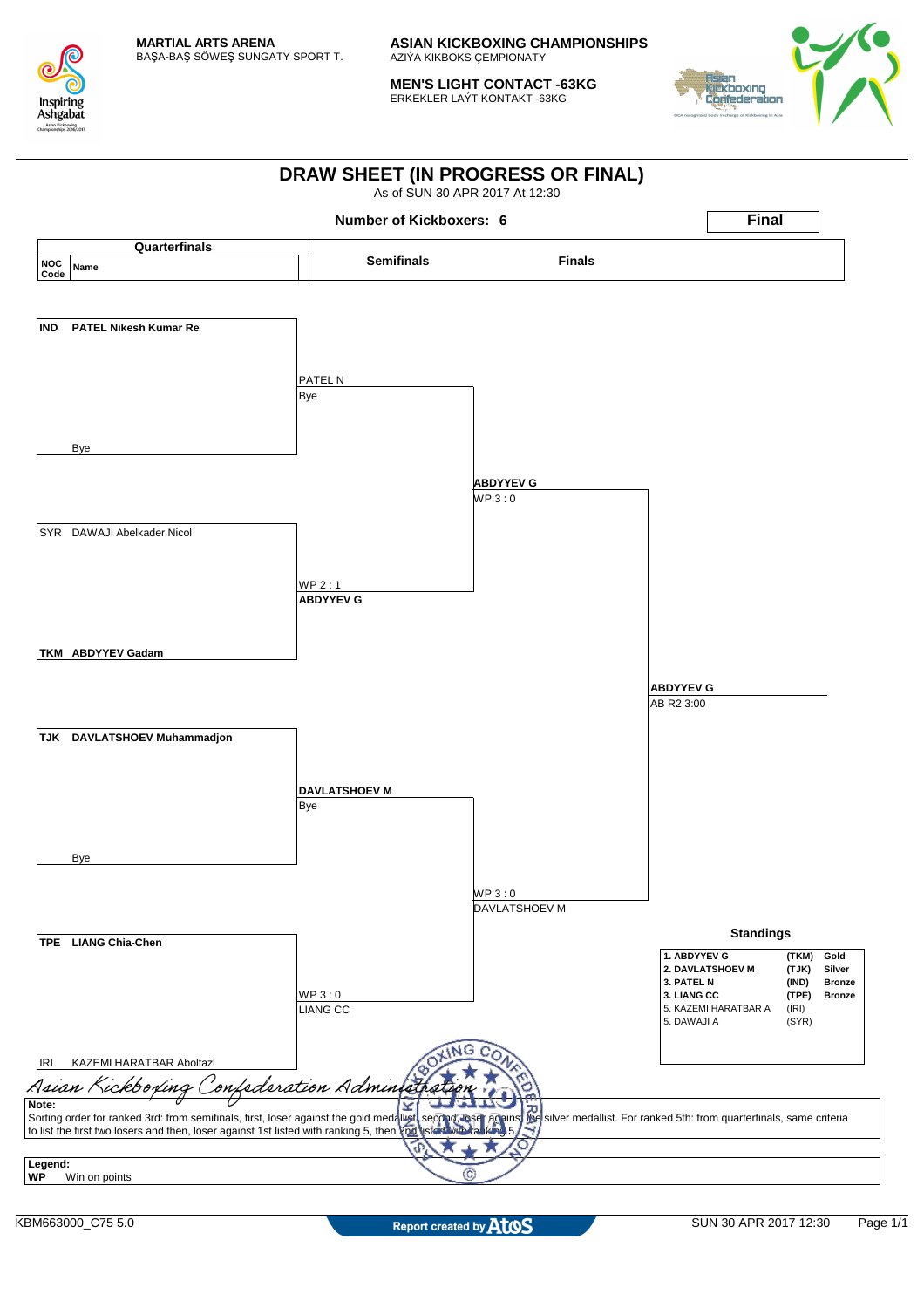**MARTIAL ARTS ARENA**
BAŞA-BAŞ SÖWEŞ SUNGATY SPORT T.

**ASIAN KICKBOXING CHAMPIONSHIPS**
AZIÝA KIKBOKS ÇEMPIONATY

**MEN'S LIGHT CONTACT -63KG**
ERKEKLER LAÝT KONTAKT -63KG

# DRAW SHEET (IN PROGRESS OR FINAL)

As of SUN 30 APR 2017 At 12:30

**Number of Kickboxers: 6**

**Final**

| NOC Code | Name (Quarterfinals) | Semifinals | Finals | Final |
|---|---|---|---|---|
| IND | **PATEL Nikesh Kumar Re** | PATEL N — Bye | | |
| | Bye | | **ABDYYEV G** — WP 3 : 0 | |
| SYR | DAWAJI Abelkader Nicol | WP 2 : 1 — **ABDYYEV G** | | |
| TKM | **ABDYYEV Gadam** | | | **ABDYYEV G** — AB R2 3:00 |
| TJK | **DAVLATSHOEV Muhammadjon** | **DAVLATSHOEV M** — Bye | | |
| | Bye | | WP 3 : 0 — DAVLATSHOEV M | |
| TPE | **LIANG Chia-Chen** | WP 3 : 0 — LIANG CC | | |
| IRI | KAZEMI HARATBAR Abolfazl | | | |

**Standings**

| Rank | Name | NOC | Medal |
|---|---|---|---|
| 1. | ABDYYEV G | (TKM) | Gold |
| 2. | DAVLATSHOEV M | (TJK) | Silver |
| 3. | PATEL N | (IND) | Bronze |
| 3. | LIANG CC | (TPE) | Bronze |
| 5. | KAZEMI HARATBAR A | (IRI) | |
| 5. | DAWAJI A | (SYR) | |

*Asian Kickboxing Confederation Administration*

**Note:**
Sorting order for ranked 3rd: from semifinals, first, loser against the gold medallist, second, loser against the silver medallist. For ranked 5th: from quarterfinals, same criteria to list the first two losers and then, loser against 1st listed with ranking 5, then 2nd listed with ranking 5.

**Legend:**
**WP** Win on points

KBM663000_C75 5.0 — Report created by Atos — SUN 30 APR 2017 12:30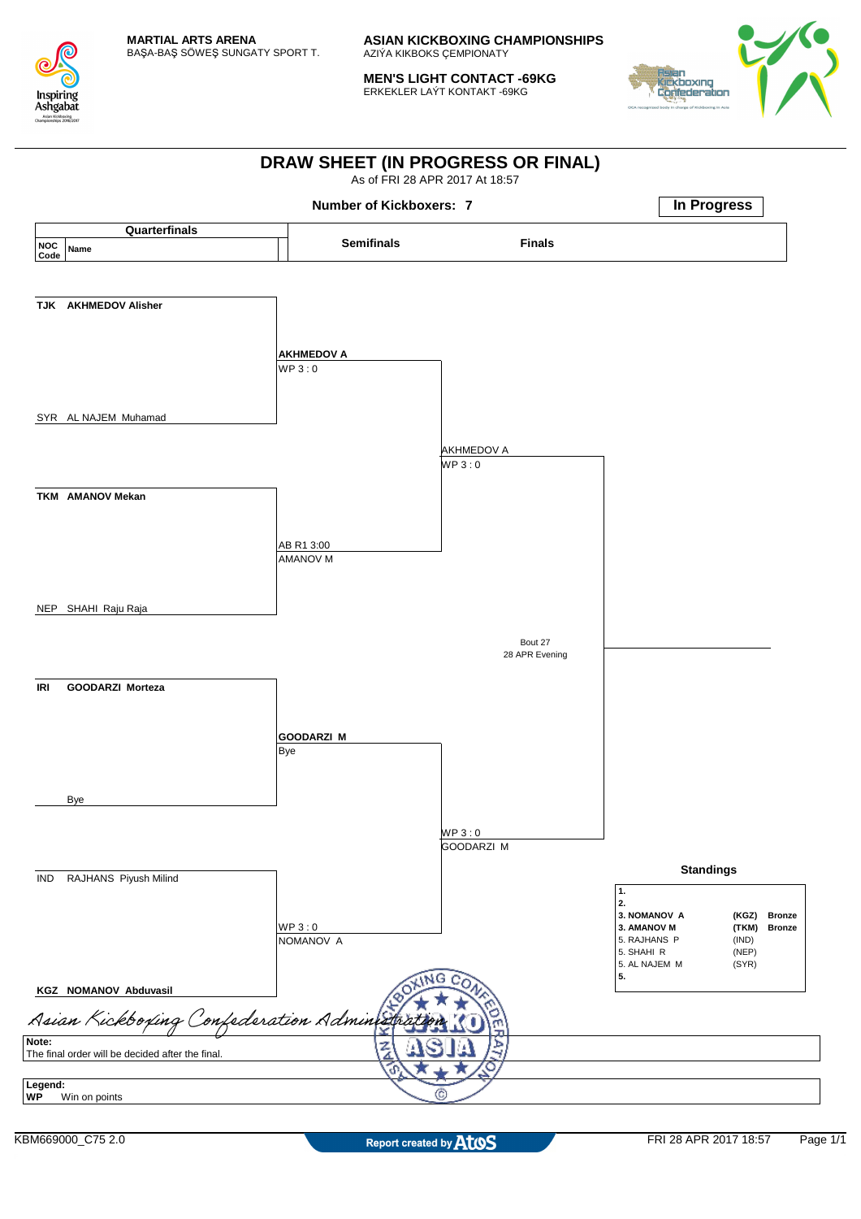**MARTIAL ARTS ARENA**
BAŞA-BAŞ SÖWEŞ SUNGATY SPORT T.

**ASIAN KICKBOXING CHAMPIONSHIPS**
AZIÝA KIKBOKS ÇEMPIONATY

**MEN'S LIGHT CONTACT -69KG**
ERKEKLER LAÝT KONTAKT -69KG

# DRAW SHEET (IN PROGRESS OR FINAL)

As of FRI 28 APR 2017 At 18:57

**Number of Kickboxers: 7**

**In Progress**

| Quarterfinals (NOC Code / Name) | Semifinals | Finals |
|---|---|---|
| **TJK AKHMEDOV Alisher** | **AKHMEDOV A** WP 3 : 0 | |
| SYR AL NAJEM Muhamad | | AKHMEDOV A WP 3 : 0 |
| **TKM AMANOV Mekan** | AB R1 3:00 AMANOV M | |
| NEP SHAHI Raju Raja | | Bout 27 28 APR Evening |
| **IRI GOODARZI Morteza** | **GOODARZI M** Bye | |
| Bye | | WP 3 : 0 GOODARZI M |
| IND RAJHANS Piyush Milind | WP 3 : 0 NOMANOV A | |
| **KGZ NOMANOV Abduvasil** | | |

**Standings**

| Rank | Name | NOC | Medal |
|---|---|---|---|
| 1. | | | |
| 2. | | | |
| 3. | NOMANOV A | (KGZ) | Bronze |
| 3. | AMANOV M | (TKM) | Bronze |
| 5. | RAJHANS P | (IND) | |
| 5. | SHAHI R | (NEP) | |
| 5. | AL NAJEM M | (SYR) | |
| 5. | | | |

*Asian Kickboxing Confederation Administration*

**Note:**
The final order will be decided after the final.

**Legend:**
**WP** Win on points

KBM669000_C75 2.0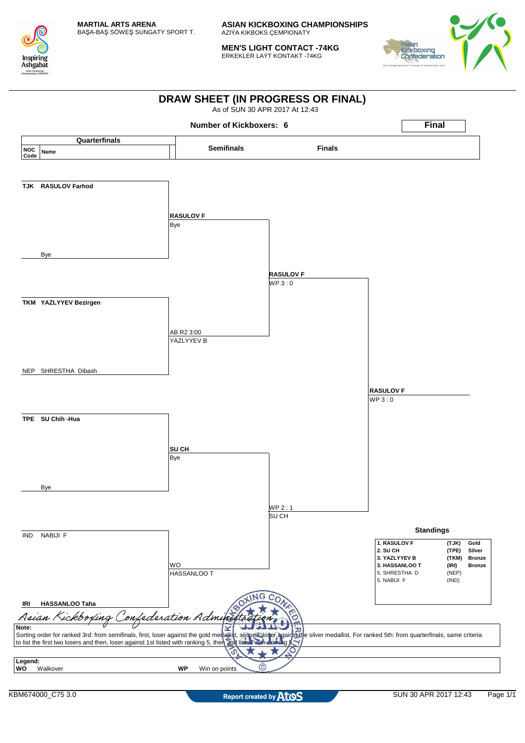**MARTIAL ARTS ARENA**
BAŞA-BAŞ SÖWEŞ SUNGATY SPORT T.

**ASIAN KICKBOXING CHAMPIONSHIPS**
AZIÝA KIKBOKS ÇEMPIONATY

**MEN'S LIGHT CONTACT -74KG**
ERKEKLER LAÝT KONTAKT -74KG

# DRAW SHEET (IN PROGRESS OR FINAL)

As of SUN 30 APR 2017 At 12:43

**Number of Kickboxers: 6**

**Final**

| Quarterfinals (NOC Code / Name) | | Semifinals | | Finals | |
|---|---|---|---|---|---|
| TJK | RASULOV Farhod | RASULOV F | Bye | RASULOV F | WP 3 : 0 |
| | Bye | | | | |
| TKM | YAZLYYEV Bezirgen | YAZLYYEV B | AB R2 3:00 | | |
| NEP | SHRESTHA Dibash | | | | |
| TPE | SU Chih -Hua | SU CH | Bye | SU CH | WP 2 : 1 |
| | Bye | | | | |
| IND | NABIJI F | HASSANLOO T | WO | | |
| IRI | HASSANLOO Taha | | | | |

**Winner:** RASULOV F — WP 3 : 0

**Standings**

| | | |
|---|---|---|
| 1. RASULOV F | (TJK) | Gold |
| 2. SU CH | (TPE) | Silver |
| 3. YAZLYYEV B | (TKM) | Bronze |
| 3. HASSANLOO T | (IRI) | Bronze |
| 5. SHRESTHA D | (NEP) | |
| 5. NABIJI F | (IND) | |

*Asian Kickboxing Confederation Administration*

**Note:**
Sorting order for ranked 3rd: from semifinals, first, loser against the gold medallist, second, loser against the silver medallist. For ranked 5th: from quarterfinals, same criteria to list the first two losers and then, loser against 1st listed with ranking 5, then 2nd listed with ranking 5.

**Legend:**
**WO** Walkover  **WP** Win on points

KBM674000_C75 3.0 — Report created by Atos — SUN 30 APR 2017 12:43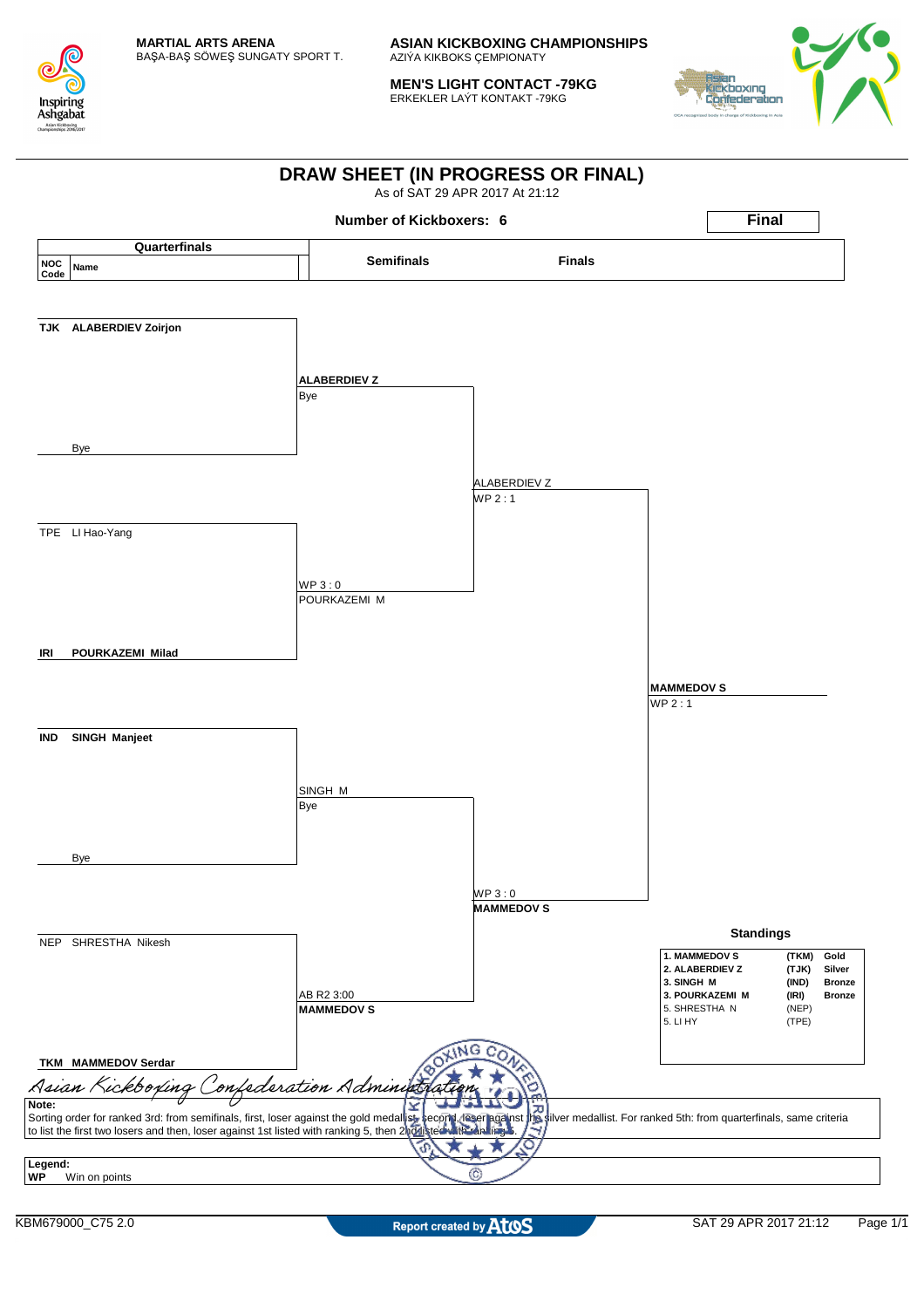MARTIAL ARTS ARENA
BAŞA-BAŞ SÖWEŞ SUNGATY SPORT T.

# ASIAN KICKBOXING CHAMPIONSHIPS
AZIÝA KIKBOKS ÇEMPIONATY

## MEN'S LIGHT CONTACT -79KG
ERKEKLER LAÝT KONTAKT -79KG

# DRAW SHEET (IN PROGRESS OR FINAL)
As of SAT 29 APR 2017 At 21:12

**Number of Kickboxers: 6** — **Final**

| NOC Code | Name (Quarterfinals) | Semifinals | Finals |
|---|---|---|---|
| TJK | **ALABERDIEV Zoirjon** | **ALABERDIEV Z** Bye | ALABERDIEV Z WP 2 : 1 |
| | Bye | | |
| TPE | LI Hao-Yang | WP 3 : 0 POURKAZEMI M | |
| IRI | **POURKAZEMI Milad** | | |
| IND | **SINGH Manjeet** | SINGH M Bye | WP 3 : 0 **MAMMEDOV S** |
| | Bye | | |
| NEP | SHRESTHA Nikesh | AB R2 3:00 **MAMMEDOV S** | |
| TKM | **MAMMEDOV Serdar** | | |

**Final winner: MAMMEDOV S** WP 2 : 1

### Standings

| Rank | Name | NOC | Medal |
|---|---|---|---|
| 1. | MAMMEDOV S | (TKM) | Gold |
| 2. | ALABERDIEV Z | (TJK) | Silver |
| 3. | SINGH M | (IND) | Bronze |
| 3. | POURKAZEMI M | (IRI) | Bronze |
| 5. | SHRESTHA N | (NEP) | |
| 5. | LI HY | (TPE) | |

*Asian Kickboxing Confederation Administration*

**Note:**
Sorting order for ranked 3rd: from semifinals, first, loser against the gold medallist, second, loser against the silver medallist. For ranked 5th: from quarterfinals, same criteria to list the first two losers and then, loser against 1st listed with ranking 5, then 2nd listed with ranking 5.

**Legend:**
**WP** Win on points

KBM679000_C75 2.0 — Report created by Atos — SAT 29 APR 2017 21:12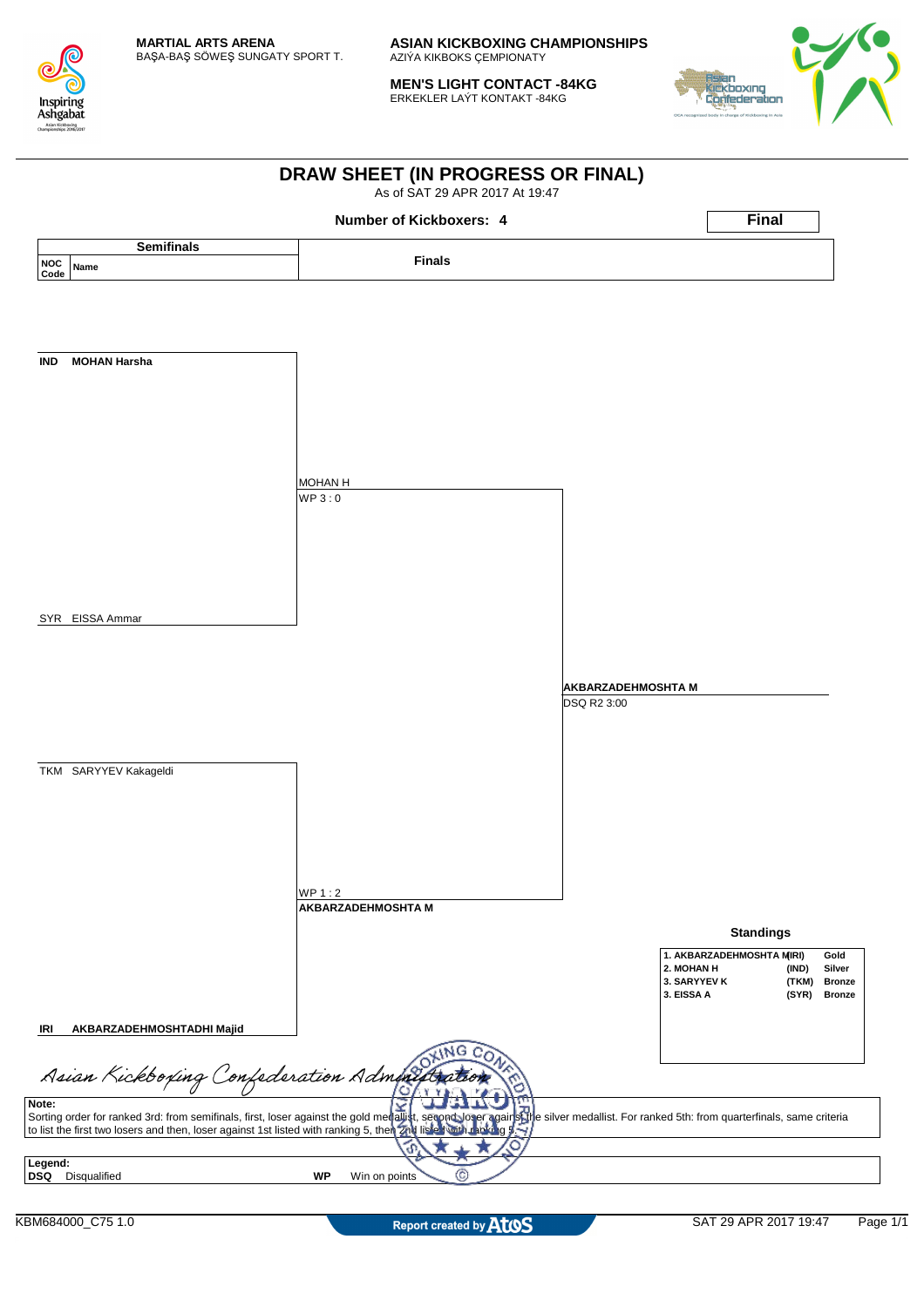**MARTIAL ARTS ARENA**
BAŞA-BAŞ SÖWEŞ SUNGATY SPORT T.

**ASIAN KICKBOXING CHAMPIONSHIPS**
AZIÝA KIKBOKS ÇEMPIONATY

**MEN'S LIGHT CONTACT -84KG**
ERKEKLER LAÝT KONTAKT -84KG

# DRAW SHEET (IN PROGRESS OR FINAL)

As of SAT 29 APR 2017 At 19:47

**Number of Kickboxers: 4**

**Final**

| Semifinals | | Finals | |
|---|---|---|---|
| NOC Code | Name | | |
| **IND** | **MOHAN Harsha** | MOHAN H<br>WP 3 : 0 | |
| SYR | EISSA Ammar | | |
| | | | **AKBARZADEHMOSHTA M**<br>DSQ R2 3:00 |
| TKM | SARYYEV Kakageldi | WP 1 : 2<br>**AKBARZADEHMOSHTA M** | |
| **IRI** | **AKBARZADEHMOSHTADHI Majid** | | |

### Standings

| Rank | Name | NOC | Medal |
|---|---|---|---|
| 1. | AKBARZADEHMOSHTA M | (IRI) | Gold |
| 2. | MOHAN H | (IND) | Silver |
| 3. | SARYYEV K | (TKM) | Bronze |
| 3. | EISSA A | (SYR) | Bronze |

*Asian Kickboxing Confederation Administration*

**Note:**
Sorting order for ranked 3rd: from semifinals, first, loser against the gold medallist, second, loser against the silver medallist. For ranked 5th: from quarterfinals, same criteria to list the first two losers and then, loser against 1st listed with ranking 5, then 2nd listed with ranking 5.

**Legend:**
**DSQ** Disqualified
**WP** Win on points

KBM684000_C75 1.0 — Report created by Atos — SAT 29 APR 2017 19:47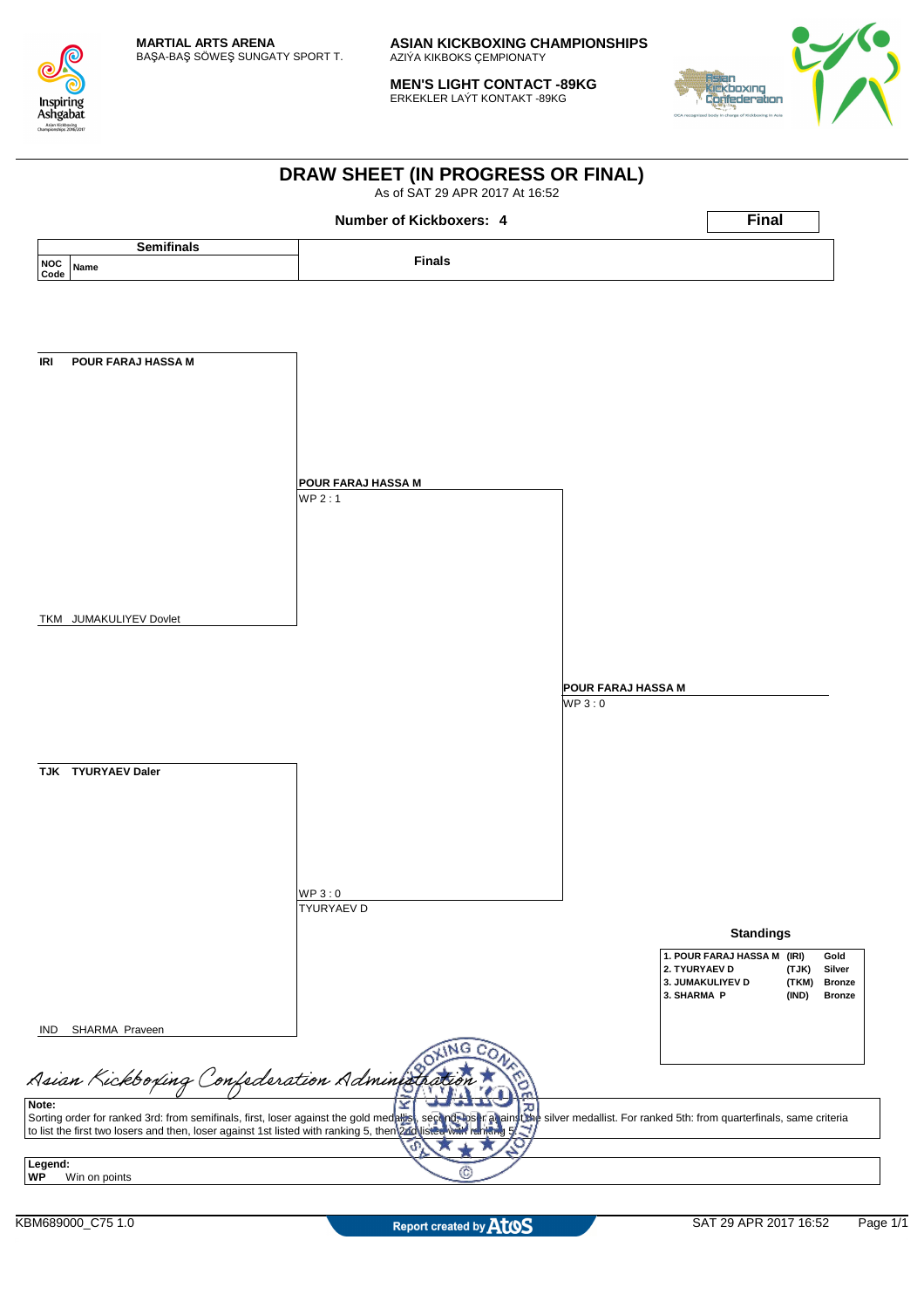**MARTIAL ARTS ARENA**
BAŞA-BAŞ SÖWEŞ SUNGATY SPORT T.

**ASIAN KICKBOXING CHAMPIONSHIPS**
AZIÝA KIKBOKS ÇEMPIONATY

**MEN'S LIGHT CONTACT -89KG**
ERKEKLER LAÝT KONTAKT -89KG

# DRAW SHEET (IN PROGRESS OR FINAL)

As of SAT 29 APR 2017 At 16:52

**Number of Kickboxers: 4**

**Final**

| Semifinals | | Finals | Winner |
|---|---|---|---|
| **NOC Code** | **Name** | | |
| **IRI** | **POUR FARAJ HASSA M** | **POUR FARAJ HASSA M** WP 2 : 1 | |
| TKM | JUMAKULIYEV Dovlet | | **POUR FARAJ HASSA M** WP 3 : 0 |
| **TJK** | **TYURYAEV Daler** | WP 3 : 0 TYURYAEV D | |
| IND | SHARMA Praveen | | |

### Standings

| | | |
|---|---|---|
| 1. POUR FARAJ HASSA M | (IRI) | Gold |
| 2. TYURYAEV D | (TJK) | Silver |
| 3. JUMAKULIYEV D | (TKM) | Bronze |
| 3. SHARMA P | (IND) | Bronze |

Asian Kickboxing Confederation Administration

**Note:**
Sorting order for ranked 3rd: from semifinals, first, loser against the gold medallist, second, loser against the silver medallist. For ranked 5th: from quarterfinals, same criteria to list the first two losers and then, loser against 1st listed with ranking 5, then 2nd listed with ranking 5.

**Legend:**
**WP** Win on points

KBM689000_C75 1.0 — Report created by Atos — SAT 29 APR 2017 16:52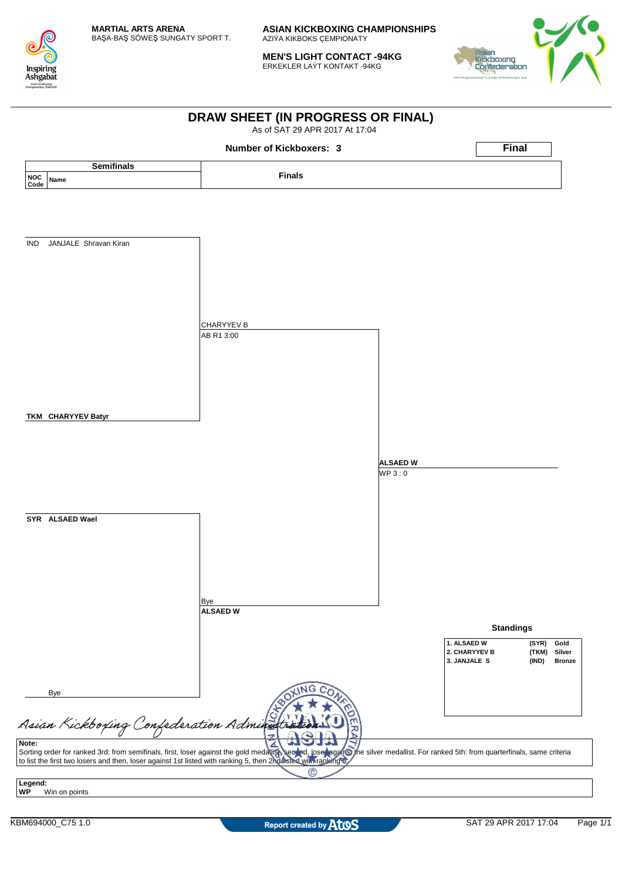**MARTIAL ARTS ARENA**
BAŞA-BAŞ SÖWEŞ SUNGATY SPORT T.

**ASIAN KICKBOXING CHAMPIONSHIPS**
AZIÝA KIKBOKS ÇEMPIONATY

**MEN'S LIGHT CONTACT -94KG**
ERKEKLER LAÝT KONTAKT -94KG

# DRAW SHEET (IN PROGRESS OR FINAL)

As of SAT 29 APR 2017 At 17:04

**Number of Kickboxers: 3**

**Final**

| Semifinals | | Finals | |
|---|---|---|---|
| NOC Code | Name | | |
| IND | JANJALE Shravan Kiran | CHARYYEV B<br>AB R1 3:00 | |
| **TKM** | **CHARYYEV Batyr** | | **ALSAED W**<br>WP 3 : 0 |
| **SYR** | **ALSAED Wael** | Bye<br>**ALSAED W** | |
| | Bye | | |

**Standings**

| | | |
|---|---|---|
| 1. ALSAED W | (SYR) | Gold |
| 2. CHARYYEV B | (TKM) | Silver |
| 3. JANJALE S | (IND) | Bronze |

*Asian Kickboxing Confederation Administration*

**Note:**
Sorting order for ranked 3rd: from semifinals, first, loser against the gold medallist, second, loser against the silver medallist. For ranked 5th: from quarterfinals, same criteria to list the first two losers and then, loser against 1st listed with ranking 5, then 2nd listed with ranking 5.

**Legend:**
**WP** Win on points

KBM694000_C75 1.0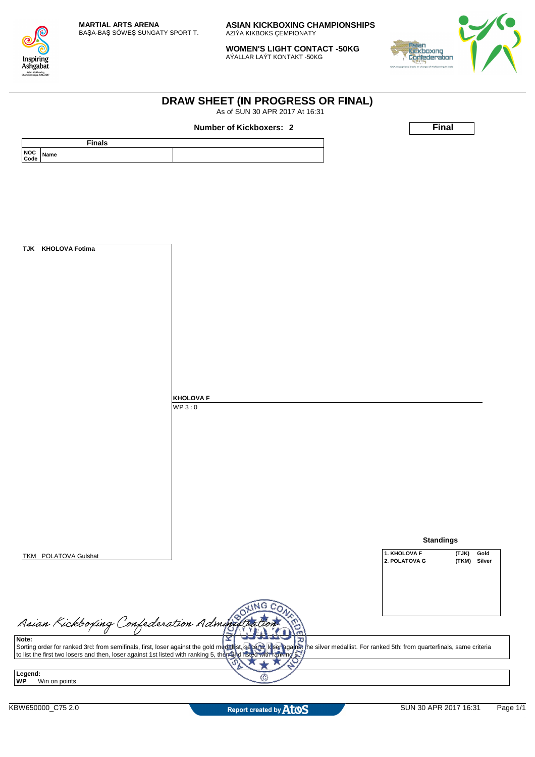**MARTIAL ARTS ARENA**
BAŞA-BAŞ SÖWEŞ SUNGATY SPORT T.

**ASIAN KICKBOXING CHAMPIONSHIPS**
AZIÝA KIKBOKS ÇEMPIONATY

**WOMEN'S LIGHT CONTACT -50KG**
AÝALLAR LAÝT KONTAKT -50KG

# DRAW SHEET (IN PROGRESS OR FINAL)

As of SUN 30 APR 2017 At 16:31

**Number of Kickboxers: 2**

**Final**

| Finals | | |
|---|---|---|
| NOC Code | Name | |

**TJK KHOLOVA Fotima**

**KHOLOVA F**
WP 3 : 0

TKM POLATOVA Gulshat

**Standings**

| | | |
|---|---|---|
| 1. KHOLOVA F | (TJK) | Gold |
| 2. POLATOVA G | (TKM) | Silver |

Asian Kickboxing Confederation Administration

**Note:**
Sorting order for ranked 3rd: from semifinals, first, loser against the gold medallist, second, loser against the silver medallist. For ranked 5th: from quarterfinals, same criteria to list the first two losers and then, loser against 1st listed with ranking 5, then 2nd listed with ranking 5.

**Legend:**
**WP** Win on points

KBW650000_C75 2.0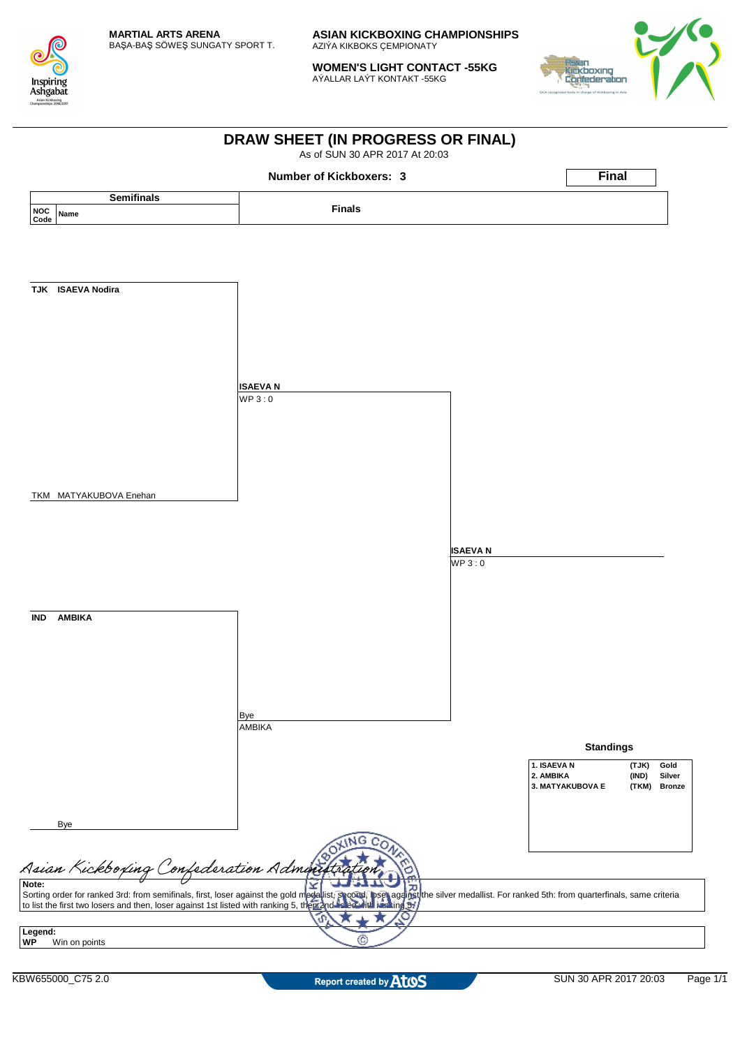MARTIAL ARTS ARENA
BAŞA-BAŞ SÖWEŞ SUNGATY SPORT T.

ASIAN KICKBOXING CHAMPIONSHIPS
AZIÝA KIKBOKS ÇEMPIONATY

WOMEN'S LIGHT CONTACT -55KG
AÝALLAR LAÝT KONTAKT -55KG

# DRAW SHEET (IN PROGRESS OR FINAL)

As of SUN 30 APR 2017 At 20:03

**Number of Kickboxers: 3**

**Final**

| Semifinals | | Finals | |
|---|---|---|---|
| **NOC Code** | **Name** | | |
| **TJK** | **ISAEVA Nodira** | | |
| | | **ISAEVA N** WP 3 : 0 | |
| TKM | MATYAKUBOVA Enehan | | |
| | | | **ISAEVA N** WP 3 : 0 |
| **IND** | **AMBIKA** | | |
| | | Bye AMBIKA | |
| | Bye | | |

**Standings**

| | | |
|---|---|---|
| 1. ISAEVA N | (TJK) | Gold |
| 2. AMBIKA | (IND) | Silver |
| 3. MATYAKUBOVA E | (TKM) | Bronze |

Asian Kickboxing Confederation Administration

**Note:**
Sorting order for ranked 3rd: from semifinals, first, loser against the gold medallist, second, loser against the silver medallist. For ranked 5th: from quarterfinals, same criteria to list the first two losers and then, loser against 1st listed with ranking 5, then 2nd listed with ranking 5.

**Legend:**
**WP** Win on points

KBW655000_C75 2.0 | Report created by Atos | SUN 30 APR 2017 20:03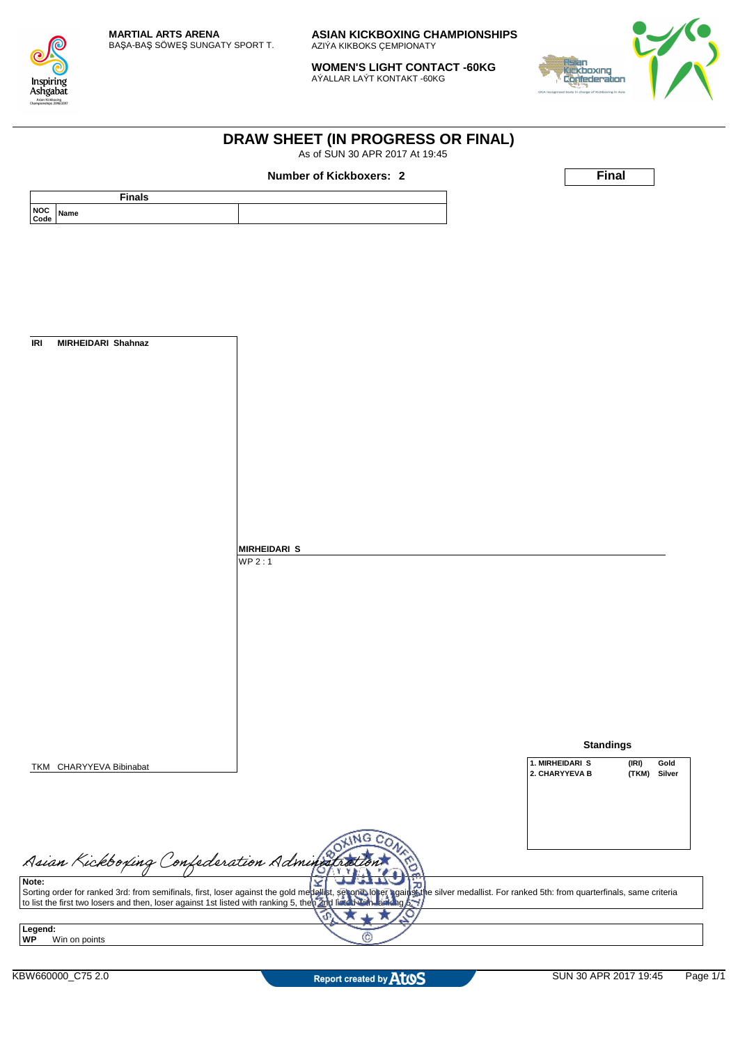**MARTIAL ARTS ARENA**
BAŞA-BAŞ SÖWEŞ SUNGATY SPORT T.

**ASIAN KICKBOXING CHAMPIONSHIPS**
AZIÝA KIKBOKS ÇEMPIONATY

**WOMEN'S LIGHT CONTACT -60KG**
AÝALLAR LAÝT KONTAKT -60KG

# DRAW SHEET (IN PROGRESS OR FINAL)

As of SUN 30 APR 2017 At 19:45

**Number of Kickboxers: 2**

**Final**

| Finals | | |
|---|---|---|
| NOC Code | Name | |

IRI **MIRHEIDARI Shahnaz**

TKM CHARYYEVA Bibinabat

**MIRHEIDARI S**
WP 2 : 1

**Standings**

| | | |
|---|---|---|
| 1. MIRHEIDARI S | (IRI) | Gold |
| 2. CHARYYEVA B | (TKM) | Silver |

Asian Kickboxing Confederation Administration

**Note:**
Sorting order for ranked 3rd: from semifinals, first, loser against the gold medallist, second, loser against the silver medallist. For ranked 5th: from quarterfinals, same criteria to list the first two losers and then, loser against 1st listed with ranking 5, then 2nd listed with ranking 5.

**Legend:**
**WP** Win on points

KBW660000_C75 2.0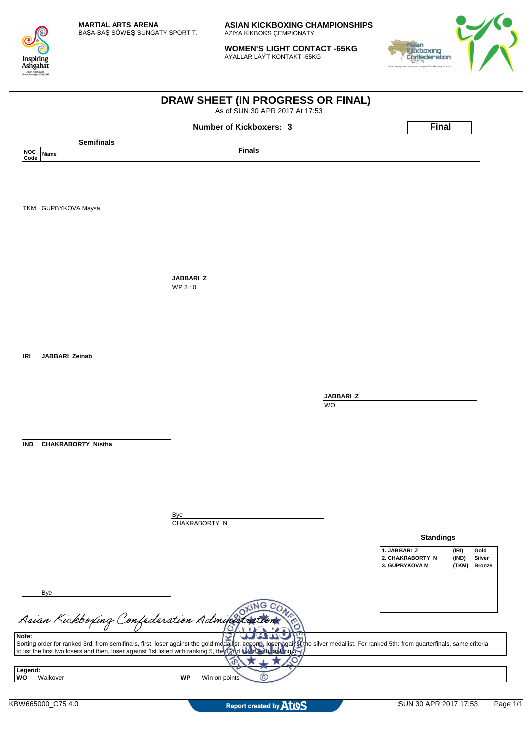MARTIAL ARTS ARENA
BAŞA-BAŞ SÖWEŞ SUNGATY SPORT T.

**ASIAN KICKBOXING CHAMPIONSHIPS**
AZIÝA KIKBOKS ÇEMPIONATY

**WOMEN'S LIGHT CONTACT -65KG**
AÝALLAR LAÝT KONTAKT -65KG

# DRAW SHEET (IN PROGRESS OR FINAL)

As of SUN 30 APR 2017 At 17:53

**Number of Kickboxers: 3**

**Final**

| Semifinals | | Finals | |
|---|---|---|---|
| NOC Code | Name | | |
| TKM | GUPBYKOVA Maysa | JABBARI Z<br>WP 3 : 0 | JABBARI Z<br>WO |
| IRI | **JABBARI Zeinab** | | |
| IND | **CHAKRABORTY Nistha** | Bye<br>CHAKRABORTY N | |
| | Bye | | |

### Standings

| | | |
|---|---|---|
| 1. JABBARI Z | (IRI) | Gold |
| 2. CHAKRABORTY N | (IND) | Silver |
| 3. GUPBYKOVA M | (TKM) | Bronze |

*Asian Kickboxing Confederation Administration*

**Note:**
Sorting order for ranked 3rd: from semifinals, first, loser against the gold medallist, second, loser against the silver medallist. For ranked 5th: from quarterfinals, same criteria to list the first two losers and then, loser against 1st listed with ranking 5, then 2nd listed with ranking 5.

**Legend:**
**WO** Walkover **WP** Win on points

KBW665000_C75 4.0 Report created by Atos SUN 30 APR 2017 17:53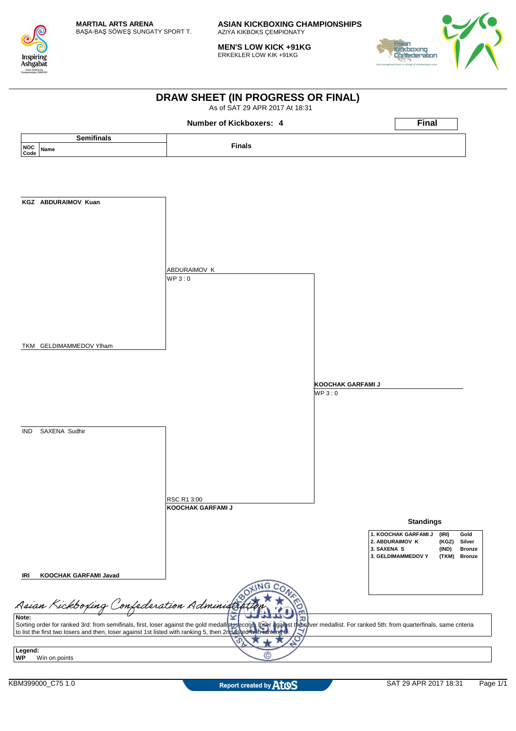**MARTIAL ARTS ARENA**
BAŞA-BAŞ SÖWEŞ SUNGATY SPORT T.

**ASIAN KICKBOXING CHAMPIONSHIPS**
AZIÝA KIKBOKS ÇEMPIONATY

**MEN'S LOW KICK +91KG**
ERKEKLER LOW KIK +91KG

# DRAW SHEET (IN PROGRESS OR FINAL)

As of SAT 29 APR 2017 At 18:31

**Number of Kickboxers: 4**

**Final**

| Semifinals (NOC Code / Name) | | Finals | |
|---|---|---|---|
| KGZ | ABDURAIMOV Kuan | ABDURAIMOV K — WP 3 : 0 | |
| TKM | GELDIMAMMEDOV Ylham | | **KOOCHAK GARFAMI J** — WP 3 : 0 |
| IND | SAXENA Sudhir | RSC R1 3:00 — **KOOCHAK GARFAMI J** | |
| **IRI** | **KOOCHAK GARFAMI Javad** | | |

**Standings**

| Rank | Name | NOC | Medal |
|---|---|---|---|
| 1. | KOOCHAK GARFAMI J | (IRI) | Gold |
| 2. | ABDURAIMOV K | (KGZ) | Silver |
| 3. | SAXENA S | (IND) | Bronze |
| 3. | GELDIMAMMEDOV Y | (TKM) | Bronze |

*Asian Kickboxing Confederation Administration*

**Note:**
Sorting order for ranked 3rd: from semifinals, first, loser against the gold medallist, second, loser against the silver medallist. For ranked 5th: from quarterfinals, same criteria to list the first two losers and then, loser against 1st listed with ranking 5, then 2nd listed with ranking 5.

**Legend:**
**WP** Win on points

KBM399000_C75 1.0 — Report created by Atos — SAT 29 APR 2017 18:31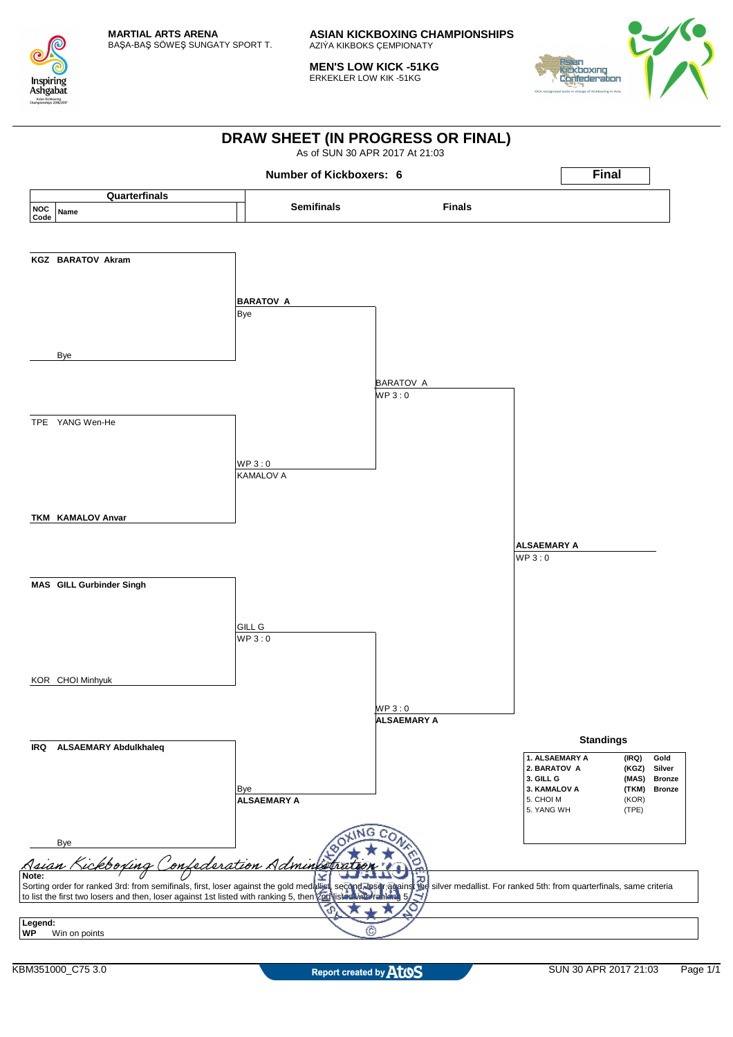**MARTIAL ARTS ARENA**
BAŞA-BAŞ SÖWEŞ SUNGATY SPORT T.

**ASIAN KICKBOXING CHAMPIONSHIPS**
AZIÝA KIKBOKS ÇEMPIONATY

**MEN'S LOW KICK -51KG**
ERKEKLER LOW KIK -51KG

# DRAW SHEET (IN PROGRESS OR FINAL)

As of SUN 30 APR 2017 At 21:03

**Number of Kickboxers: 6** — **Final**

| Quarterfinals (NOC Code / Name) | Semifinals | Finals | Winner |
|---|---|---|---|
| **KGZ BARATOV Akram** | | | |
| Bye | **BARATOV A** Bye | | |
| TPE YANG Wen-He | | BARATOV A WP 3 : 0 | |
| **TKM KAMALOV Anvar** | KAMALOV A WP 3 : 0 | | |
| | | | **ALSAEMARY A** WP 3 : 0 |
| **MAS GILL Gurbinder Singh** | | | |
| KOR CHOI Minhyuk | GILL G WP 3 : 0 | | |
| | | **ALSAEMARY A** WP 3 : 0 | |
| **IRQ ALSAEMARY Abdulkhaleq** | | | |
| Bye | **ALSAEMARY A** Bye | | |

### Standings

| Rank | Name | NOC | Medal |
|---|---|---|---|
| 1. | ALSAEMARY A | (IRQ) | Gold |
| 2. | BARATOV A | (KGZ) | Silver |
| 3. | GILL G | (MAS) | Bronze |
| 3. | KAMALOV A | (TKM) | Bronze |
| 5. | CHOI M | (KOR) | |
| 5. | YANG WH | (TPE) | |

*Asian Kickboxing Confederation Administration*

**Note:**
Sorting order for ranked 3rd: from semifinals, first, loser against the gold medallist, second, loser against the silver medallist. For ranked 5th: from quarterfinals, same criteria to list the first two losers and then, loser against 1st listed with ranking 5, then 2nd listed with ranking 5

**Legend:**
**WP** Win on points

KBM351000_C75 3.0 — Report created by Atos — SUN 30 APR 2017 21:03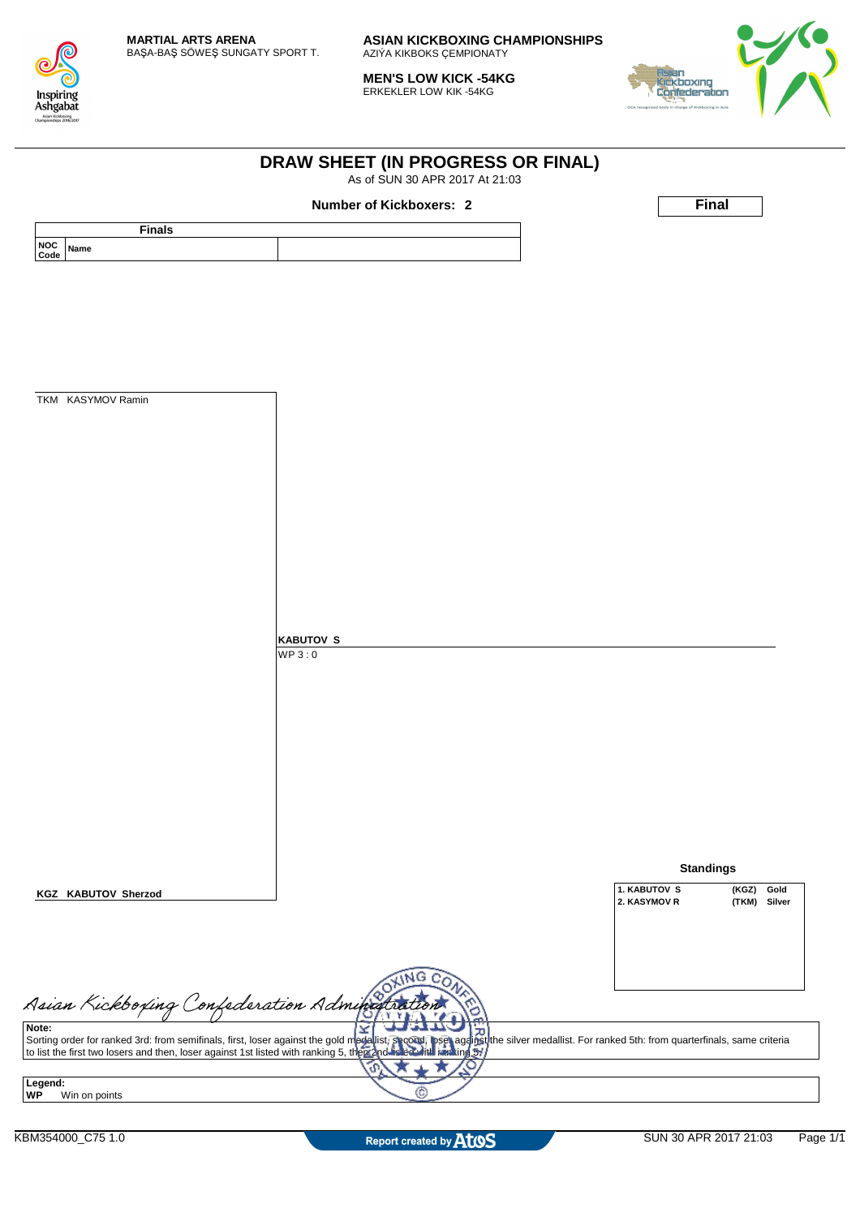**MARTIAL ARTS ARENA**
BAŞA-BAŞ SÖWEŞ SUNGATY SPORT T.

**ASIAN KICKBOXING CHAMPIONSHIPS**
AZIÝA KIKBOKS ÇEMPIONATY

**MEN'S LOW KICK -54KG**
ERKEKLER LOW KIK -54KG

# DRAW SHEET (IN PROGRESS OR FINAL)

As of SUN 30 APR 2017 At 21:03

**Number of Kickboxers: 2**

**Final**

| Finals | | |
|---|---|---|
| NOC Code | Name | |

TKM KASYMOV Ramin

**KABUTOV S**
WP 3 : 0

**KGZ KABUTOV Sherzod**

**Standings**

| | | |
|---|---|---|
| 1. KABUTOV S | (KGZ) | Gold |
| 2. KASYMOV R | (TKM) | Silver |

Asian Kickboxing Confederation Administration

**Note:**
Sorting order for ranked 3rd: from semifinals, first, loser against the gold medallist, second, loser against the silver medallist. For ranked 5th: from quarterfinals, same criteria to list the first two losers and then, loser against 1st listed with ranking 5, then 2nd listed with ranking 5.

**Legend:**
**WP** Win on points

KBM354000_C75 1.0 — Report created by Atos — SUN 30 APR 2017 21:03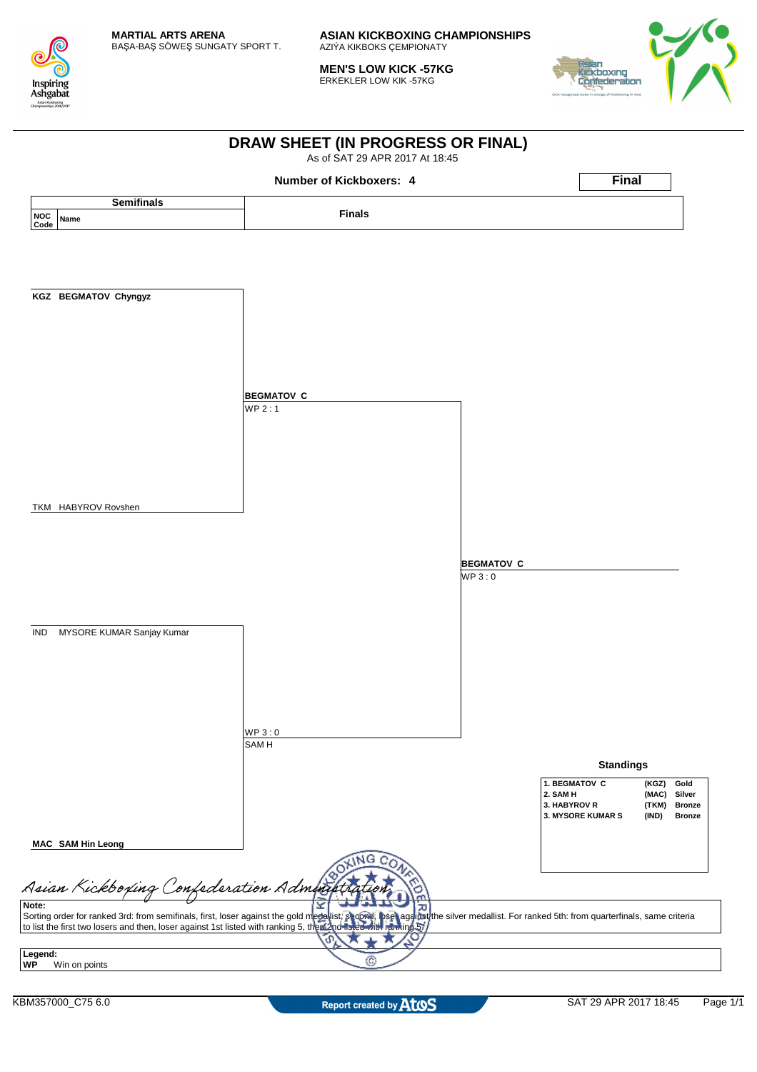**MARTIAL ARTS ARENA**
BAŞA-BAŞ SÖWEŞ SUNGATY SPORT T.

**ASIAN KICKBOXING CHAMPIONSHIPS**
AZIÝA KIKBOKS ÇEMPIONATY

**MEN'S LOW KICK -57KG**
ERKEKLER LOW KIK -57KG

# DRAW SHEET (IN PROGRESS OR FINAL)

As of SAT 29 APR 2017 At 18:45

**Number of Kickboxers: 4**

**Final**

| Semifinals | | Finals | |
|---|---|---|---|
| NOC Code | Name | | |
| **KGZ** | **BEGMATOV Chyngyz** | **BEGMATOV C** WP 2 : 1 | **BEGMATOV C** WP 3 : 0 |
| TKM | HABYROV Rovshen | | |
| IND | MYSORE KUMAR Sanjay Kumar | **SAM H** WP 3 : 0 | |
| **MAC** | **SAM Hin Leong** | | |

### Standings

| | | |
|---|---|---|
| 1. BEGMATOV C | (KGZ) | Gold |
| 2. SAM H | (MAC) | Silver |
| 3. HABYROV R | (TKM) | Bronze |
| 3. MYSORE KUMAR S | (IND) | Bronze |

*Asian Kickboxing Confederation Administration*

**Note:**
Sorting order for ranked 3rd: from semifinals, first, loser against the gold medalist, second, loser against the silver medallist. For ranked 5th: from quarterfinals, same criteria to list the first two losers and then, loser against 1st listed with ranking 5, then 2nd listed with ranking 5.

**Legend:**
**WP** Win on points

KBM357000_C75 6.0 Report created by Atos SAT 29 APR 2017 18:45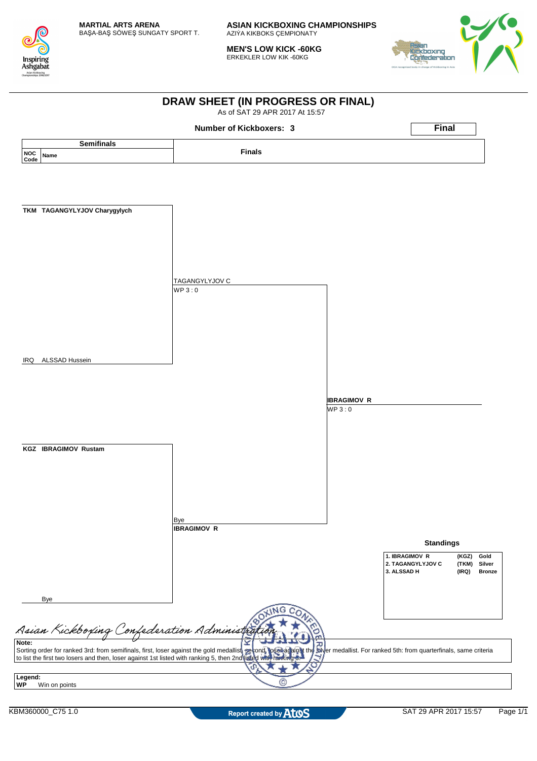MARTIAL ARTS ARENA
BAŞA-BAŞ SÖWEŞ SUNGATY SPORT T.

**ASIAN KICKBOXING CHAMPIONSHIPS**
AZIÝA KIKBOKS ÇEMPIONATY

**MEN'S LOW KICK -60KG**
ERKEKLER LOW KIK -60KG

# DRAW SHEET (IN PROGRESS OR FINAL)

As of SAT 29 APR 2017 At 15:57

**Number of Kickboxers: 3**

**Final**

| Semifinals | | Finals | |
|---|---|---|---|
| **NOC Code** | **Name** | | |
| **TKM** | **TAGANGYLYJOV Charygylych** | TAGANGYLYJOV C<br>WP 3 : 0 | |
| IRQ | ALSSAD Hussein | | **IBRAGIMOV R**<br>WP 3 : 0 |
| **KGZ** | **IBRAGIMOV Rustam** | Bye<br>**IBRAGIMOV R** | |
| | Bye | | |

**Standings**

| | | |
|---|---|---|
| 1. IBRAGIMOV R | (KGZ) | Gold |
| 2. TAGANGYLYJOV C | (TKM) | Silver |
| 3. ALSSAD H | (IRQ) | Bronze |

*Asian Kickboxing Confederation Administration*

**Note:**
Sorting order for ranked 3rd: from semifinals, first, loser against the gold medallist, second, loser against the silver medallist. For ranked 5th: from quarterfinals, same criteria to list the first two losers and then, loser against 1st listed with ranking 5, then 2nd listed with ranking 5.

**Legend:**
**WP** Win on points

KBM360000_C75 1.0 Report created by Atos SAT 29 APR 2017 15:57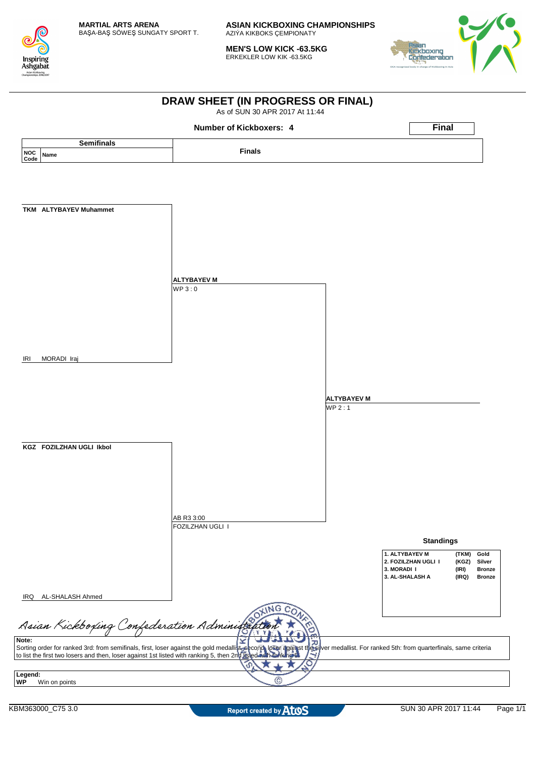MARTIAL ARTS ARENA
BAŞA-BAŞ SÖWEŞ SUNGATY SPORT T.

**ASIAN KICKBOXING CHAMPIONSHIPS**
AZIÝA KIKBOKS ÇEMPIONATY

**MEN'S LOW KICK -63.5KG**
ERKEKLER LOW KIK -63.5KG

# DRAW SHEET (IN PROGRESS OR FINAL)

As of SUN 30 APR 2017 At 11:44

**Number of Kickboxers: 4**

**Final**

| Semifinals (NOC Code / Name) | Finals | Final Winner |
|---|---|---|
| TKM ALTYBAYEV Muhammet | | |
| | **ALTYBAYEV M** WP 3 : 0 | |
| IRI MORADI Iraj | | |
| | | **ALTYBAYEV M** WP 2 : 1 |
| KGZ FOZILZHAN UGLI Ikbol | | |
| | AB R3 3:00 FOZILZHAN UGLI I | |
| IRQ AL-SHALASH Ahmed | | |

### Standings

| Rank | Name | NOC | Medal |
|---|---|---|---|
| 1. | ALTYBAYEV M | (TKM) | Gold |
| 2. | FOZILZHAN UGLI I | (KGZ) | Silver |
| 3. | MORADI I | (IRI) | Bronze |
| 3. | AL-SHALASH A | (IRQ) | Bronze |

*Asian Kickboxing Confederation Administration*

**Note:**
Sorting order for ranked 3rd: from semifinals, first, loser against the gold medallist, second, loser against the silver medallist. For ranked 5th: from quarterfinals, same criteria to list the first two losers and then, loser against 1st listed with ranking 5, then 2nd listed with ranking 5.

**Legend:**
**WP** Win on points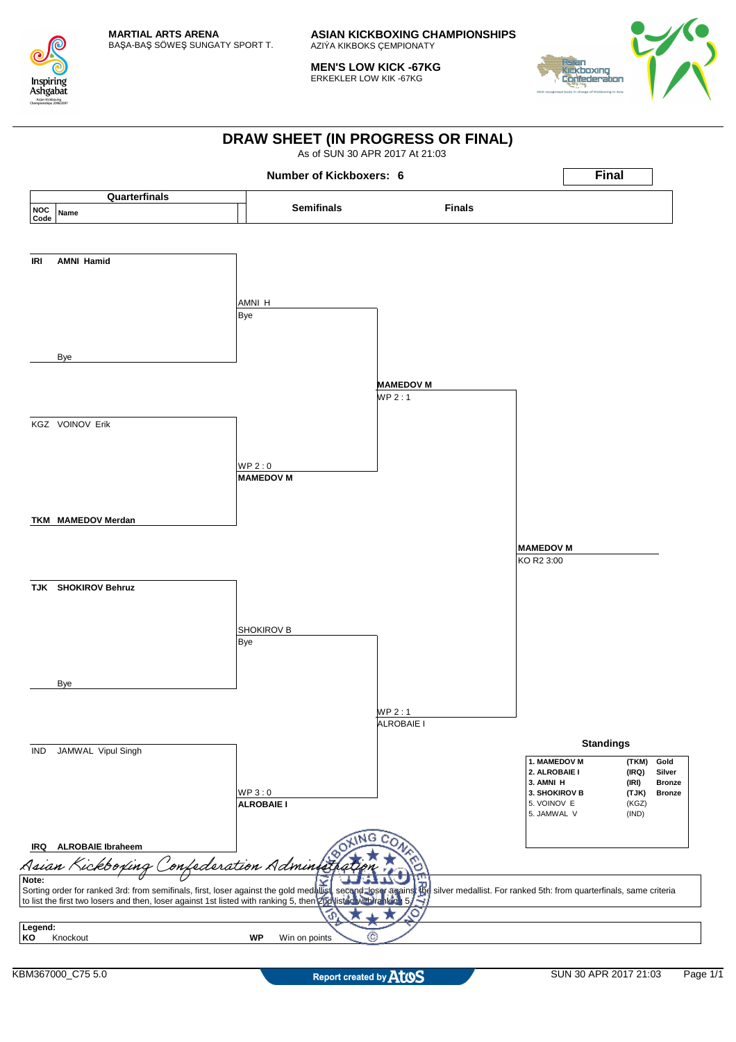MARTIAL ARTS ARENA
BAŞA-BAŞ SÖWEŞ SUNGATY SPORT T.

**ASIAN KICKBOXING CHAMPIONSHIPS**
AZIÝA KIKBOKS ÇEMPIONATY

**MEN'S LOW KICK -67KG**
ERKEKLER LOW KIK -67KG

# DRAW SHEET (IN PROGRESS OR FINAL)

As of SUN 30 APR 2017 At 21:03

**Number of Kickboxers: 6**

**Final**

| Quarterfinals | | Semifinals | Finals | |
|---|---|---|---|---|
| **NOC Code** | **Name** | | | |
| **IRI** | **AMNI Hamid** | AMNI H<br>Bye | | |
| | Bye | | **MAMEDOV M**<br>WP 2 : 1 | |
| KGZ | VOINOV Erik | WP 2 : 0<br>**MAMEDOV M** | | |
| **TKM** | **MAMEDOV Merdan** | | | **MAMEDOV M**<br>KO R2 3:00 |
| **TJK** | **SHOKIROV Behruz** | SHOKIROV B<br>Bye | | |
| | Bye | | WP 2 : 1<br>ALROBAIE I | |
| IND | JAMWAL Vipul Singh | WP 3 : 0<br>**ALROBAIE I** | | |
| **IRQ** | **ALROBAIE Ibraheem** | | | |

## Standings

| | | |
|---|---|---|
| **1. MAMEDOV M** | **(TKM)** | **Gold** |
| **2. ALROBAIE I** | **(IRQ)** | **Silver** |
| **3. AMNI H** | **(IRI)** | **Bronze** |
| **3. SHOKIROV B** | **(TJK)** | **Bronze** |
| 5. VOINOV E | (KGZ) | |
| 5. JAMWAL V | (IND) | |

*Asian Kickboxing Confederation Administration*

**Note:**
Sorting order for ranked 3rd: from semifinals, first, loser against the gold medallist, second, loser against the silver medallist. For ranked 5th: from quarterfinals, same criteria to list the first two losers and then, loser against 1st listed with ranking 5, then 2nd listed with ranking 5.

**Legend:**

| | | | |
|---|---|---|---|
| **KO** | Knockout | **WP** | Win on points |

KBM367000_C75 5.0 — Report created by Atos — SUN 30 APR 2017 21:03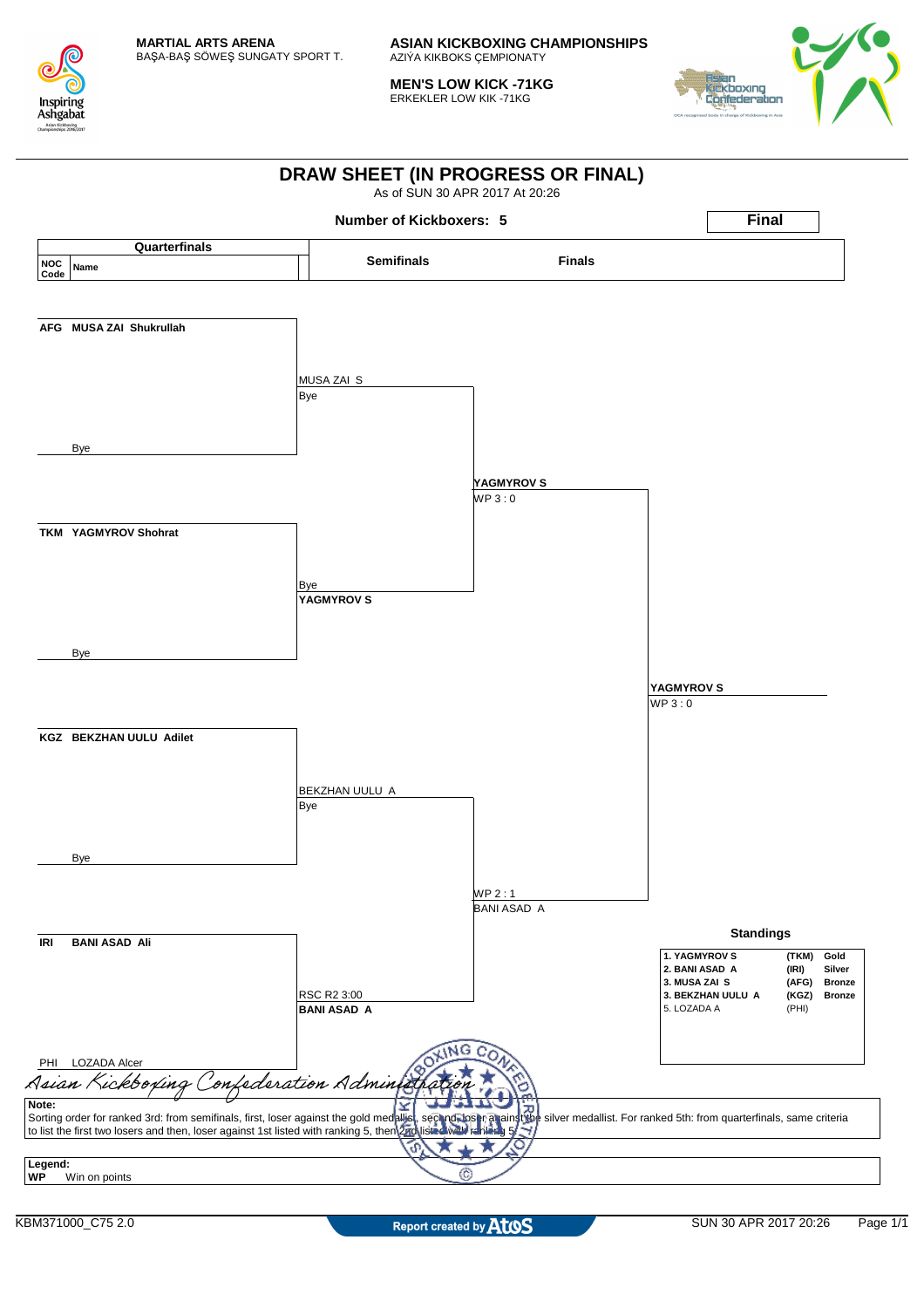MARTIAL ARTS ARENA
BAŞA-BAŞ SÖWEŞ SUNGATY SPORT T.

**ASIAN KICKBOXING CHAMPIONSHIPS**
AZIÝA KIKBOKS ÇEMPIONATY

**MEN'S LOW KICK -71KG**
ERKEKLER LOW KIK -71KG

# DRAW SHEET (IN PROGRESS OR FINAL)

As of SUN 30 APR 2017 At 20:26

**Number of Kickboxers: 5**

**Final**

| Quarterfinals (NOC Code / Name) | Semifinals | Finals | Winner |
|---|---|---|---|
| AFG **MUSA ZAI Shukrullah** | MUSA ZAI S | | |
| Bye | Bye | YAGMYROV S | |
| TKM **YAGMYROV Shohrat** | Bye | WP 3 : 0 | |
| Bye | **YAGMYROV S** | | YAGMYROV S |
| KGZ **BEKZHAN UULU Adilet** | BEKZHAN UULU A | | WP 3 : 0 |
| Bye | Bye | WP 2 : 1 | |
| IRI **BANI ASAD Ali** | RSC R2 3:00 | BANI ASAD A | |
| PHI LOZADA Alcer | **BANI ASAD A** | | |

### Standings

| Rank | Name | NOC | Medal |
|---|---|---|---|
| 1. | YAGMYROV S | (TKM) | Gold |
| 2. | BANI ASAD A | (IRI) | Silver |
| 3. | MUSA ZAI S | (AFG) | Bronze |
| 3. | BEKZHAN UULU A | (KGZ) | Bronze |
| 5. | LOZADA A | (PHI) | |

*Asian Kickboxing Confederation Administration*

**Note:**
Sorting order for ranked 3rd: from semifinals, first, loser against the gold medallist, second, loser against the silver medallist. For ranked 5th: from quarterfinals, same criteria to list the first two losers and then, loser against 1st listed with ranking 5, then 2nd listed with ranking 5.

**Legend:**
**WP** Win on points

KBM371000_C75 2.0 — Report created by Atos — SUN 30 APR 2017 20:26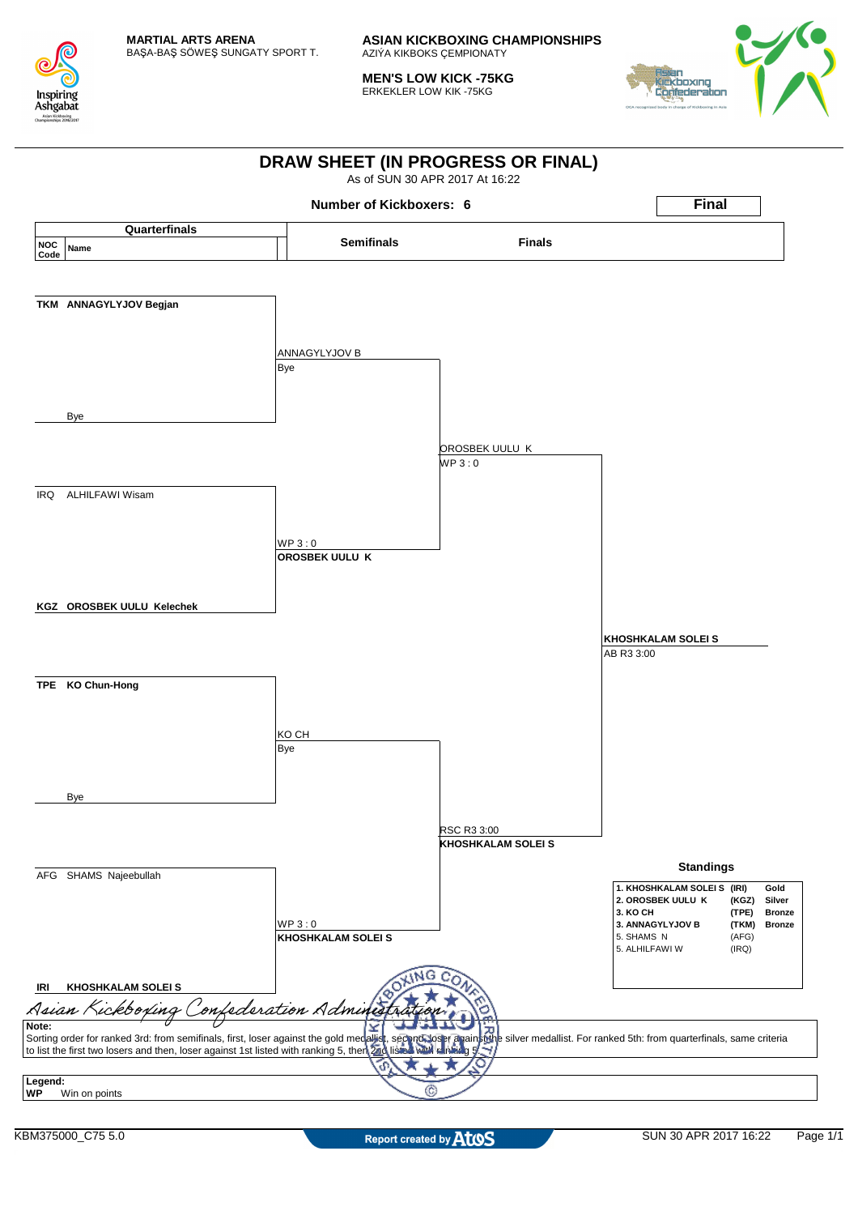**MARTIAL ARTS ARENA**
BAŞA-BAŞ SÖWEŞ SUNGATY SPORT T.

**ASIAN KICKBOXING CHAMPIONSHIPS**
AZIÝA KIKBOKS ÇEMPIONATY

**MEN'S LOW KICK -75KG**
ERKEKLER LOW KIK -75KG

# DRAW SHEET (IN PROGRESS OR FINAL)

As of SUN 30 APR 2017 At 16:22

**Number of Kickboxers: 6**

**Final**

| NOC Code | Name (Quarterfinals) | Semifinals | Finals | Final |
|---|---|---|---|---|
| TKM | **ANNAGYLYJOV Begjan** | ANNAGYLYJOV B<br>Bye | | |
| | Bye | | OROSBEK UULU K<br>WP 3 : 0 | |
| IRQ | ALHILFAWI Wisam | WP 3 : 0<br>**OROSBEK UULU K** | | |
| KGZ | **OROSBEK UULU Kelechek** | | | **KHOSHKALAM SOLEI S**<br>AB R3 3:00 |
| TPE | **KO Chun-Hong** | KO CH<br>Bye | | |
| | Bye | | RSC R3 3:00<br>**KHOSHKALAM SOLEI S** | |
| AFG | SHAMS Najeebullah | WP 3 : 0<br>**KHOSHKALAM SOLEI S** | | |
| IRI | **KHOSHKALAM SOLEI S** | | | |

### Standings

| Rank | Name | NOC | Medal |
|---|---|---|---|
| 1. | KHOSHKALAM SOLEI S | (IRI) | Gold |
| 2. | OROSBEK UULU K | (KGZ) | Silver |
| 3. | KO CH | (TPE) | Bronze |
| 3. | ANNAGYLYJOV B | (TKM) | Bronze |
| 5. | SHAMS N | (AFG) | |
| 5. | ALHILFAWI W | (IRQ) | |

*Asian Kickboxing Confederation Administration*

**Note:**
Sorting order for ranked 3rd: from semifinals, first, loser against the gold medallist, second, loser against the silver medallist. For ranked 5th: from quarterfinals, same criteria to list the first two losers and then, loser against 1st listed with ranking 5, then 2nd listed with ranking 5.

**Legend:**
**WP** Win on points

KBM375000_C75 5.0 — Report created by AtoS — SUN 30 APR 2017 16:22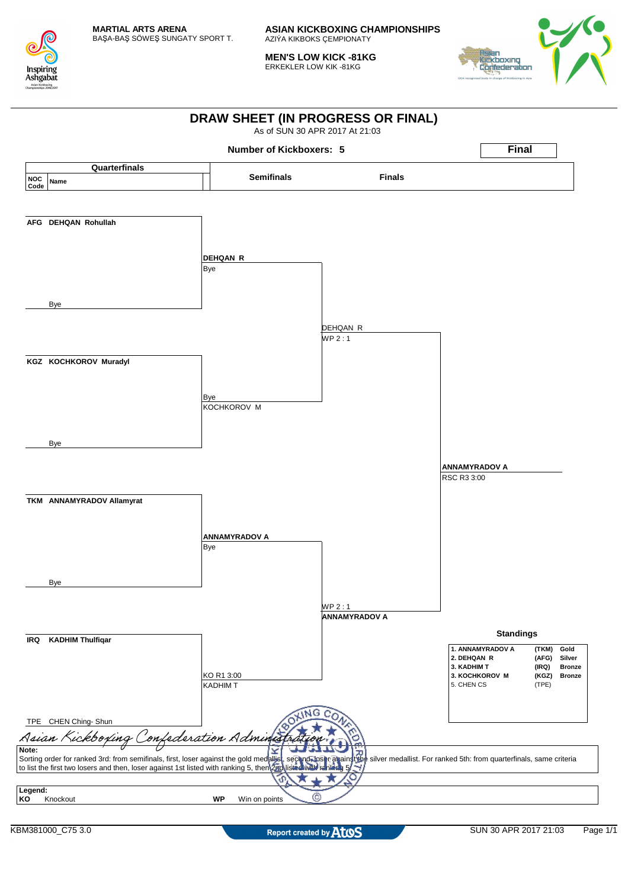MARTIAL ARTS ARENA
BAŞA-BAŞ SÖWEŞ SUNGATY SPORT T.

**ASIAN KICKBOXING CHAMPIONSHIPS**
AZIÝA KIKBOKS ÇEMPIONATY

**MEN'S LOW KICK -81KG**
ERKEKLER LOW KIK -81KG

# DRAW SHEET (IN PROGRESS OR FINAL)

As of SUN 30 APR 2017 At 21:03

**Number of Kickboxers: 5**

**Final**

## Quarterfinals

| NOC Code | Name |
|---|---|
| AFG | DEHQAN Rohullah |
| | Bye |
| KGZ | KOCHKOROV Muradyl |
| | Bye |
| TKM | ANNAMYRADOV Allamyrat |
| | Bye |
| IRQ | KADHIM Thulfiqar |
| TPE | CHEN Ching- Shun |

## Semifinals

- **DEHQAN R** — Bye
- Bye — KOCHKOROV M
- **ANNAMYRADOV A** — Bye
- KO R1 3:00 — KADHIM T

## Finals

- DEHQAN R — WP 2 : 1
- WP 2 : 1 — **ANNAMYRADOV A**

**ANNAMYRADOV A**
RSC R3 3:00

## Standings

| | | |
|---|---|---|
| 1. ANNAMYRADOV A | (TKM) | Gold |
| 2. DEHQAN R | (AFG) | Silver |
| 3. KADHIM T | (IRQ) | Bronze |
| 3. KOCHKOROV M | (KGZ) | Bronze |
| 5. CHEN CS | (TPE) | |

*Asian Kickboxing Confederation Administration*

**Note:**
Sorting order for ranked 3rd: from semifinals, first, loser against the gold medallist, second, loser against the silver medallist. For ranked 5th: from quarterfinals, same criteria to list the first two losers and then, loser against 1st listed with ranking 5, then 2nd listed with ranking 5.

**Legend:**
**KO** Knockout
**WP** Win on points

KBM381000_C75 3.0 — Report created by Atos — SUN 30 APR 2017 21:03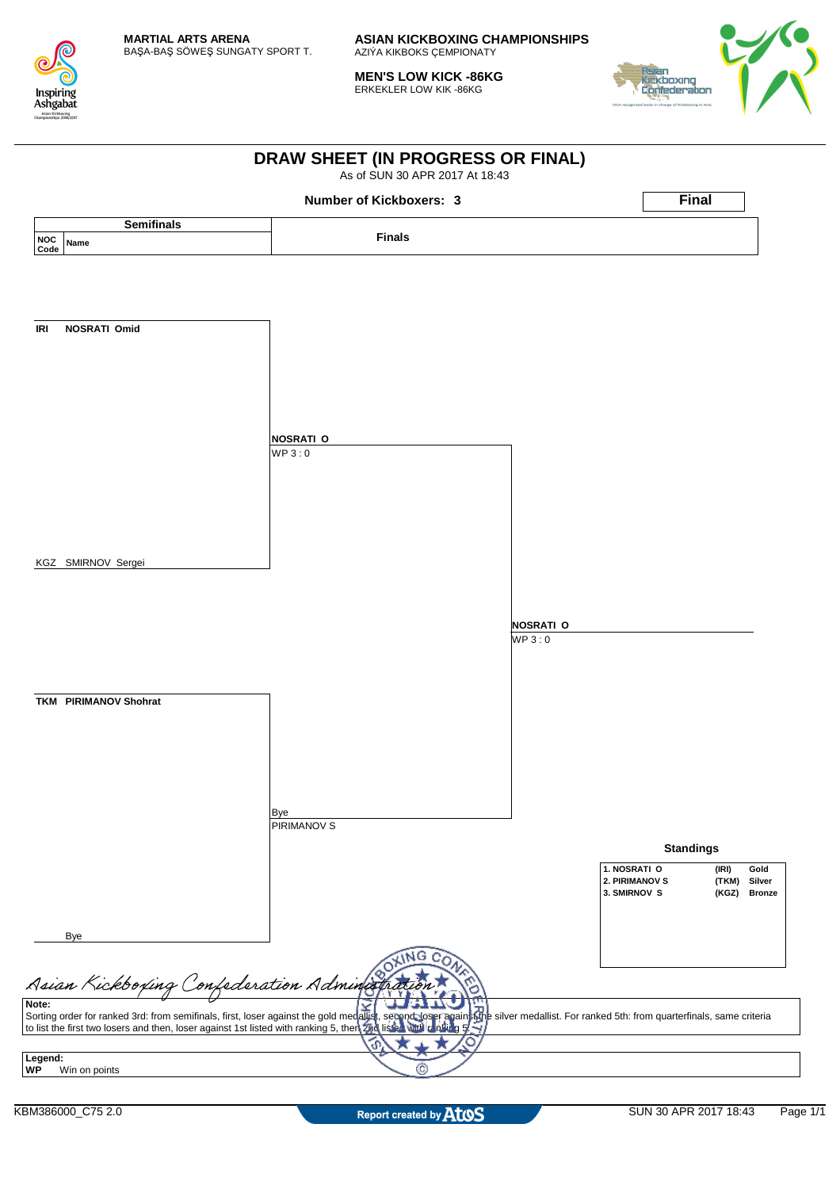MARTIAL ARTS ARENA
BAŞA-BAŞ SÖWEŞ SUNGATY SPORT T.

**ASIAN KICKBOXING CHAMPIONSHIPS**
AZIÝA KIKBOKS ÇEMPIONATY

**MEN'S LOW KICK -86KG**
ERKEKLER LOW KIK -86KG

# DRAW SHEET (IN PROGRESS OR FINAL)

As of SUN 30 APR 2017 At 18:43

**Number of Kickboxers: 3**

**Final**

| Semifinals | | Finals |
|---|---|---|
| NOC Code | Name | |

**IRI NOSRATI Omid**

KGZ SMIRNOV Sergei

**NOSRATI O**
WP 3 : 0

**TKM PIRIMANOV Shohrat**

Bye

Bye
PIRIMANOV S

**NOSRATI O**
WP 3 : 0

**Standings**

| | | |
|---|---|---|
| 1. NOSRATI O | (IRI) | Gold |
| 2. PIRIMANOV S | (TKM) | Silver |
| 3. SMIRNOV S | (KGZ) | Bronze |

*Asian Kickboxing Confederation Administration*

**Note:**
Sorting order for ranked 3rd: from semifinals, first, loser against the gold medallist, second, loser against the silver medallist. For ranked 5th: from quarterfinals, same criteria to list the first two losers and then, loser against 1st listed with ranking 5, then 2nd listed with ranking 5.

**Legend:**
**WP** Win on points

KBM386000_C75 2.0

Report created by Atos

SUN 30 APR 2017 18:43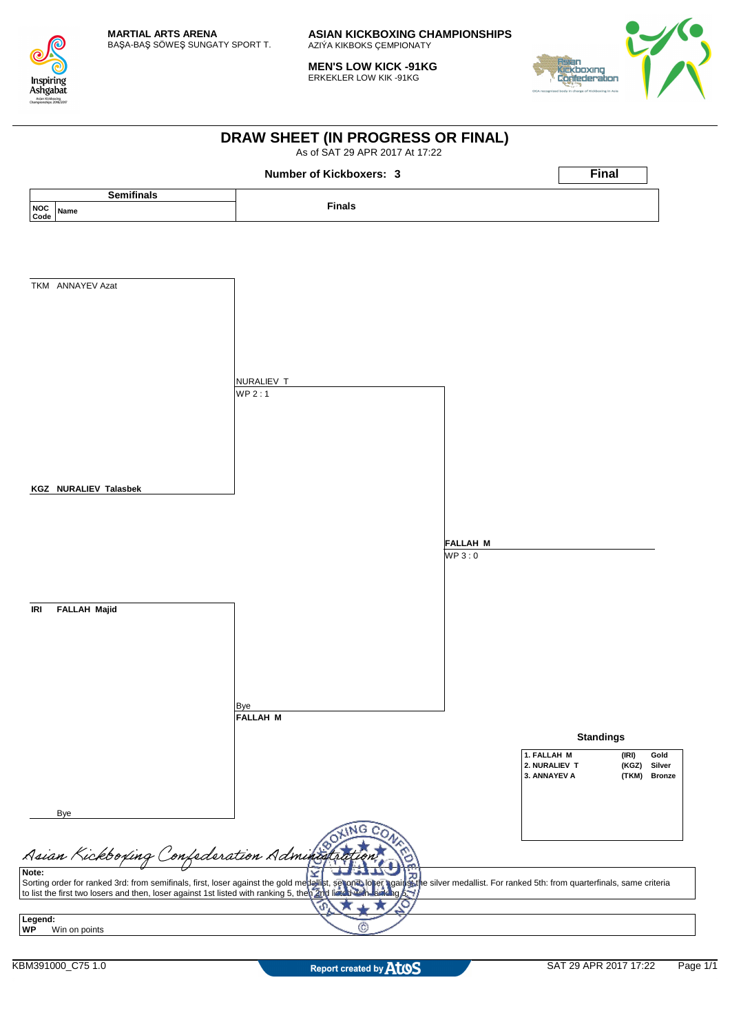**MARTIAL ARTS ARENA**
BAŞA-BAŞ SÖWEŞ SUNGATY SPORT T.

**ASIAN KICKBOXING CHAMPIONSHIPS**
AZIÝA KIKBOKS ÇEMPIONATY

**MEN'S LOW KICK -91KG**
ERKEKLER LOW KIK -91KG

# DRAW SHEET (IN PROGRESS OR FINAL)

As of SAT 29 APR 2017 At 17:22

**Number of Kickboxers: 3**

**Final**

| Semifinals | | Finals |
|---|---|---|
| NOC Code | Name | |

| Semifinals | Semifinal result | Final result |
|---|---|---|
| TKM ANNAYEV Azat | NURALIEV T | |
| | WP 2 : 1 | |
| **KGZ NURALIEV Talasbek** | | **FALLAH M** |
| | | WP 3 : 0 |
| **IRI FALLAH Majid** | Bye | |
| | **FALLAH M** | |
| Bye | | |

**Standings**

| Rank | NOC | Medal |
|---|---|---|
| 1. FALLAH M | (IRI) | Gold |
| 2. NURALIEV T | (KGZ) | Silver |
| 3. ANNAYEV A | (TKM) | Bronze |

*Asian Kickboxing Confederation Administration*

**Note:**
Sorting order for ranked 3rd: from semifinals, first, loser against the gold medallist, second, loser against the silver medallist. For ranked 5th: from quarterfinals, same criteria to list the first two losers and then, loser against 1st listed with ranking 5, then 2nd listed with ranking 5.

**Legend:**
**WP** Win on points

KBM391000_C75 1.0

Report created by Atos

SAT 29 APR 2017 17:22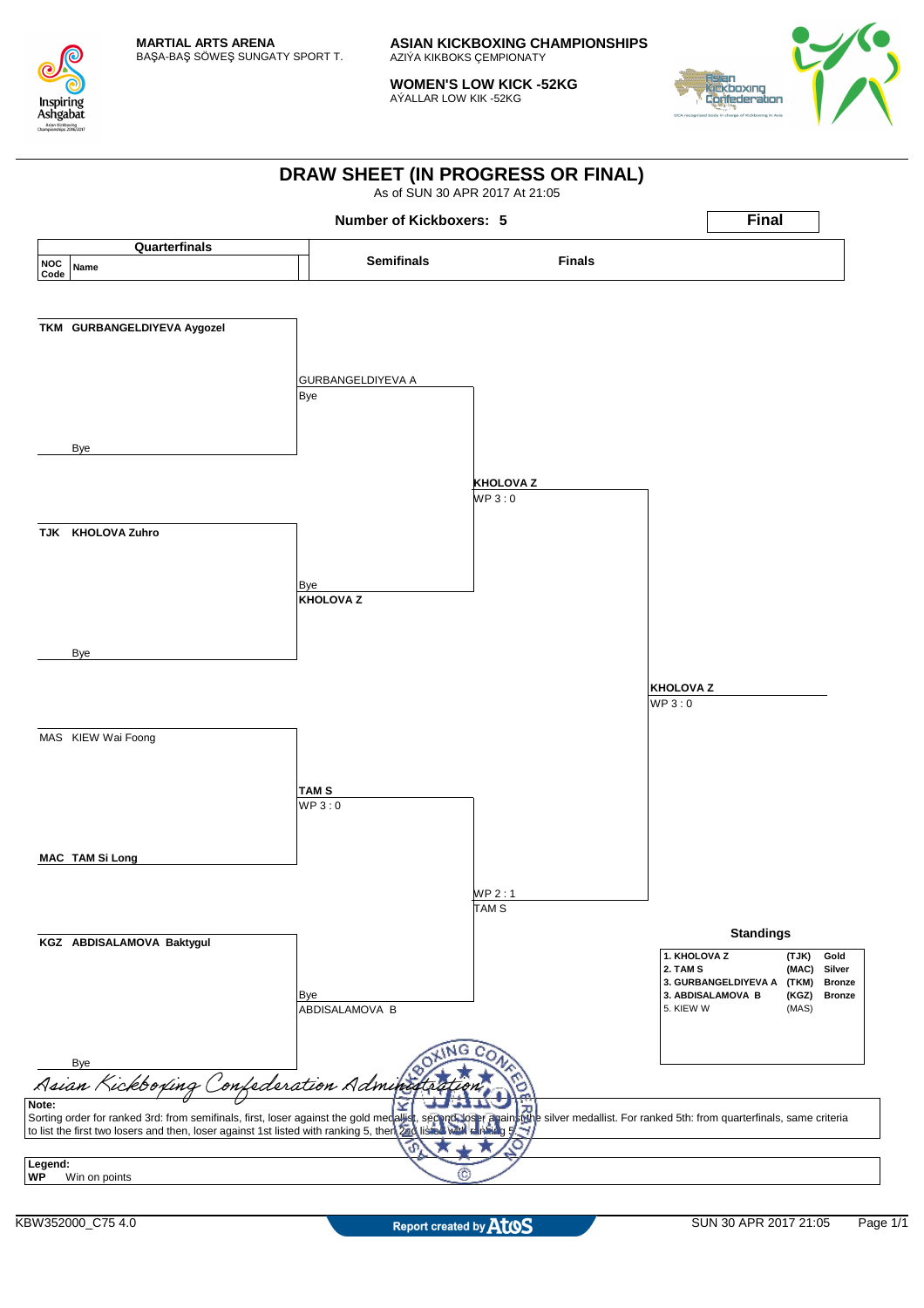**MARTIAL ARTS ARENA**
BAŞA-BAŞ SÖWEŞ SUNGATY SPORT T.

**ASIAN KICKBOXING CHAMPIONSHIPS**
AZIÝA KIKBOKS ÇEMPIONATY

**WOMEN'S LOW KICK -52KG**
AÝALLAR LOW KIK -52KG

# DRAW SHEET (IN PROGRESS OR FINAL)

As of SUN 30 APR 2017 At 21:05

**Number of Kickboxers: 5**

**Final**

| Quarterfinals (NOC Code / Name) | Semifinals | Finals | Winner |
|---|---|---|---|
| TKM GURBANGELDIYEVA Aygozel | GURBANGELDIYEVA A | | |
| Bye | Bye | | |
| | | KHOLOVA Z — WP 3 : 0 | |
| TJK KHOLOVA Zuhro | Bye | | |
| Bye | KHOLOVA Z | | |
| | | | KHOLOVA Z — WP 3 : 0 |
| MAS KIEW Wai Foong | TAM S — WP 3 : 0 | | |
| MAC TAM Si Long | | | |
| | | WP 2 : 1 — TAM S | |
| KGZ ABDISALAMOVA Baktygul | Bye | | |
| Bye | ABDISALAMOVA B | | |

**Standings**

| Rank | Name | NOC | Medal |
|---|---|---|---|
| 1. | KHOLOVA Z | (TJK) | Gold |
| 2. | TAM S | (MAC) | Silver |
| 3. | GURBANGELDIYEVA A | (TKM) | Bronze |
| 3. | ABDISALAMOVA B | (KGZ) | Bronze |
| 5. | KIEW W | (MAS) | |

*Asian Kickboxing Confederation Administration*

**Note:**
Sorting order for ranked 3rd: from semifinals, first, loser against the gold medallist, second, loser against the silver medallist. For ranked 5th: from quarterfinals, same criteria to list the first two losers and then, loser against 1st listed with ranking 5, then 2nd listed with ranking 5.

**Legend:**
**WP** Win on points

KBW352000_C75 4.0 — Report created by Atos — SUN 30 APR 2017 21:05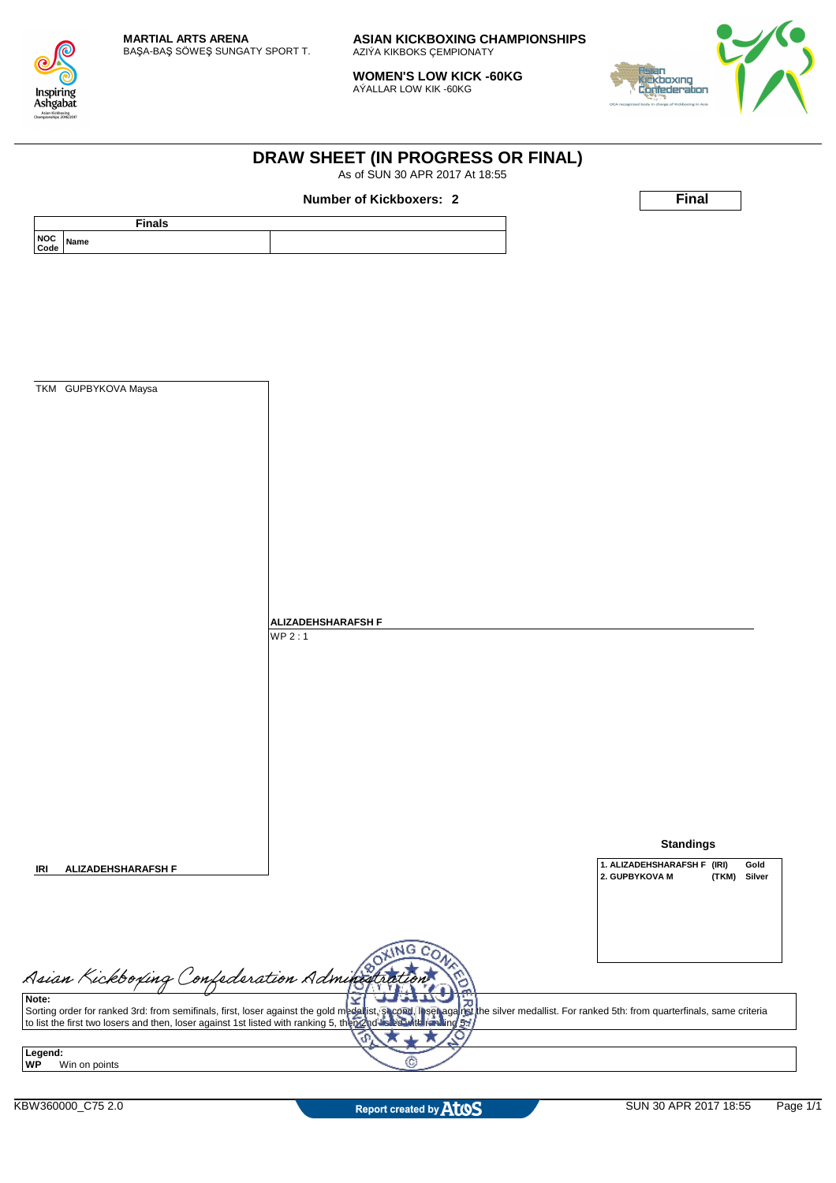MARTIAL ARTS ARENA
BAŞA-BAŞ SÖWEŞ SUNGATY SPORT T.

**ASIAN KICKBOXING CHAMPIONSHIPS**
AZIÝA KIKBOKS ÇEMPIONATY

**WOMEN'S LOW KICK -60KG**
AÝALLAR LOW KIK -60KG

# DRAW SHEET (IN PROGRESS OR FINAL)

As of SUN 30 APR 2017 At 18:55

**Number of Kickboxers: 2**

**Final**

| Finals | | |
|---|---|---|
| NOC Code | Name | |

TKM GUPBYKOVA Maysa

**ALIZADEHSHARAFSH F**
WP 2 : 1

**IRI ALIZADEHSHARAFSH F**

**Standings**

| | | |
|---|---|---|
| 1. ALIZADEHSHARAFSH F | (IRI) | Gold |
| 2. GUPBYKOVA M | (TKM) | Silver |

*Asian Kickboxing Confederation Administration*

**Note:**
Sorting order for ranked 3rd: from semifinals, first, loser against the gold medallist, second, loser against the silver medallist. For ranked 5th: from quarterfinals, same criteria to list the first two losers and then, loser against 1st listed with ranking 5, then 2nd listed with ranking 5.

**Legend:**
**WP** Win on points

KBW360000_C75 2.0 Report created by Atos SUN 30 APR 2017 18:55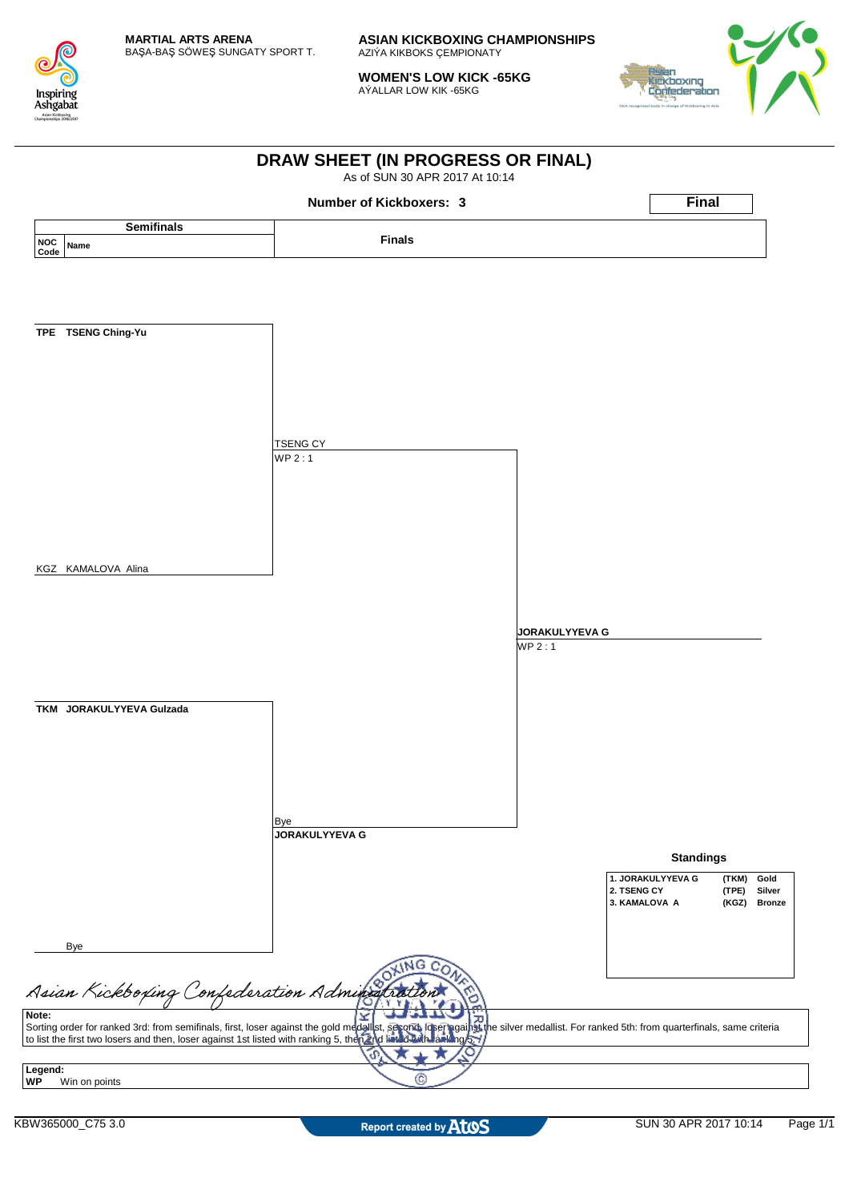**MARTIAL ARTS ARENA**
BAŞA-BAŞ SÖWEŞ SUNGATY SPORT T.

**ASIAN KICKBOXING CHAMPIONSHIPS**
AZIÝA KIKBOKS ÇEMPIONATY

**WOMEN'S LOW KICK -65KG**
AÝALLAR LOW KIK -65KG

# DRAW SHEET (IN PROGRESS OR FINAL)

As of SUN 30 APR 2017 At 10:14

**Number of Kickboxers: 3**

**Final**

| Semifinals | | Finals | |
|---|---|---|---|
| **NOC Code** | **Name** | | |
| TPE | **TSENG Ching-Yu** | TSENG CY<br>WP 2 : 1 | |
| KGZ | KAMALOVA Alina | | |
| | | | **JORAKULYYEVA G**<br>WP 2 : 1 |
| TKM | **JORAKULYYEVA Gulzada** | Bye<br>**JORAKULYYEVA G** | |
| | Bye | | |

**Standings**

| | | |
|---|---|---|
| 1. JORAKULYYEVA G | (TKM) | Gold |
| 2. TSENG CY | (TPE) | Silver |
| 3. KAMALOVA A | (KGZ) | Bronze |

*Asian Kickboxing Confederation Administration*

**Note:**
Sorting order for ranked 3rd: from semifinals, first, loser against the gold medallist, second, loser against the silver medallist. For ranked 5th: from quarterfinals, same criteria to list the first two losers and then, loser against 1st listed with ranking 5, then 2nd listed with ranking 5.

**Legend:**
**WP** Win on points

KBW365000_C75 3.0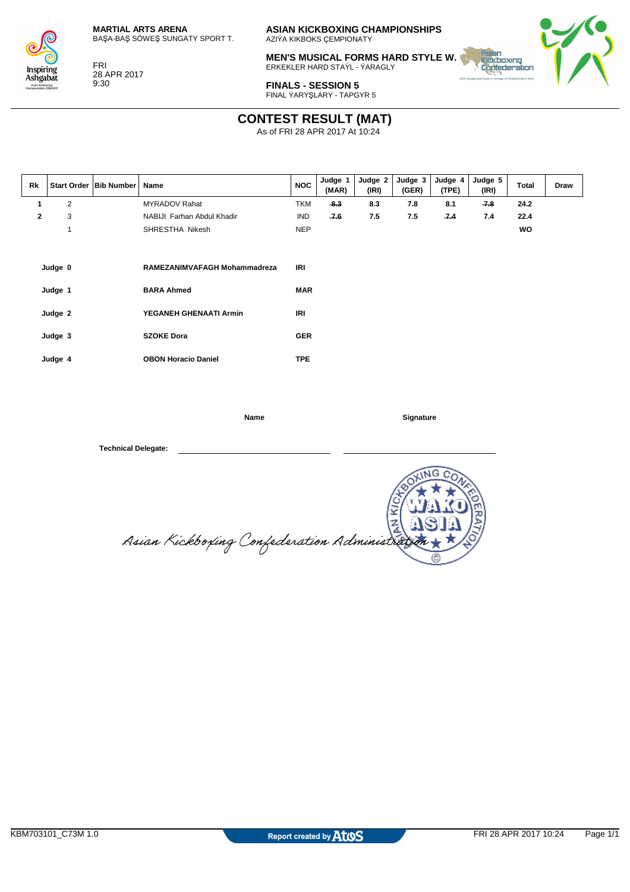**MARTIAL ARTS ARENA**
BAŞA-BAŞ SÖWEŞ SUNGATY SPORT T.

FRI
28 APR 2017
9:30

**ASIAN KICKBOXING CHAMPIONSHIPS**
AZIÝA KIKBOKS ÇEMPIONATY

**MEN'S MUSICAL FORMS HARD STYLE W.**
ERKEKLER HARD STAÝL - ÝARAGLY

**FINALS - SESSION 5**
FINAL ÝARYŞLARY - TAPGYR 5

# CONTEST RESULT (MAT)

As of FRI 28 APR 2017 At 10:24

| Rk | Start Order | Bib Number | Name | NOC | Judge 1 (MAR) | Judge 2 (IRI) | Judge 3 (GER) | Judge 4 (TPE) | Judge 5 (IRI) | Total | Draw |
|---|---|---|---|---|---|---|---|---|---|---|---|
| 1 | 2 | | MYRADOV Rahat | TKM | ~~8.3~~ | 8.3 | 7.8 | 8.1 | ~~7.8~~ | 24.2 | |
| 2 | 3 | | NABIJI Farhan Abdul Khadir | IND | ~~7.6~~ | 7.5 | 7.5 | ~~7.4~~ | 7.4 | 22.4 | |
| | 1 | | SHRESTHA Nikesh | NEP | | | | | | WO | |

| | | |
|---|---|---|
| **Judge 0** | **RAMEZANIMVAFAGH Mohammadreza** | **IRI** |
| **Judge 1** | **BARA Ahmed** | **MAR** |
| **Judge 2** | **YEGANEH GHENAATI Armin** | **IRI** |
| **Judge 3** | **SZOKE Dora** | **GER** |
| **Judge 4** | **OBON Horacio Daniel** | **TPE** |

**Name** **Signature**

**Technical Delegate:** ______________________ ______________________

Asian Kickboxing Confederation Administration

KBM703101_C73M 1.0 — Report created by Atos — FRI 28 APR 2017 10:24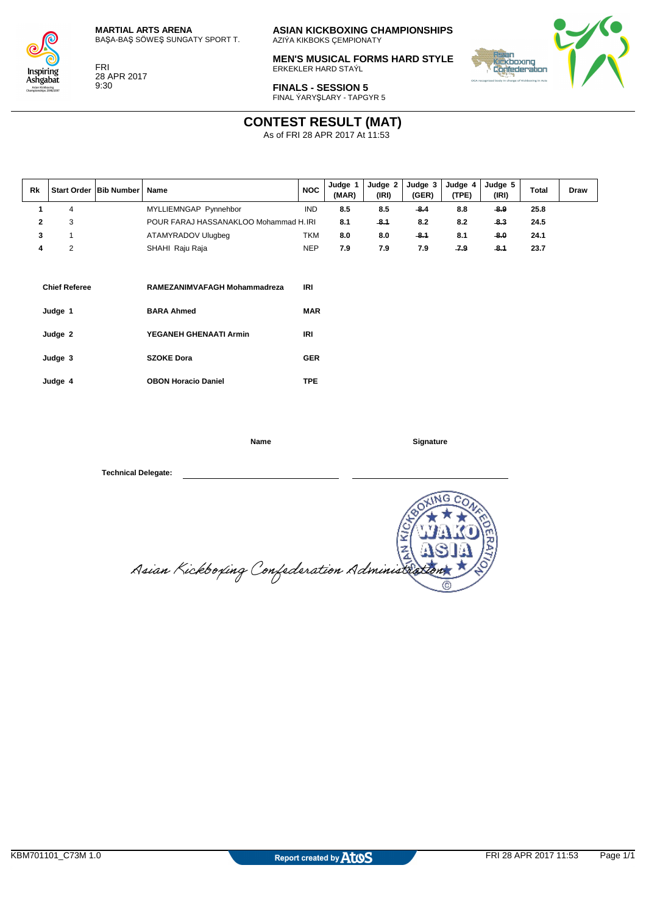**MARTIAL ARTS ARENA**
BAŞA-BAŞ SÖWEŞ SUNGATY SPORT T.

FRI
28 APR 2017
9:30

**ASIAN KICKBOXING CHAMPIONSHIPS**
AZIÝA KIKBOKS ÇEMPIONATY

**MEN'S MUSICAL FORMS HARD STYLE**
ERKEKLER HARD STAÝL

**FINALS - SESSION 5**
FINAL ÝARYŞLARY - TAPGYR 5

# CONTEST RESULT (MAT)

As of FRI 28 APR 2017 At 11:53

| Rk | Start Order | Bib Number | Name | NOC | Judge 1 (MAR) | Judge 2 (IRI) | Judge 3 (GER) | Judge 4 (TPE) | Judge 5 (IRI) | Total | Draw |
|---|---|---|---|---|---|---|---|---|---|---|---|
| 1 | 4 | | MYLLIEMNGAP Pynnehbor | IND | 8.5 | 8.5 | ~~8.4~~ | 8.8 | ~~8.9~~ | 25.8 | |
| 2 | 3 | | POUR FARAJ HASSANAKLOO Mohammad H. | IRI | 8.1 | ~~8.1~~ | 8.2 | 8.2 | ~~8.3~~ | 24.5 | |
| 3 | 1 | | ATAMYRADOV Ulugbeg | TKM | 8.0 | 8.0 | ~~8.1~~ | 8.1 | ~~8.0~~ | 24.1 | |
| 4 | 2 | | SHAHI Raju Raja | NEP | 7.9 | 7.9 | 7.9 | ~~7.9~~ | ~~8.1~~ | 23.7 | |

| | | |
|---|---|---|
| **Chief Referee** | **RAMEZANIMVAFAGH Mohammadreza** | **IRI** |
| **Judge 1** | **BARA Ahmed** | **MAR** |
| **Judge 2** | **YEGANEH GHENAATI Armin** | **IRI** |
| **Judge 3** | **SZOKE Dora** | **GER** |
| **Judge 4** | **OBON Horacio Daniel** | **TPE** |

| | **Name** | **Signature** |
|---|---|---|
| **Technical Delegate:** | | |

Asian Kickboxing Confederation Administration

KBM701101_C73M 1.0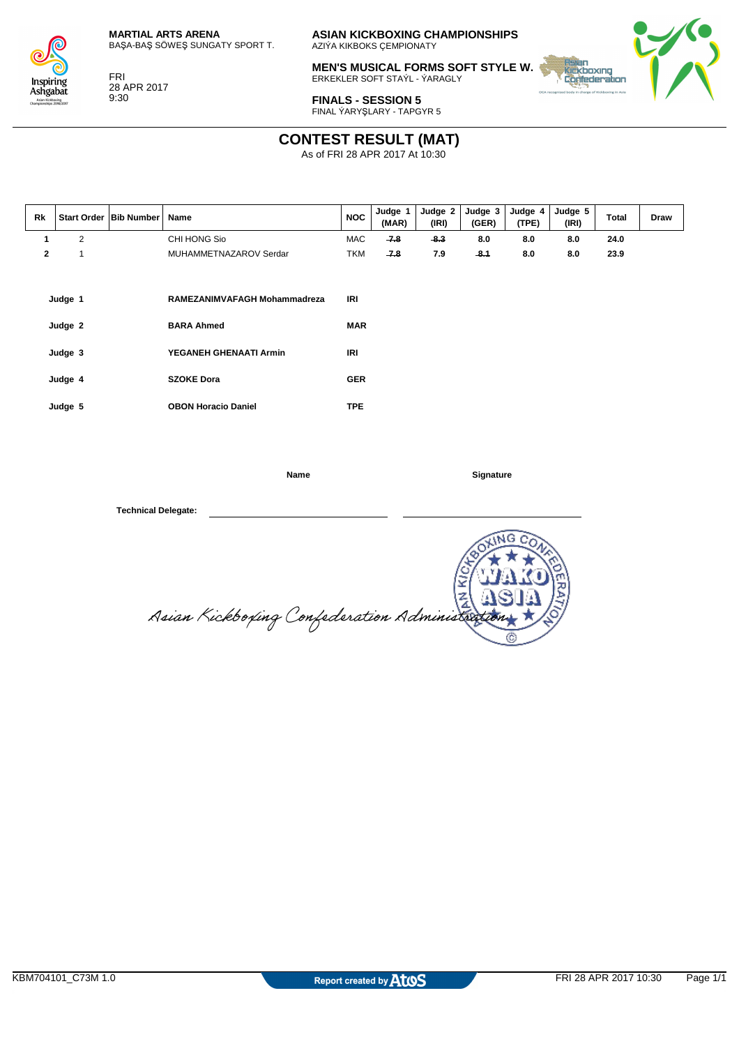MARTIAL ARTS ARENA
BAŞA-BAŞ SÖWEŞ SUNGATY SPORT T.

FRI
28 APR 2017
9:30

**ASIAN KICKBOXING CHAMPIONSHIPS**
AZIÝA KIKBOKS ÇEMPIONATY

**MEN'S MUSICAL FORMS SOFT STYLE W.**
ERKEKLER SOFT STAÝL - ÝARAGLY

**FINALS - SESSION 5**
FINAL ÝARYŞLARY - TAPGYR 5

# CONTEST RESULT (MAT)

As of FRI 28 APR 2017 At 10:30

| Rk | Start Order | Bib Number | Name | NOC | Judge 1 (MAR) | Judge 2 (IRI) | Judge 3 (GER) | Judge 4 (TPE) | Judge 5 (IRI) | Total | Draw |
|---|---|---|---|---|---|---|---|---|---|---|---|
| 1 | 2 | | CHI HONG Sio | MAC | ~~7.8~~ | ~~8.3~~ | 8.0 | 8.0 | 8.0 | 24.0 | |
| 2 | 1 | | MUHAMMETNAZAROV Serdar | TKM | ~~7.8~~ | 7.9 | ~~8.1~~ | 8.0 | 8.0 | 23.9 | |

| | | |
|---|---|---|
| **Judge 1** | **RAMEZANIMVAFAGH Mohammadreza** | **IRI** |
| **Judge 2** | **BARA Ahmed** | **MAR** |
| **Judge 3** | **YEGANEH GHENAATI Armin** | **IRI** |
| **Judge 4** | **SZOKE Dora** | **GER** |
| **Judge 5** | **OBON Horacio Daniel** | **TPE** |

| | **Name** | **Signature** |
|---|---|---|
| **Technical Delegate:** | \_\_\_\_\_\_\_\_\_\_\_\_\_\_\_\_\_\_\_\_ | \_\_\_\_\_\_\_\_\_\_\_\_\_\_\_\_\_\_\_\_ |

Asian Kickboxing Confederation Administration

KBM704101_C73M 1.0

Report created by Atos

FRI 28 APR 2017 10:30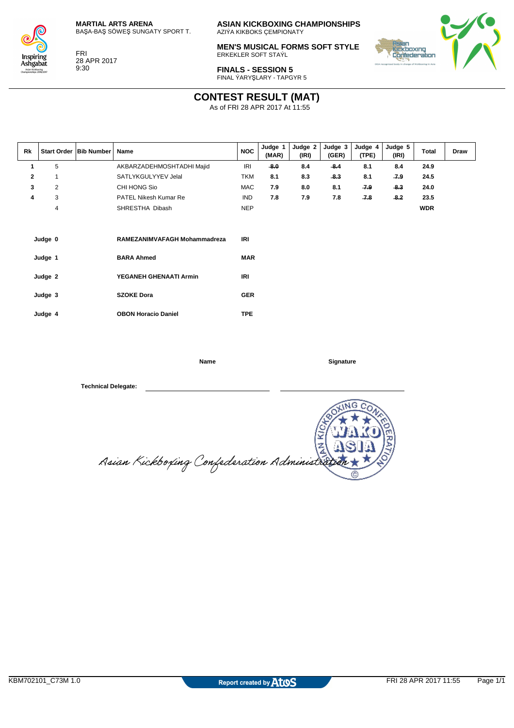**MARTIAL ARTS ARENA**
BAŞA-BAŞ SÖWEŞ SUNGATY SPORT T.

FRI
28 APR 2017
9:30

**ASIAN KICKBOXING CHAMPIONSHIPS**
AZIÝA KIKBOKS ÇEMPIONATY

**MEN'S MUSICAL FORMS SOFT STYLE**
ERKEKLER SOFT STAÝL

**FINALS - SESSION 5**
FINAL ÝARYŞLARY - TAPGYR 5

# CONTEST RESULT (MAT)

As of FRI 28 APR 2017 At 11:55

| Rk | Start Order | Bib Number | Name | NOC | Judge 1 (MAR) | Judge 2 (IRI) | Judge 3 (GER) | Judge 4 (TPE) | Judge 5 (IRI) | Total | Draw |
|---|---|---|---|---|---|---|---|---|---|---|---|
| 1 | 5 | | AKBARZADEHMOSHTADHI Majid | IRI | ~~8.0~~ | 8.4 | ~~8.4~~ | 8.1 | 8.4 | 24.9 | |
| 2 | 1 | | SATLYKGULYYEV Jelal | TKM | 8.1 | 8.3 | ~~8.3~~ | 8.1 | ~~7.9~~ | 24.5 | |
| 3 | 2 | | CHI HONG Sio | MAC | 7.9 | 8.0 | 8.1 | ~~7.9~~ | ~~8.3~~ | 24.0 | |
| 4 | 3 | | PATEL Nikesh Kumar Re | IND | 7.8 | 7.9 | 7.8 | ~~7.8~~ | ~~8.2~~ | 23.5 | |
| | 4 | | SHRESTHA Dibash | NEP | | | | | | WDR | |

| | | |
|---|---|---|
| **Judge 0** | **RAMEZANIMVAFAGH Mohammadreza** | **IRI** |
| **Judge 1** | **BARA Ahmed** | **MAR** |
| **Judge 2** | **YEGANEH GHENAATI Armin** | **IRI** |
| **Judge 3** | **SZOKE Dora** | **GER** |
| **Judge 4** | **OBON Horacio Daniel** | **TPE** |

**Name** **Signature**

**Technical Delegate:** ______________________ ______________________

Asian Kickboxing Confederation Administration

KBM702101_C73M 1.0 Report created by Atos FRI 28 APR 2017 11:55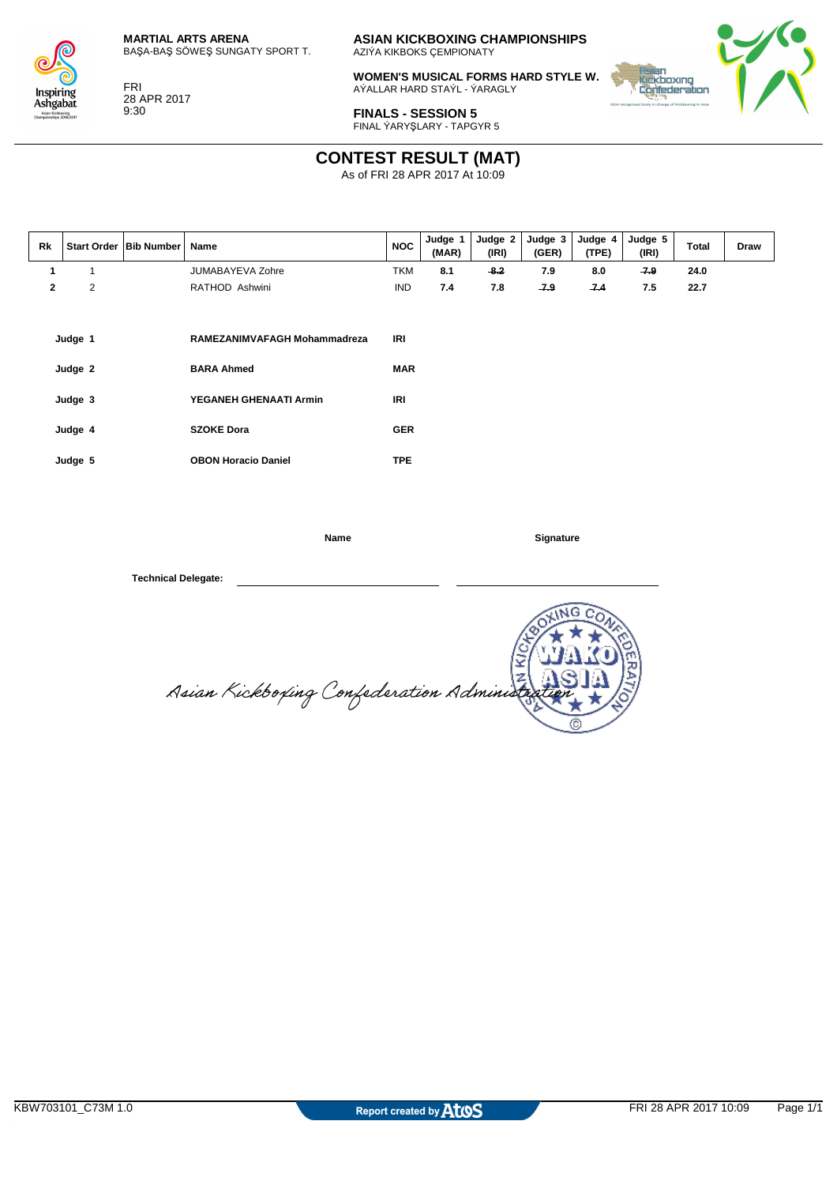**MARTIAL ARTS ARENA**
BAŞA-BAŞ SÖWEŞ SUNGATY SPORT T.

FRI
28 APR 2017
9:30

**ASIAN KICKBOXING CHAMPIONSHIPS**
AZIÝA KIKBOKS ÇEMPIONATY

**WOMEN'S MUSICAL FORMS HARD STYLE W.**
AÝALLAR HARD STAÝL - ÝARAGLY

**FINALS - SESSION 5**
FINAL ÝARYŞLARY - TAPGYR 5

# CONTEST RESULT (MAT)

As of FRI 28 APR 2017 At 10:09

| Rk | Start Order | Bib Number | Name | NOC | Judge 1 (MAR) | Judge 2 (IRI) | Judge 3 (GER) | Judge 4 (TPE) | Judge 5 (IRI) | Total | Draw |
|---|---|---|---|---|---|---|---|---|---|---|---|
| 1 | 1 | | JUMABAYEVA Zohre | TKM | 8.1 | ~~8.2~~ | 7.9 | 8.0 | ~~7.9~~ | 24.0 | |
| 2 | 2 | | RATHOD Ashwini | IND | 7.4 | 7.8 | ~~7.9~~ | ~~7.4~~ | 7.5 | 22.7 | |

| | | |
|---|---|---|
| **Judge 1** | **RAMEZANIMVAFAGH Mohammadreza** | **IRI** |
| **Judge 2** | **BARA Ahmed** | **MAR** |
| **Judge 3** | **YEGANEH GHENAATI Armin** | **IRI** |
| **Judge 4** | **SZOKE Dora** | **GER** |
| **Judge 5** | **OBON Horacio Daniel** | **TPE** |

| | **Name** | **Signature** |
|---|---|---|
| **Technical Delegate:** | | |

*Asian Kickboxing Confederation Administration*

ASIAN KICKBOXING CONFEDERATION WAKO ASIA ©

KBW703101_C73M 1.0 — Report created by Atos — FRI 28 APR 2017 10:09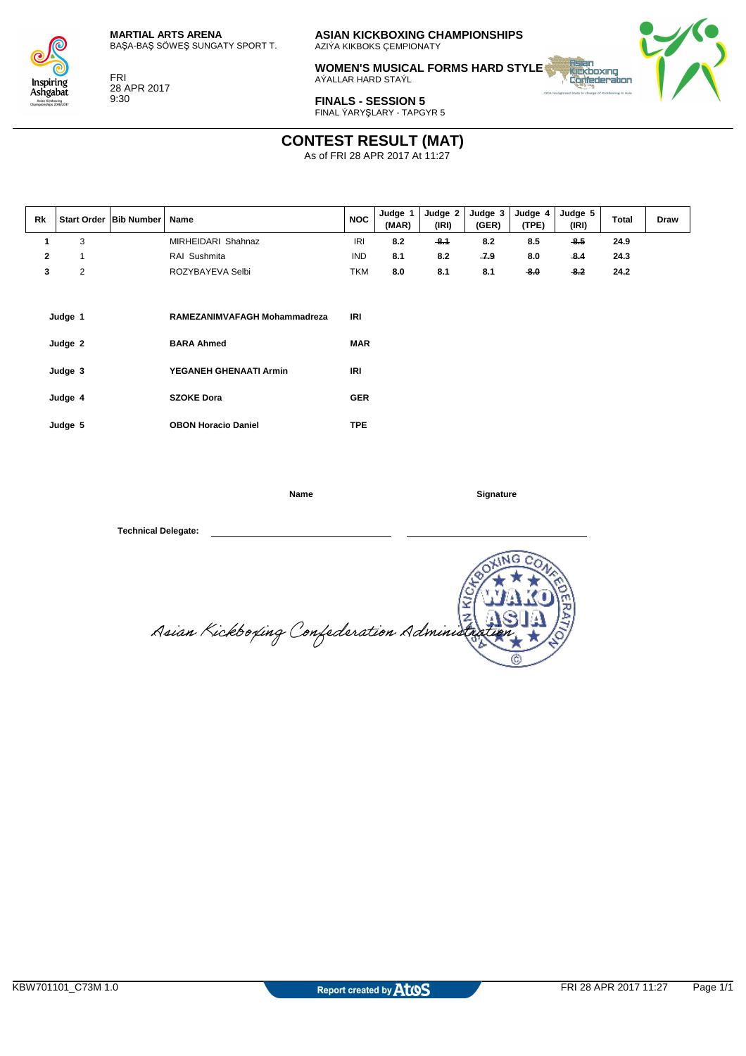**MARTIAL ARTS ARENA**
BAŞA-BAŞ SÖWEŞ SUNGATY SPORT T.

FRI
28 APR 2017
9:30

**ASIAN KICKBOXING CHAMPIONSHIPS**
AZIÝA KIKBOKS ÇEMPIONATY

**WOMEN'S MUSICAL FORMS HARD STYLE**
AÝALLAR HARD STAÝL

**FINALS - SESSION 5**
FINAL ÝARYŞLARY - TAPGYR 5

# CONTEST RESULT (MAT)

As of FRI 28 APR 2017 At 11:27

| Rk | Start Order | Bib Number | Name | NOC | Judge 1 (MAR) | Judge 2 (IRI) | Judge 3 (GER) | Judge 4 (TPE) | Judge 5 (IRI) | Total | Draw |
|---|---|---|---|---|---|---|---|---|---|---|---|
| 1 | 3 | | MIRHEIDARI Shahnaz | IRI | 8.2 | ~~8.1~~ | 8.2 | 8.5 | ~~8.5~~ | 24.9 | |
| 2 | 1 | | RAI Sushmita | IND | 8.1 | 8.2 | ~~7.9~~ | 8.0 | ~~8.4~~ | 24.3 | |
| 3 | 2 | | ROZYBAYEVA Selbi | TKM | 8.0 | 8.1 | 8.1 | ~~8.0~~ | ~~8.2~~ | 24.2 | |

| | | |
|---|---|---|
| **Judge 1** | **RAMEZANIMVAFAGH Mohammadreza** | **IRI** |
| **Judge 2** | **BARA Ahmed** | **MAR** |
| **Judge 3** | **YEGANEH GHENAATI Armin** | **IRI** |
| **Judge 4** | **SZOKE Dora** | **GER** |
| **Judge 5** | **OBON Horacio Daniel** | **TPE** |

| | Name | Signature |
|---|---|---|
| **Technical Delegate:** | ______________________ | ______________________ |

Asian Kickboxing Confederation Administration

ASIAN KICKBOXING CONFEDERATION WAKO ASIA

KBW701101_C73M 1.0 — Report created by Atos — FRI 28 APR 2017 11:27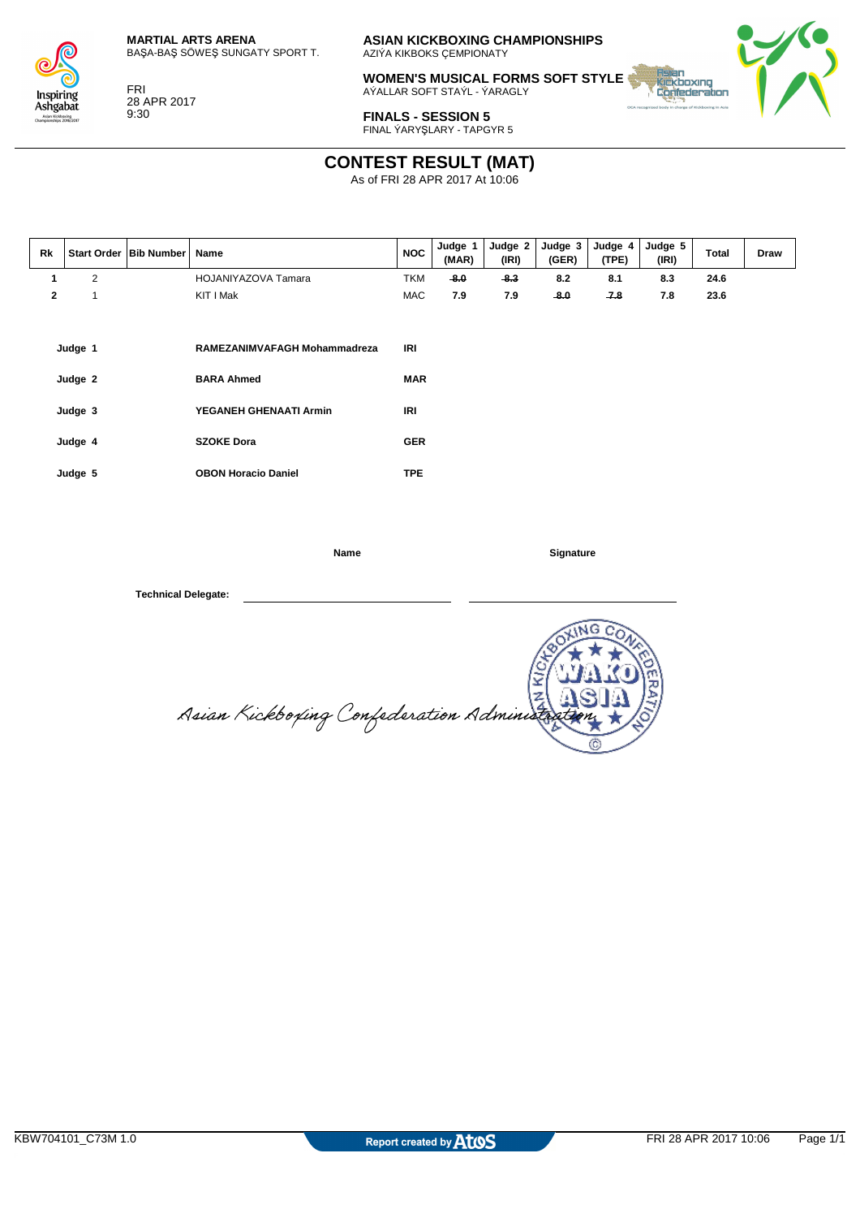**MARTIAL ARTS ARENA**
BAŞA-BAŞ SÖWEŞ SUNGATY SPORT T.

FRI
28 APR 2017
9:30

**ASIAN KICKBOXING CHAMPIONSHIPS**
AZIÝA KIKBOKS ÇEMPIONATY

**WOMEN'S MUSICAL FORMS SOFT STYLE**
AÝALLAR SOFT STAÝL - ÝARAGLY

**FINALS - SESSION 5**
FINAL ÝARYŞLARY - TAPGYR 5

# CONTEST RESULT (MAT)

As of FRI 28 APR 2017 At 10:06

| Rk | Start Order | Bib Number | Name | NOC | Judge 1 (MAR) | Judge 2 (IRI) | Judge 3 (GER) | Judge 4 (TPE) | Judge 5 (IRI) | Total | Draw |
|---|---|---|---|---|---|---|---|---|---|---|---|
| 1 | 2 | | HOJANIYAZOVA Tamara | TKM | ~~8.0~~ | ~~8.3~~ | 8.2 | 8.1 | 8.3 | 24.6 | |
| 2 | 1 | | KIT I Mak | MAC | 7.9 | 7.9 | ~~8.0~~ | ~~7.8~~ | 7.8 | 23.6 | |

| | | |
|---|---|---|
| **Judge 1** | **RAMEZANIMVAFAGH Mohammadreza** | **IRI** |
| **Judge 2** | **BARA Ahmed** | **MAR** |
| **Judge 3** | **YEGANEH GHENAATI Armin** | **IRI** |
| **Judge 4** | **SZOKE Dora** | **GER** |
| **Judge 5** | **OBON Horacio Daniel** | **TPE** |

**Name** **Signature**

**Technical Delegate:** ______________________ ______________________

Asian Kickboxing Confederation Administration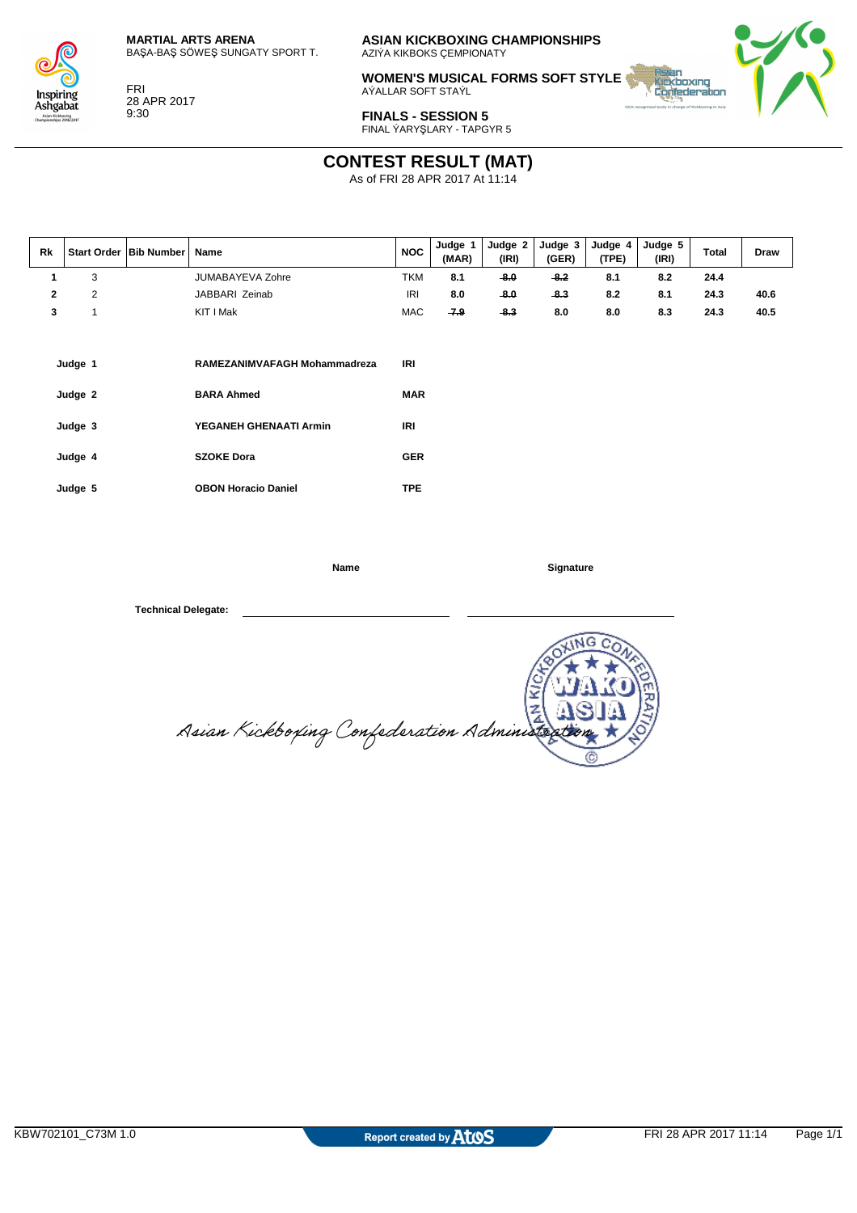**MARTIAL ARTS ARENA**
BAŞA-BAŞ SÖWEŞ SUNGATY SPORT T.

FRI
28 APR 2017
9:30

**ASIAN KICKBOXING CHAMPIONSHIPS**
AZIÝA KIKBOKS ÇEMPIONATY

**WOMEN'S MUSICAL FORMS SOFT STYLE**
AÝALLAR SOFT STAÝL

**FINALS - SESSION 5**
FINAL ÝARYŞLARY - TAPGYR 5

# CONTEST RESULT (MAT)

As of FRI 28 APR 2017 At 11:14

| Rk | Start Order | Bib Number | Name | NOC | Judge 1 (MAR) | Judge 2 (IRI) | Judge 3 (GER) | Judge 4 (TPE) | Judge 5 (IRI) | Total | Draw |
|---|---|---|---|---|---|---|---|---|---|---|---|
| 1 | 3 | | JUMABAYEVA Zohre | TKM | 8.1 | ~~8.0~~ | ~~8.2~~ | 8.1 | 8.2 | 24.4 | |
| 2 | 2 | | JABBARI Zeinab | IRI | 8.0 | ~~8.0~~ | ~~8.3~~ | 8.2 | 8.1 | 24.3 | 40.6 |
| 3 | 1 | | KIT I Mak | MAC | ~~7.9~~ | ~~8.3~~ | 8.0 | 8.0 | 8.3 | 24.3 | 40.5 |

| | | |
|---|---|---|
| **Judge 1** | **RAMEZANIMVAFAGH Mohammadreza** | **IRI** |
| **Judge 2** | **BARA Ahmed** | **MAR** |
| **Judge 3** | **YEGANEH GHENAATI Armin** | **IRI** |
| **Judge 4** | **SZOKE Dora** | **GER** |
| **Judge 5** | **OBON Horacio Daniel** | **TPE** |

| | **Name** | **Signature** |
|---|---|---|
| **Technical Delegate:** | ______________________ | ______________________ |

*Asian Kickboxing Confederation Administration*

KBW702101_C73M 1.0 — Report created by Atos — FRI 28 APR 2017 11:14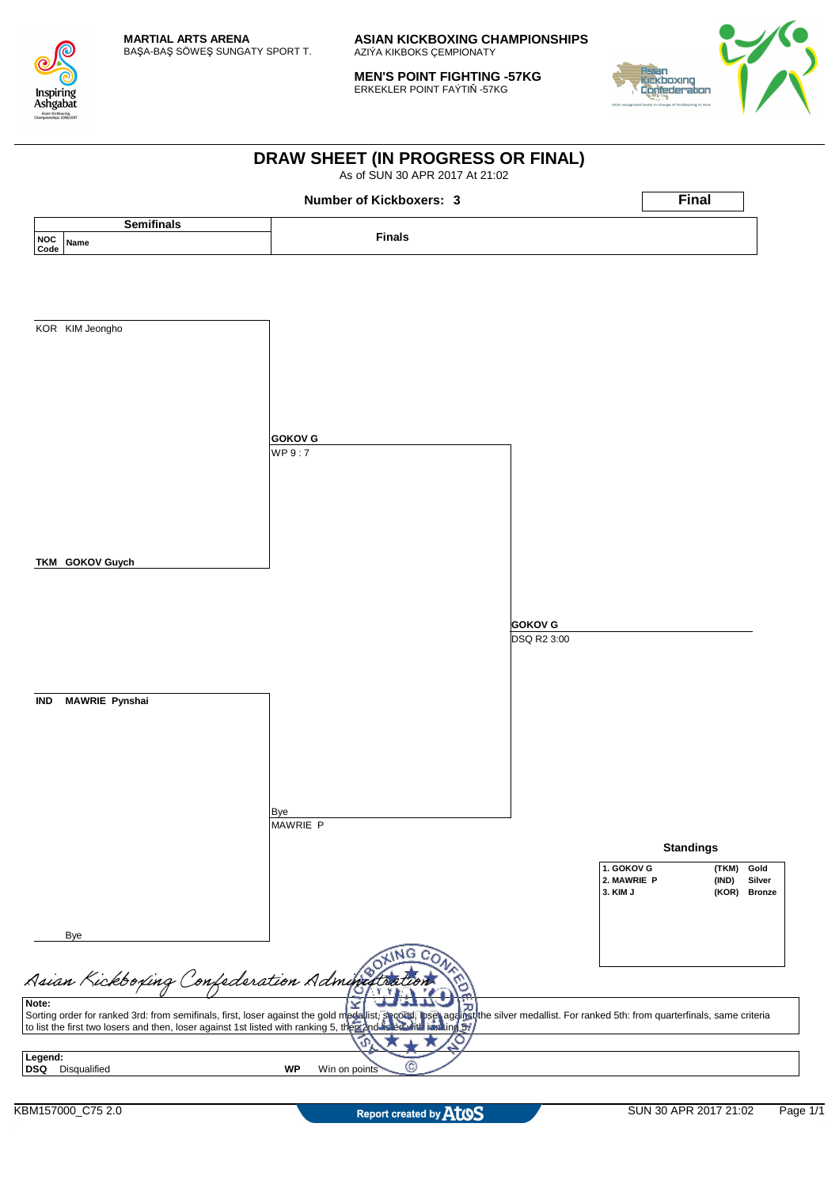**MARTIAL ARTS ARENA**
BAŞA-BAŞ SÖWEŞ SUNGATY SPORT T.

**ASIAN KICKBOXING CHAMPIONSHIPS**
AZIÝA KIKBOKS ÇEMPIONATY

**MEN'S POINT FIGHTING -57KG**
ERKEKLER POINT FAÝTIŇ -57KG

# DRAW SHEET (IN PROGRESS OR FINAL)

As of SUN 30 APR 2017 At 21:02

**Number of Kickboxers: 3**

**Final**

| Semifinals (NOC Code / Name) | | Finals | |
|---|---|---|---|
| KOR | KIM Jeongho | **GOKOV G** WP 9 : 7 | |
| TKM | **GOKOV Guych** | | **GOKOV G** DSQ R2 3:00 |
| IND | **MAWRIE Pynshai** | Bye MAWRIE P | |
| | Bye | | |

**Standings**

| | | |
|---|---|---|
| 1. GOKOV G | (TKM) | Gold |
| 2. MAWRIE P | (IND) | Silver |
| 3. KIM J | (KOR) | Bronze |

*Asian Kickboxing Confederation Administration*

**Note:**
Sorting order for ranked 3rd: from semifinals, first, loser against the gold medallist, second, loser against the silver medallist. For ranked 5th: from quarterfinals, same criteria to list the first two losers and then, loser against 1st listed with ranking 5, then 2nd listed with ranking 5.

**Legend:**
**DSQ** Disqualified
**WP** Win on points

KBM157000_C75 2.0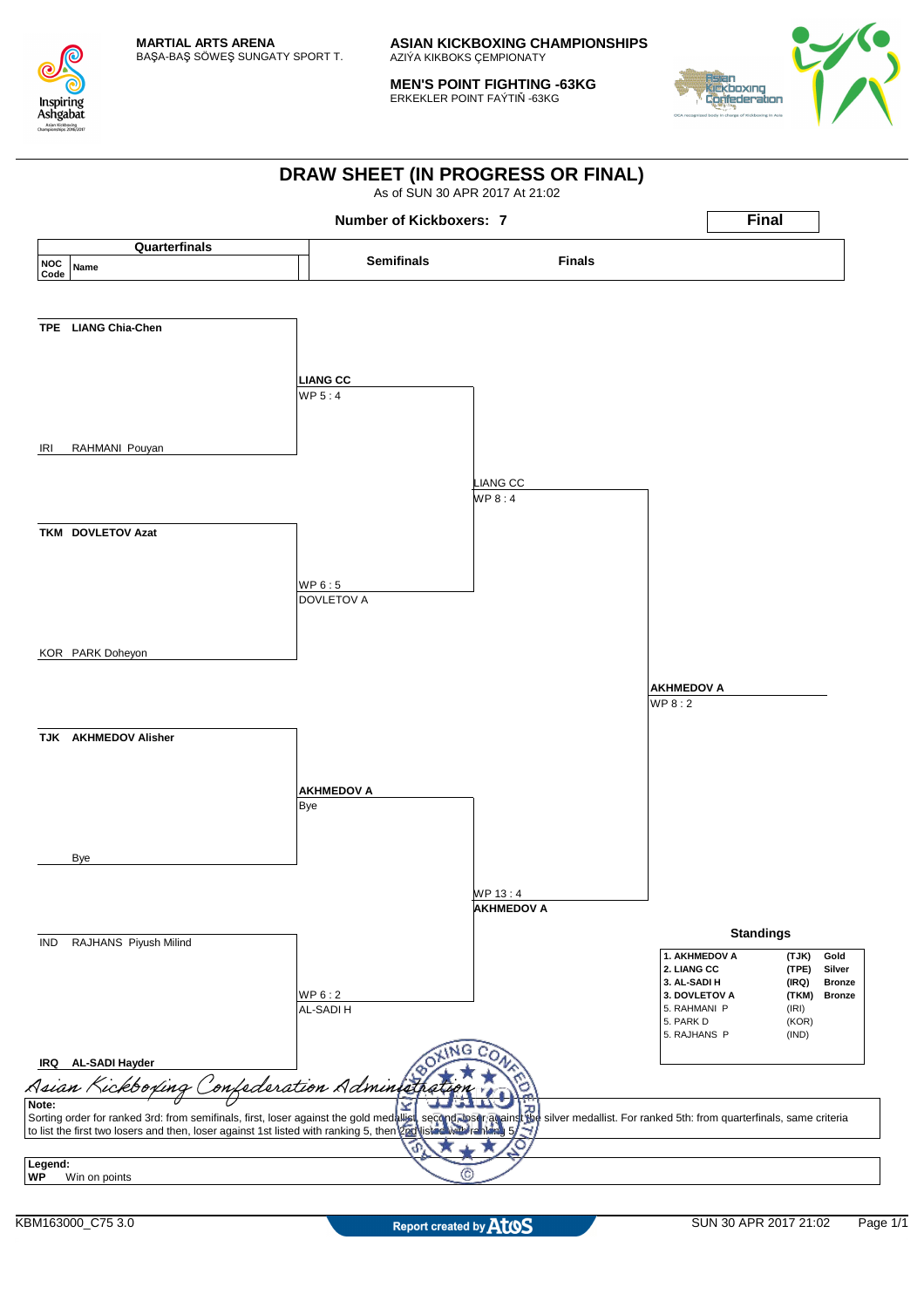**MARTIAL ARTS ARENA**
BAŞA-BAŞ SÖWEŞ SUNGATY SPORT T.

**ASIAN KICKBOXING CHAMPIONSHIPS**
AZIÝA KIKBOKS ÇEMPIONATY

**MEN'S POINT FIGHTING -63KG**
ERKEKLER POINT FAÝTIŇ -63KG

# DRAW SHEET (IN PROGRESS OR FINAL)

As of SUN 30 APR 2017 At 21:02

**Number of Kickboxers: 7**

**Final**

| NOC Code | Name (Quarterfinals) | Semifinals | Finals | Winner |
|---|---|---|---|---|
| **TPE** | **LIANG Chia-Chen** | **LIANG CC** WP 5 : 4 | LIANG CC WP 8 : 4 | **AKHMEDOV A** WP 8 : 2 |
| IRI | RAHMANI Pouyan | | | |
| **TKM** | **DOVLETOV Azat** | DOVLETOV A WP 6 : 5 | | |
| KOR | PARK Doheyon | | | |
| **TJK** | **AKHMEDOV Alisher** | **AKHMEDOV A** Bye | **AKHMEDOV A** WP 13 : 4 | |
| | Bye | | | |
| IND | RAJHANS Piyush Milind | AL-SADI H WP 6 : 2 | | |
| **IRQ** | **AL-SADI Hayder** | | | |

### Standings

| Rank | Name | NOC | Medal |
|---|---|---|---|
| 1. | AKHMEDOV A | (TJK) | Gold |
| 2. | LIANG CC | (TPE) | Silver |
| 3. | AL-SADI H | (IRQ) | Bronze |
| 3. | DOVLETOV A | (TKM) | Bronze |
| 5. | RAHMANI P | (IRI) | |
| 5. | PARK D | (KOR) | |
| 5. | RAJHANS P | (IND) | |

*Asian Kickboxing Confederation Administration*

**Note:**
Sorting order for ranked 3rd: from semifinals, first, loser against the gold medallist, second, loser against the silver medallist. For ranked 5th: from quarterfinals, same criteria to list the first two losers and then, loser against 1st listed with ranking 5, then 2nd listed with ranking 5.

**Legend:**
**WP** Win on points

KBM163000_C75 3.0 — Report created by Atos — SUN 30 APR 2017 21:02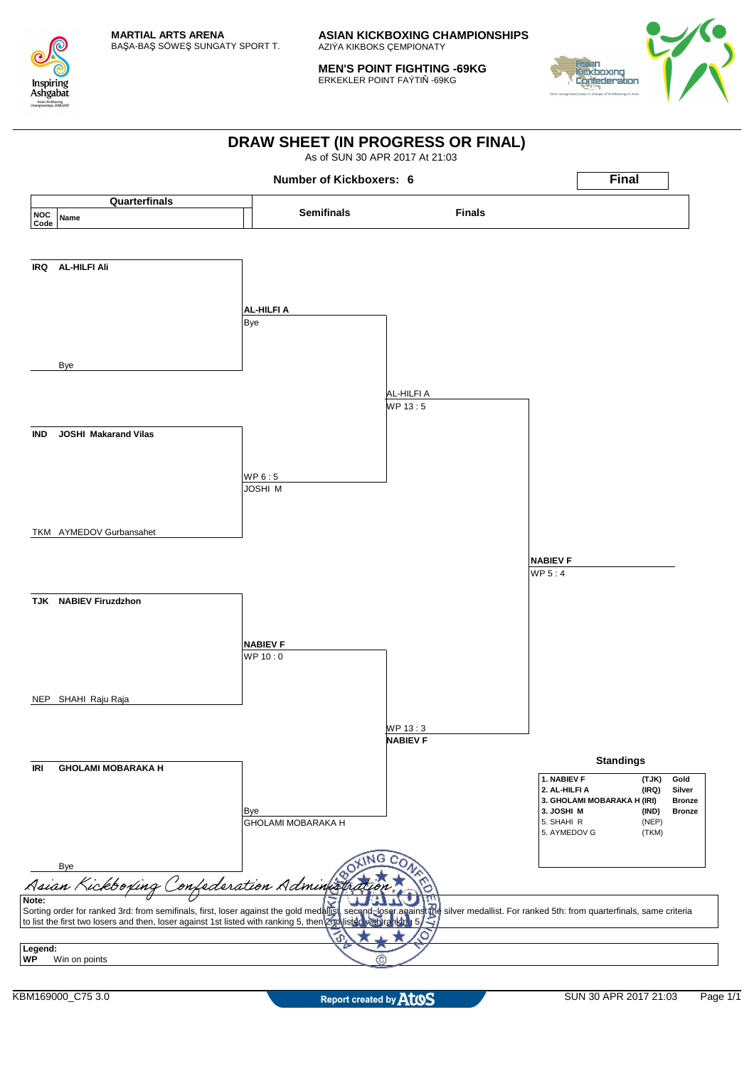**MARTIAL ARTS ARENA**
BAŞA-BAŞ SÖWEŞ SUNGATY SPORT T.

**ASIAN KICKBOXING CHAMPIONSHIPS**
AZIÝA KIKBOKS ÇEMPIONATY

**MEN'S POINT FIGHTING -69KG**
ERKEKLER POINT FAÝTIŇ -69KG

# DRAW SHEET (IN PROGRESS OR FINAL)

As of SUN 30 APR 2017 At 21:03

**Number of Kickboxers: 6**

**Final**

| NOC Code | Name (Quarterfinals) | Semifinals | Finals | Final |
|---|---|---|---|---|
| IRQ | AL-HILFI Ali | AL-HILFI A<br>Bye | AL-HILFI A<br>WP 13 : 5 | NABIEV F<br>WP 5 : 4 |
| | Bye | | | |
| IND | JOSHI Makarand Vilas | WP 6 : 5<br>JOSHI M | | |
| TKM | AYMEDOV Gurbansahet | | | |
| TJK | NABIEV Firuzdzhon | NABIEV F<br>WP 10 : 0 | WP 13 : 3<br>NABIEV F | |
| NEP | SHAHI Raju Raja | | | |
| IRI | GHOLAMI MOBARAKA H | Bye<br>GHOLAMI MOBARAKA H | | |
| | Bye | | | |

### Standings

| Rank | Name | NOC | Medal |
|---|---|---|---|
| 1. | NABIEV F | (TJK) | Gold |
| 2. | AL-HILFI A | (IRQ) | Silver |
| 3. | GHOLAMI MOBARAKA H | (IRI) | Bronze |
| 3. | JOSHI M | (IND) | Bronze |
| 5. | SHAHI R | (NEP) | |
| 5. | AYMEDOV G | (TKM) | |

*Asian Kickboxing Confederation Administration*

**Note:**
Sorting order for ranked 3rd: from semifinals, first, loser against the gold medallist, second, loser against the silver medallist. For ranked 5th: from quarterfinals, same criteria to list the first two losers and then, loser against 1st listed with ranking 5, then 2nd listed with ranking 5.

**Legend:**
**WP** Win on points

KBM169000_C75 3.0 — Report created by Atos — SUN 30 APR 2017 21:03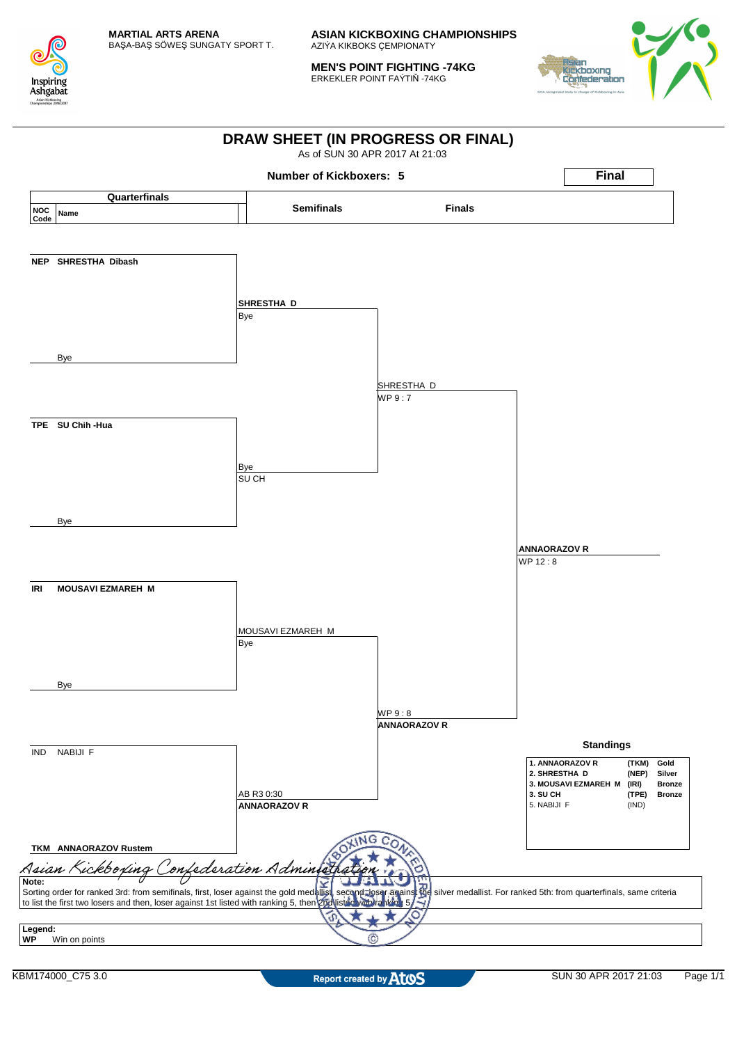MARTIAL ARTS ARENA
BAŞA-BAŞ SÖWEŞ SUNGATY SPORT T.

ASIAN KICKBOXING CHAMPIONSHIPS
AZIÝA KIKBOKS ÇEMPIONATY

MEN'S POINT FIGHTING -74KG
ERKEKLER POINT FAÝTIŇ -74KG

# DRAW SHEET (IN PROGRESS OR FINAL)

As of SUN 30 APR 2017 At 21:03

**Number of Kickboxers: 5**

**Final**

| Quarterfinals (NOC Code / Name) | Semifinals | Finals | |
|---|---|---|---|
| **NEP SHRESTHA Dibash** / Bye | SHRESTHA D — Bye | | |
| **TPE SU Chih -Hua** / Bye | SU CH — Bye | SHRESTHA D — WP 9 : 7 | |
| **IRI MOUSAVI EZMAREH M** / Bye | MOUSAVI EZMAREH M — Bye | | **ANNAORAZOV R** — WP 12 : 8 |
| IND NABIJI F / **TKM ANNAORAZOV Rustem** | **ANNAORAZOV R** — AB R3 0:30 | **ANNAORAZOV R** — WP 9 : 8 | |

### Standings

| Rank | Name | NOC | Medal |
|---|---|---|---|
| 1. | ANNAORAZOV R | (TKM) | Gold |
| 2. | SHRESTHA D | (NEP) | Silver |
| 3. | MOUSAVI EZMAREH M | (IRI) | Bronze |
| 3. | SU CH | (TPE) | Bronze |
| 5. | NABIJI F | (IND) | |

*Asian Kickboxing Confederation Administration*

**Note:**
Sorting order for ranked 3rd: from semifinals, first, loser against the gold medallist, second, loser against the silver medallist. For ranked 5th: from quarterfinals, same criteria to list the first two losers and then, loser against 1st listed with ranking 5, then 2nd listed with ranking 5.

**Legend:**
**WP** Win on points

KBM174000_C75 3.0 — Report created by Atos — SUN 30 APR 2017 21:03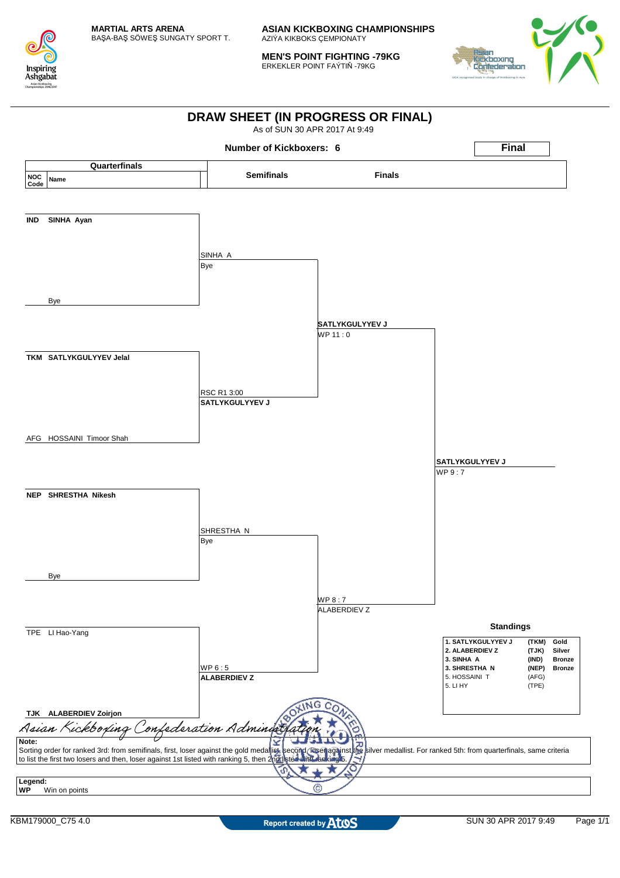**MARTIAL ARTS ARENA**
BAŞA-BAŞ SÖWEŞ SUNGATY SPORT T.

**ASIAN KICKBOXING CHAMPIONSHIPS**
AZIÝA KIKBOKS ÇEMPIONATY

**MEN'S POINT FIGHTING -79KG**
ERKEKLER POINT FAÝTIŇ -79KG

# DRAW SHEET (IN PROGRESS OR FINAL)

As of SUN 30 APR 2017 At 9:49

**Number of Kickboxers: 6**

**Final**

| Quarterfinals (NOC Code / Name) | Semifinals | Finals | Winner |
|---|---|---|---|
| IND SINHA Ayan | SINHA A | | |
| Bye | Bye | | |
| | | SATLYKGULYYEV J | |
| | | WP 11 : 0 | |
| TKM SATLYKGULYYEV Jelal | RSC R1 3:00 | | |
| AFG HOSSAINI Timoor Shah | SATLYKGULYYEV J | | |
| | | | SATLYKGULYYEV J |
| | | | WP 9 : 7 |
| NEP SHRESTHA Nikesh | SHRESTHA N | | |
| Bye | Bye | | |
| | | WP 8 : 7 | |
| | | ALABERDIEV Z | |
| TPE LI Hao-Yang | WP 6 : 5 | | |
| TJK ALABERDIEV Zoirjon | ALABERDIEV Z | | |

## Standings

| Rank | Name | NOC | Medal |
|---|---|---|---|
| 1. | SATLYKGULYYEV J | (TKM) | Gold |
| 2. | ALABERDIEV Z | (TJK) | Silver |
| 3. | SINHA A | (IND) | Bronze |
| 3. | SHRESTHA N | (NEP) | Bronze |
| 5. | HOSSAINI T | (AFG) | |
| 5. | LI HY | (TPE) | |

*Asian Kickboxing Confederation Administration*

**Note:**
Sorting order for ranked 3rd: from semifinals, first, loser against the gold medallist, second, loser against the silver medallist. For ranked 5th: from quarterfinals, same criteria to list the first two losers and then, loser against 1st listed with ranking 5, then 2nd listed with ranking 5.

**Legend:**
**WP** Win on points

KBM179000_C75 4.0 | Report created by Atos | SUN 30 APR 2017 9:49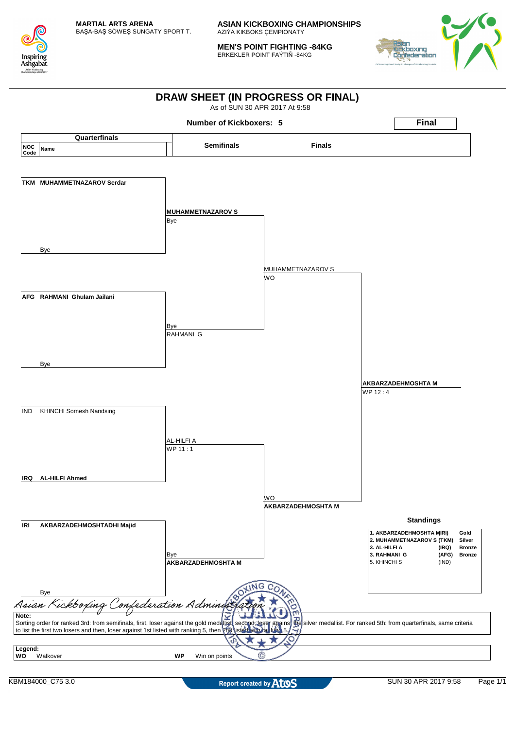**MARTIAL ARTS ARENA**
BAŞA-BAŞ SÖWEŞ SUNGATY SPORT T.

**ASIAN KICKBOXING CHAMPIONSHIPS**
AZIÝA KIKBOKS ÇEMPIONATY

**MEN'S POINT FIGHTING -84KG**
ERKEKLER POINT FAÝTIŇ -84KG

# DRAW SHEET (IN PROGRESS OR FINAL)

As of SUN 30 APR 2017 At 9:58

**Number of Kickboxers: 5**

**Final**

| Quarterfinals (NOC Code / Name) | Semifinals | Finals | Winner |
|---|---|---|---|
| **TKM MUHAMMETNAZAROV Serdar** vs Bye | **MUHAMMETNAZAROV S** — Bye | | |
| **AFG RAHMANI Ghulam Jailani** vs Bye | RAHMANI G — Bye | MUHAMMETNAZAROV S — WO | |
| IND KHINCHI Somesh Nandsing vs **IRQ AL-HILFI Ahmed** | AL-HILFI A — WP 11 : 1 | | **AKBARZADEHMOSHTA M** — WP 12 : 4 |
| **IRI AKBARZADEHMOSHTADHI Majid** vs Bye | **AKBARZADEHMOSHTA M** — Bye | **AKBARZADEHMOSHTA M** — WO | |

## Standings

| Rank | Name | NOC | Medal |
|---|---|---|---|
| 1. | AKBARZADEHMOSHTA M | (IRI) | Gold |
| 2. | MUHAMMETNAZAROV S | (TKM) | Silver |
| 3. | AL-HILFI A | (IRQ) | Bronze |
| 3. | RAHMANI G | (AFG) | Bronze |
| 5. | KHINCHI S | (IND) | |

*Asian Kickboxing Confederation Administration*

**Note:**
Sorting order for ranked 3rd: from semifinals, first, loser against the gold medallist, second, loser against the silver medallist. For ranked 5th: from quarterfinals, same criteria to list the first two losers and then, loser against 1st listed with ranking 5, then 2nd listed with ranking 5.

**Legend:**
**WO** Walkover
**WP** Win on points

KBM184000_C75 3.0 — Report created by Atos — SUN 30 APR 2017 9:58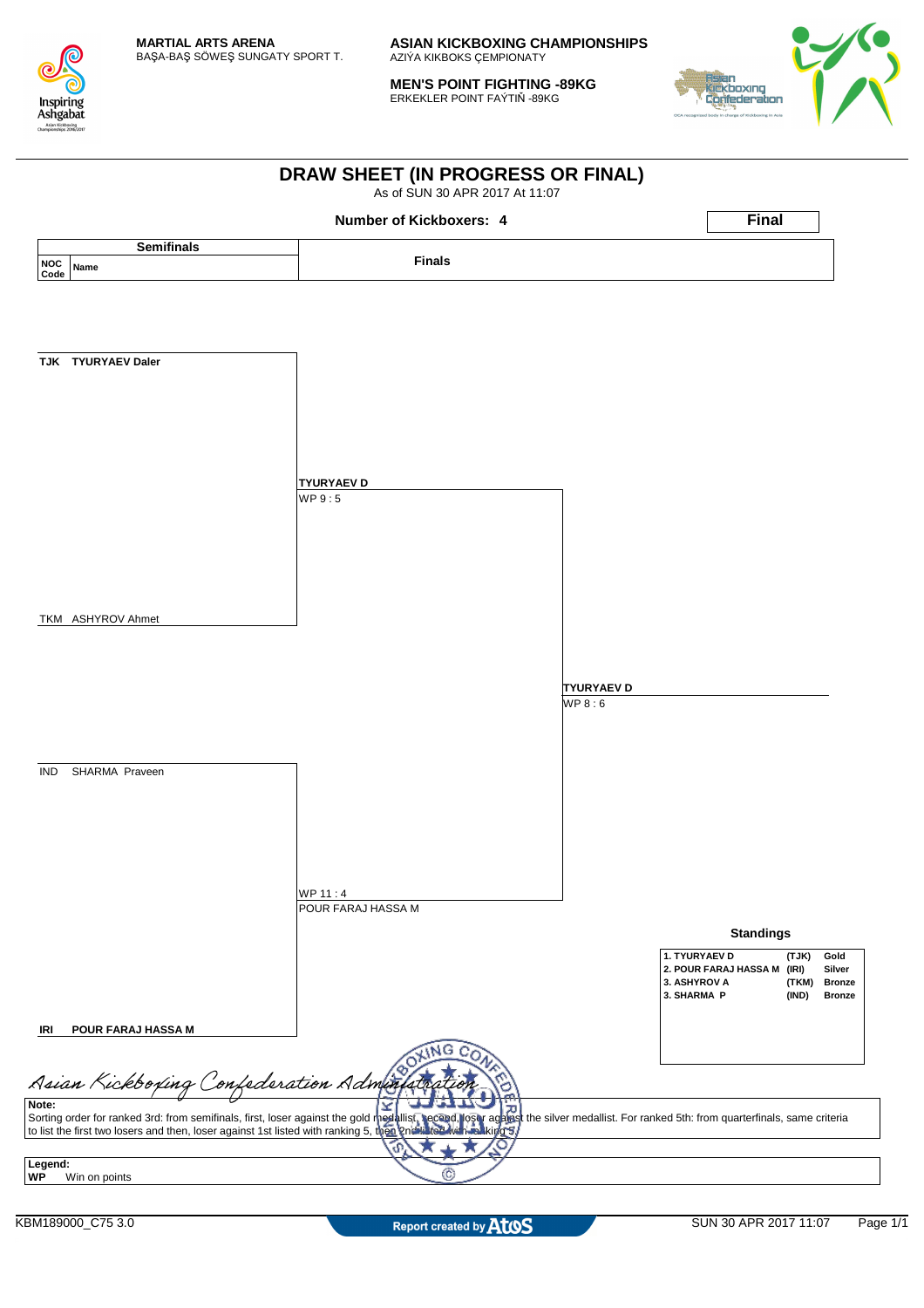**MARTIAL ARTS ARENA**
BAŞA-BAŞ SÖWEŞ SUNGATY SPORT T.

**ASIAN KICKBOXING CHAMPIONSHIPS**
AZIÝA KIKBOKS ÇEMPIONATY

**MEN'S POINT FIGHTING -89KG**
ERKEKLER POINT FAÝTIŇ -89KG

# DRAW SHEET (IN PROGRESS OR FINAL)

As of SUN 30 APR 2017 At 11:07

**Number of Kickboxers: 4**

**Final**

| Semifinals | | Finals | |
|---|---|---|---|
| NOC Code | Name | | |
| **TJK** | **TYURYAEV Daler** | **TYURYAEV D** WP 9 : 5 | **TYURYAEV D** WP 8 : 6 |
| TKM | ASHYROV Ahmet | | |
| IND | SHARMA Praveen | WP 11 : 4 POUR FARAJ HASSA M | |
| **IRI** | **POUR FARAJ HASSA M** | | |

**Standings**

| | | |
|---|---|---|
| 1. TYURYAEV D | (TJK) | Gold |
| 2. POUR FARAJ HASSA M | (IRI) | Silver |
| 3. ASHYROV A | (TKM) | Bronze |
| 3. SHARMA P | (IND) | Bronze |

*Asian Kickboxing Confederation Administration*

**Note:**
Sorting order for ranked 3rd: from semifinals, first, loser against the gold medallist, second, loser against the silver medallist. For ranked 5th: from quarterfinals, same criteria to list the first two losers and then, loser against 1st listed with ranking 5, then 2nd listed with ranking 5.

**Legend:**
**WP** Win on points

KBM189000_C75 3.0 — Report created by Atos — SUN 30 APR 2017 11:07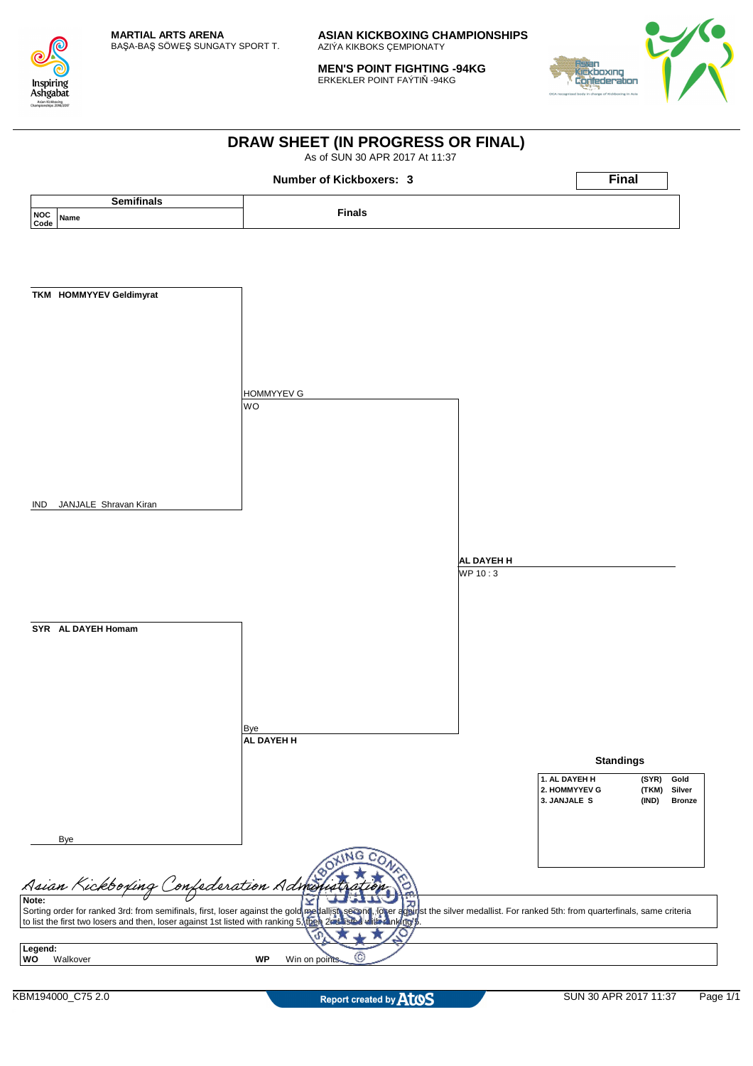**MARTIAL ARTS ARENA**
BAŞA-BAŞ SÖWEŞ SUNGATY SPORT T.

**ASIAN KICKBOXING CHAMPIONSHIPS**
AZIÝA KIKBOKS ÇEMPIONATY

**MEN'S POINT FIGHTING -94KG**
ERKEKLER POINT FAÝTIŇ -94KG

# DRAW SHEET (IN PROGRESS OR FINAL)

As of SUN 30 APR 2017 At 11:37

**Number of Kickboxers: 3**

**Final**

| Semifinals | | Finals |
|---|---|---|
| NOC Code | Name | |

**Semifinals**

- **TKM HOMMYYEV Geldimyrat** vs IND JANJALE Shravan Kiran → HOMMYYEV G, WO
- **SYR AL DAYEH Homam** vs Bye → Bye, **AL DAYEH H**

**Finals**

- HOMMYYEV G vs AL DAYEH H → **AL DAYEH H**, WP 10 : 3

## Standings

| | | |
|---|---|---|
| 1. AL DAYEH H | (SYR) | Gold |
| 2. HOMMYYEV G | (TKM) | Silver |
| 3. JANJALE S | (IND) | Bronze |

*Asian Kickboxing Confederation Administration*

**Note:**
Sorting order for ranked 3rd: from semifinals, first, loser against the gold medallist, second, loser against the silver medallist. For ranked 5th: from quarterfinals, same criteria to list the first two losers and then, loser against 1st listed with ranking 5, then 2nd listed with ranking 5.

**Legend:**

| | | | |
|---|---|---|---|
| **WO** | Walkover | **WP** | Win on points |

KBM194000_C75 2.0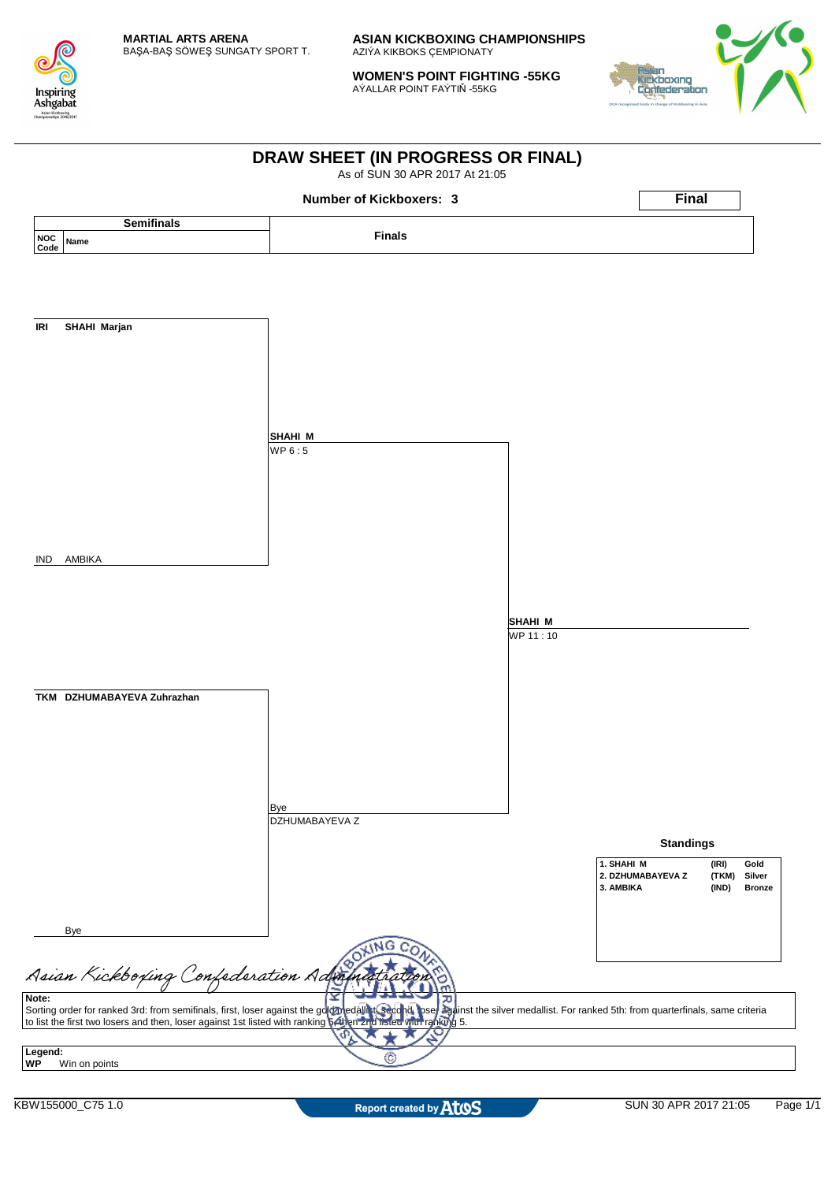MARTIAL ARTS ARENA
BAŞA-BAŞ SÖWEŞ SUNGATY SPORT T.

**ASIAN KICKBOXING CHAMPIONSHIPS**
AZIÝA KIKBOKS ÇEMPIONATY

**WOMEN'S POINT FIGHTING -55KG**
AÝALLAR POINT FAÝTIŇ -55KG

# DRAW SHEET (IN PROGRESS OR FINAL)

As of SUN 30 APR 2017 At 21:05

**Number of Kickboxers: 3**

**Final**

| Semifinals | | Finals | Final |
|---|---|---|---|
| **NOC Code** | **Name** | | |
| **IRI** | **SHAHI Marjan** | **SHAHI M** WP 6 : 5 | **SHAHI M** WP 11 : 10 |
| IND | AMBIKA | | |
| **TKM** | **DZHUMABAYEVA Zuhrazhan** | Bye DZHUMABAYEVA Z | |
| | Bye | | |

### Standings

| | | |
|---|---|---|
| 1. SHAHI M | (IRI) | Gold |
| 2. DZHUMABAYEVA Z | (TKM) | Silver |
| 3. AMBIKA | (IND) | Bronze |

Asian Kickboxing Confederation Administration

**Note:**
Sorting order for ranked 3rd: from semifinals, first, loser against the gold medallist, second, loser against the silver medallist. For ranked 5th: from quarterfinals, same criteria to list the first two losers and then, loser against 1st listed with ranking 5, then 2nd listed with ranking 5.

**Legend:**
**WP** Win on points

KBW155000_C75 1.0 — Report created by Atos — SUN 30 APR 2017 21:05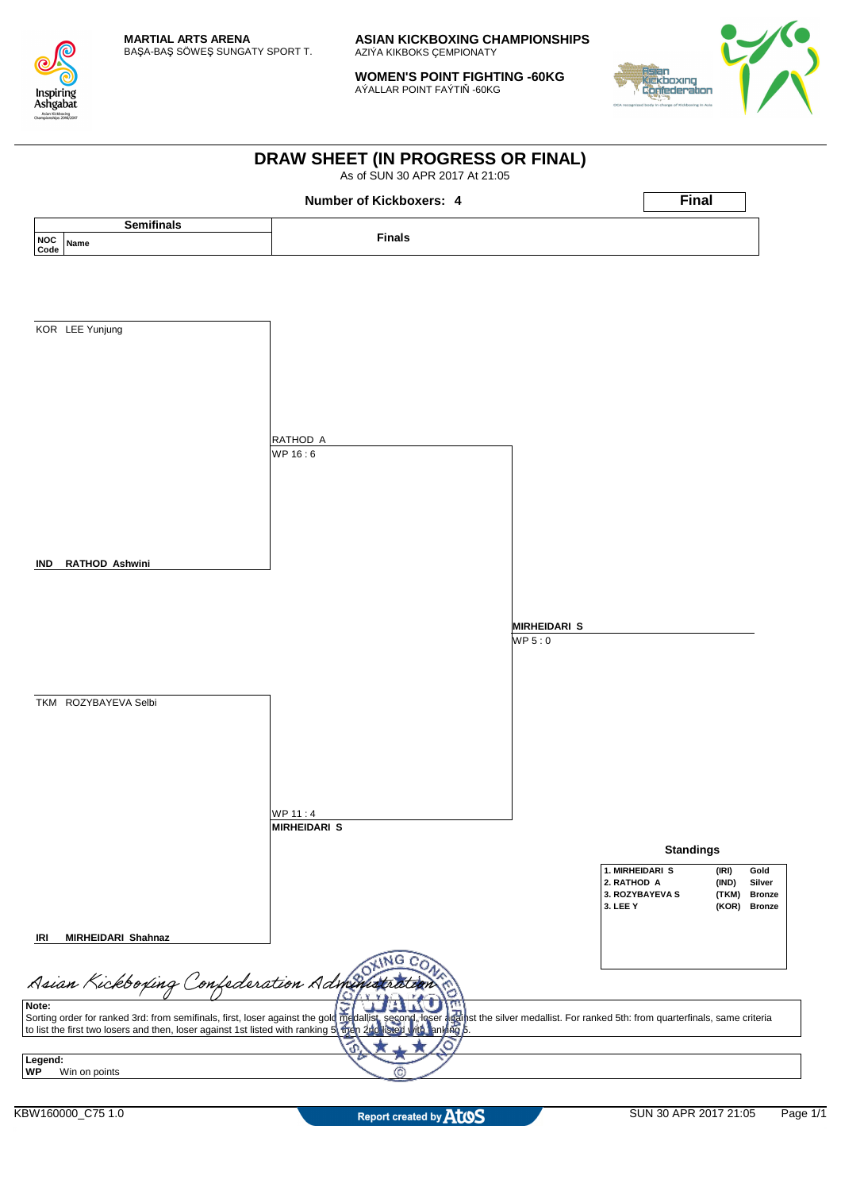**MARTIAL ARTS ARENA**
BAŞA-BAŞ SÖWEŞ SUNGATY SPORT T.

**ASIAN KICKBOXING CHAMPIONSHIPS**
AZIÝA KIKBOKS ÇEMPIONATY

**WOMEN'S POINT FIGHTING -60KG**
AÝALLAR POINT FAÝTIŇ -60KG

# DRAW SHEET (IN PROGRESS OR FINAL)

As of SUN 30 APR 2017 At 21:05

**Number of Kickboxers: 4**

**Final**

| Semifinals | | Finals | |
|---|---|---|---|
| NOC Code | Name | | |
| KOR | LEE Yunjung | RATHOD A | |
| | | WP 16 : 6 | |
| **IND** | **RATHOD Ashwini** | | **MIRHEIDARI S** |
| | | | WP 5 : 0 |
| TKM | ROZYBAYEVA Selbi | WP 11 : 4 | |
| | | **MIRHEIDARI S** | |
| **IRI** | **MIRHEIDARI Shahnaz** | | |

**Standings**

| Rank | Name | NOC | Medal |
|---|---|---|---|
| 1. | MIRHEIDARI S | (IRI) | Gold |
| 2. | RATHOD A | (IND) | Silver |
| 3. | ROZYBAYEVA S | (TKM) | Bronze |
| 3. | LEE Y | (KOR) | Bronze |

*Asian Kickboxing Confederation Administration*

**Note:**
Sorting order for ranked 3rd: from semifinals, first, loser against the gold medallist, second, loser against the silver medallist. For ranked 5th: from quarterfinals, same criteria to list the first two losers and then, loser against 1st listed with ranking 5, then 2nd listed with ranking 5.

**Legend:**
**WP** Win on points

KBW160000_C75 1.0

Report created by Atos

SUN 30 APR 2017 21:05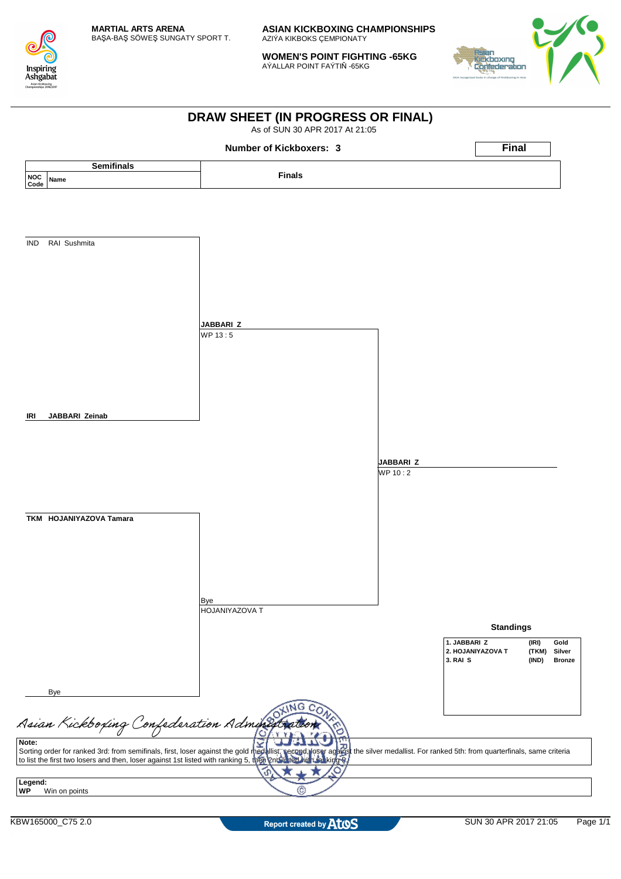MARTIAL ARTS ARENA
BAŞA-BAŞ SÖWEŞ SUNGATY SPORT T.

ASIAN KICKBOXING CHAMPIONSHIPS
AZIÝA KIKBOKS ÇEMPIONATY

WOMEN'S POINT FIGHTING -65KG
AÝALLAR POINT FAÝTIŇ -65KG

# DRAW SHEET (IN PROGRESS OR FINAL)

As of SUN 30 APR 2017 At 21:05

**Number of Kickboxers: 3**

**Final**

| Semifinals | | Finals |
|---|---|---|
| NOC Code | Name | |

IND RAI Sushmita

**JABBARI Z**
WP 13 : 5

**IRI JABBARI Zeinab**

**JABBARI Z**
WP 10 : 2

**TKM HOJANIYAZOVA Tamara**

Bye
HOJANIYAZOVA T

Bye

**Standings**

| | | |
|---|---|---|
| 1. JABBARI Z | (IRI) | Gold |
| 2. HOJANIYAZOVA T | (TKM) | Silver |
| 3. RAI S | (IND) | Bronze |

Asian Kickboxing Confederation Administration

**Note:**
Sorting order for ranked 3rd: from semifinals, first, loser against the gold medallist, second, loser against the silver medallist. For ranked 5th: from quarterfinals, same criteria to list the first two losers and then, loser against 1st listed with ranking 5, then 2nd listed with ranking 5.

**Legend:**
**WP** Win on points

KBW165000_C75 2.0 Report created by Atos SUN 30 APR 2017 21:05